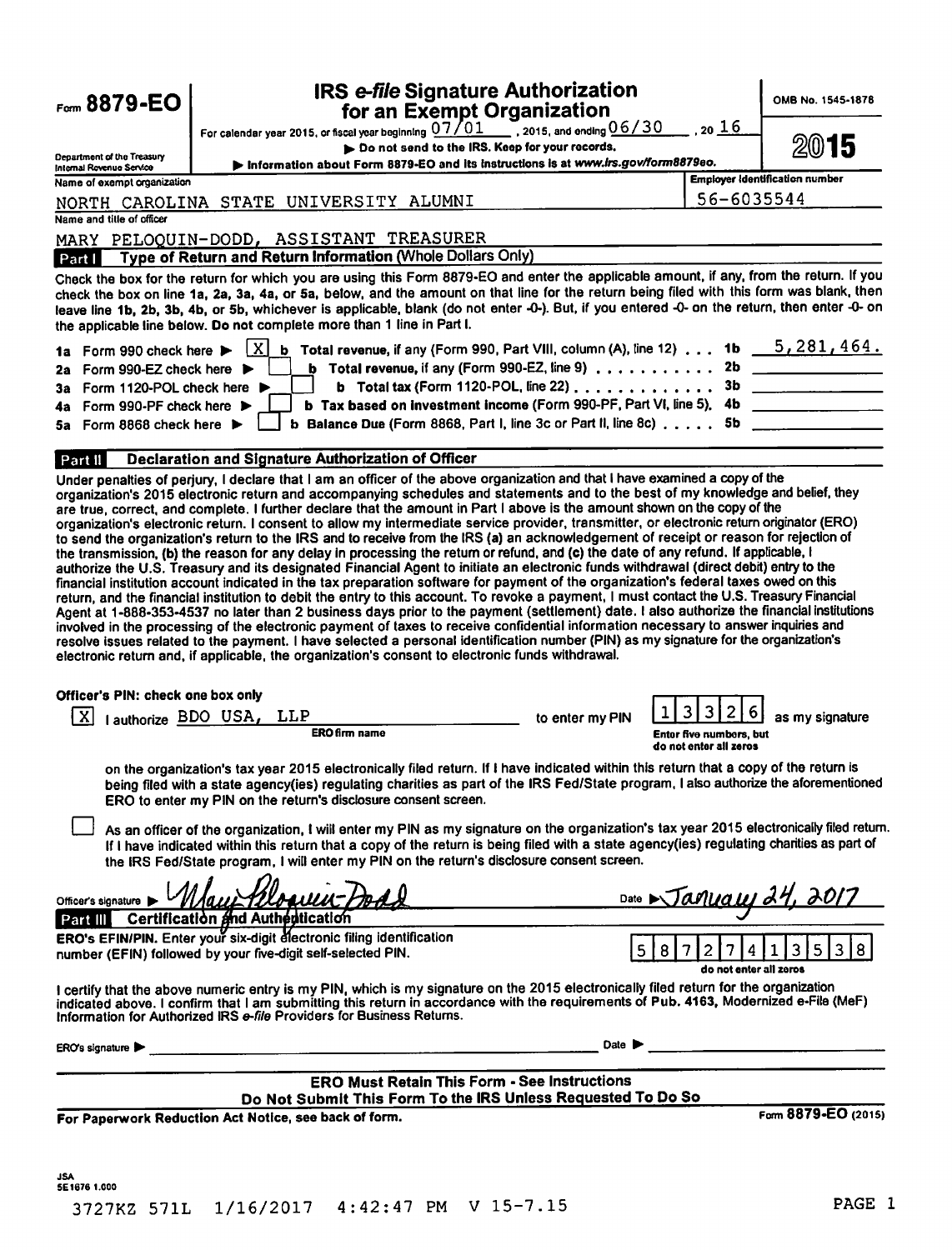Form **8879-EO**

Department of the Treasury
Internal Revenue Service

# IRS e-file Signature Authorization for an Exempt Organization

For calendar year 2015, or fiscal year beginning 07/01 , 2015, and ending 06/30 , 20 16

▶ Do not send to the IRS. Keep for your records.

▶ Information about Form 8879-EO and its instructions is at www.irs.gov/form8879eo.

OMB No. 1545-1878

**2015**

Name of exempt organization: NORTH CAROLINA STATE UNIVERSITY ALUMNI

Employer identification number: 56-6035544

Name and title of officer: MARY PELOQUIN-DODD, ASSISTANT TREASURER

## Part I Type of Return and Return Information (Whole Dollars Only)

Check the box for the return for which you are using this Form 8879-EO and enter the applicable amount, if any, from the return. If you check the box on line 1a, 2a, 3a, 4a, or 5a, below, and the amount on that line for the return being filed with this form was blank, then leave line 1b, 2b, 3b, 4b, or 5b, whichever is applicable, blank (do not enter -0-). But, if you entered -0- on the return, then enter -0- on the applicable line below. **Do not complete more than 1 line in Part I.**

| | | | |
|---|---|---|---|
| **1a** Form 990 check here ▶ [X] | **b** Total revenue, if any (Form 990, Part VIII, column (A), line 12) | **1b** | 5,281,464. |
| **2a** Form 990-EZ check here ▶ [ ] | **b** Total revenue, if any (Form 990-EZ, line 9) | **2b** | |
| **3a** Form 1120-POL check here ▶ [ ] | **b** Total tax (Form 1120-POL, line 22) | **3b** | |
| **4a** Form 990-PF check here ▶ [ ] | **b** Tax based on investment income (Form 990-PF, Part VI, line 5) | **4b** | |
| **5a** Form 8868 check here ▶ [ ] | **b** Balance Due (Form 8868, Part I, line 3c or Part II, line 8c) | **5b** | |

## Part II Declaration and Signature Authorization of Officer

Under penalties of perjury, I declare that I am an officer of the above organization and that I have examined a copy of the organization's 2015 electronic return and accompanying schedules and statements and to the best of my knowledge and belief, they are true, correct, and complete. I further declare that the amount in Part I above is the amount shown on the copy of the organization's electronic return. I consent to allow my intermediate service provider, transmitter, or electronic return originator (ERO) to send the organization's return to the IRS and to receive from the IRS (a) an acknowledgement of receipt or reason for rejection of the transmission, (b) the reason for any delay in processing the return or refund, and (c) the date of any refund. If applicable, I authorize the U.S. Treasury and its designated Financial Agent to initiate an electronic funds withdrawal (direct debit) entry to the financial institution account indicated in the tax preparation software for payment of the organization's federal taxes owed on this return, and the financial institution to debit the entry to this account. To revoke a payment, I must contact the U.S. Treasury Financial Agent at 1-888-353-4537 no later than 2 business days prior to the payment (settlement) date. I also authorize the financial institutions involved in the processing of the electronic payment of taxes to receive confidential information necessary to answer inquiries and resolve issues related to the payment. I have selected a personal identification number (PIN) as my signature for the organization's electronic return and, if applicable, the organization's consent to electronic funds withdrawal.

**Officer's PIN: check one box only**

[X] I authorize BDO USA, LLP (ERO firm name) to enter my PIN 13326 (Enter five numbers, but do not enter all zeros) as my signature on the organization's tax year 2015 electronically filed return. If I have indicated within this return that a copy of the return is being filed with a state agency(ies) regulating charities as part of the IRS Fed/State program, I also authorize the aforementioned ERO to enter my PIN on the return's disclosure consent screen.

[ ] As an officer of the organization, I will enter my PIN as my signature on the organization's tax year 2015 electronically filed return. If I have indicated within this return that a copy of the return is being filed with a state agency(ies) regulating charities as part of the IRS Fed/State program, I will enter my PIN on the return's disclosure consent screen.

Officer's signature ▶ *Mary Peloquin-Dodd* Date ▶ *January 24, 2017*

## Part III Certification and Authentication

**ERO's EFIN/PIN.** Enter your six-digit electronic filing identification number (EFIN) followed by your five-digit self-selected PIN. 58727413538 (do not enter all zeros)

I certify that the above numeric entry is my PIN, which is my signature on the 2015 electronically filed return for the organization indicated above. I confirm that I am submitting this return in accordance with the requirements of Pub. 4163, Modernized e-File (MeF) Information for Authorized IRS e-file Providers for Business Returns.

ERO's signature ▶ ______________________ Date ▶ ______________

**ERO Must Retain This Form - See Instructions**
**Do Not Submit This Form To the IRS Unless Requested To Do So**

**For Paperwork Reduction Act Notice, see back of form.** Form **8879-EO** (2015)

JSA
5E1676 1.000

3727KZ 571L 1/16/2017 4:42:47 PM V 15-7.15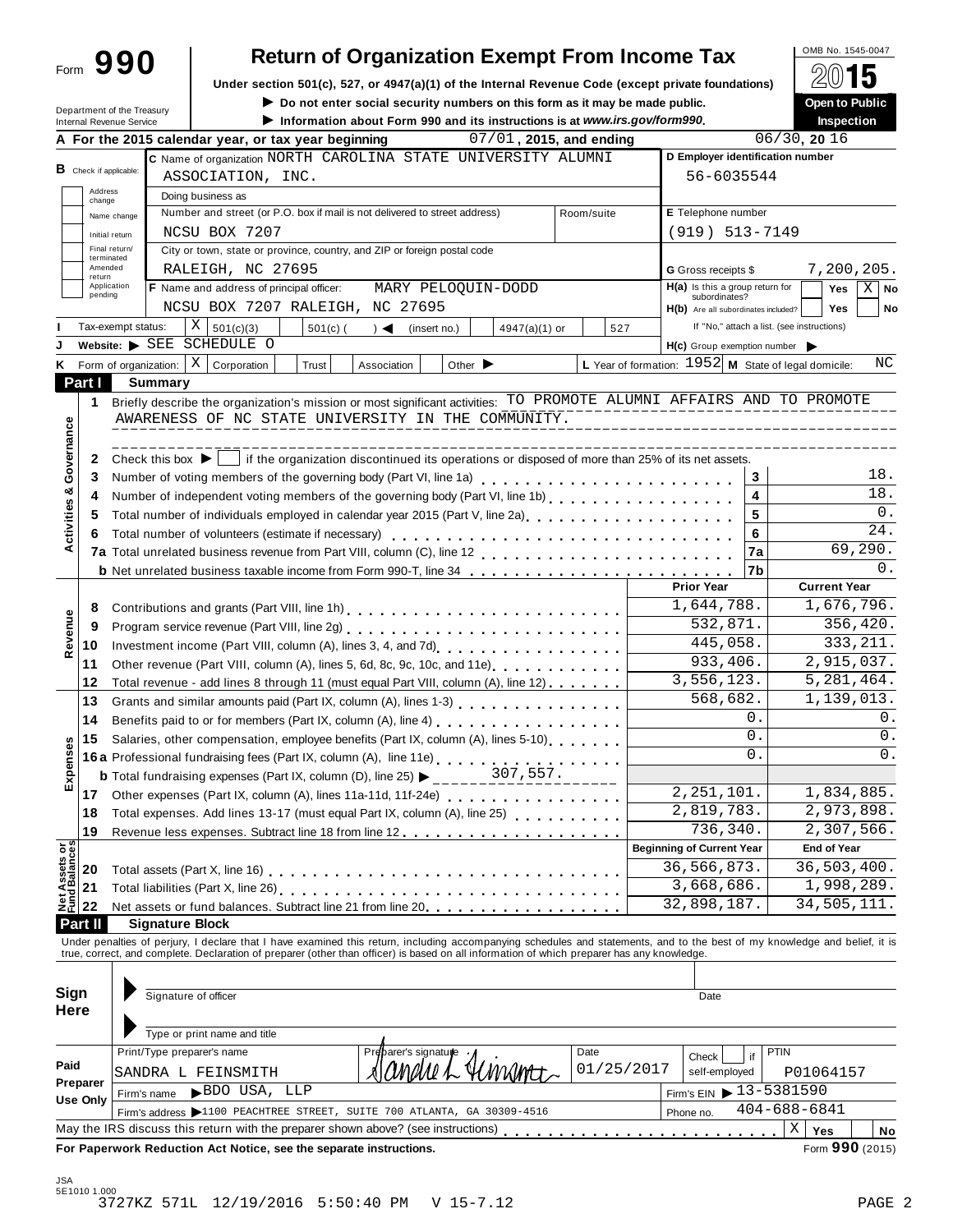Form **990**

# Return of Organization Exempt From Income Tax

OMB No. 1545-0047

**2015**

**Open to Public Inspection**

Under section 501(c), 527, or 4947(a)(1) of the Internal Revenue Code (except private foundations)

▶ Do not enter social security numbers on this form as it may be made public.

▶ Information about Form 990 and its instructions is at www.irs.gov/form990.

Department of the Treasury
Internal Revenue Service

**A** For the 2015 calendar year, or tax year beginning 07/01, 2015, and ending 06/30, 20 16

**B** Check if applicable: Address change / Name change / Initial return / Final return/terminated / Amended return / Application pending

**C** Name of organization NORTH CAROLINA STATE UNIVERSITY ALUMNI ASSOCIATION, INC.

Doing business as

Number and street (or P.O. box if mail is not delivered to street address): NCSU BOX 7207 | Room/suite

City or town, state or province, country, and ZIP or foreign postal code: RALEIGH, NC 27695

**D** Employer identification number: 56-6035544

**E** Telephone number: (919) 513-7149

**G** Gross receipts $ 7,200,205.

**F** Name and address of principal officer: MARY PELOQUIN-DODD, NCSU BOX 7207 RALEIGH, NC 27695

**H(a)** Is this a group return for subordinates? Yes [ ] No [X]

**H(b)** Are all subordinates included? Yes [ ] No [ ]
If "No," attach a list. (see instructions)

**H(c)** Group exemption number ▶

**I** Tax-exempt status: [X] 501(c)(3) [ ] 501(c) ( ) ◀ (insert no.) [ ] 4947(a)(1) or [ ] 527

**J** Website: ▶ SEE SCHEDULE O

**K** Form of organization: [X] Corporation [ ] Trust [ ] Association [ ] Other ▶

**L** Year of formation: 1952 **M** State of legal domicile: NC

## Part I Summary

**Activities & Governance**

1 Briefly describe the organization's mission or most significant activities: TO PROMOTE ALUMNI AFFAIRS AND TO PROMOTE AWARENESS OF NC STATE UNIVERSITY IN THE COMMUNITY.

2 Check this box ▶ [ ] if the organization discontinued its operations or disposed of more than 25% of its net assets.

| | | | |
|---|---|---|---|
| 3 | Number of voting members of the governing body (Part VI, line 1a) | 3 | 18. |
| 4 | Number of independent voting members of the governing body (Part VI, line 1b) | 4 | 18. |
| 5 | Total number of individuals employed in calendar year 2015 (Part V, line 2a) | 5 | 0. |
| 6 | Total number of volunteers (estimate if necessary) | 6 | 24. |
| 7a | Total unrelated business revenue from Part VIII, column (C), line 12 | 7a | 69,290. |
| b | Net unrelated business taxable income from Form 990-T, line 34 | 7b | 0. |

| | | | Prior Year | Current Year |
|---|---|---|---|---|
| **Revenue** | 8 | Contributions and grants (Part VIII, line 1h) | 1,644,788. | 1,676,796. |
| | 9 | Program service revenue (Part VIII, line 2g) | 532,871. | 356,420. |
| | 10 | Investment income (Part VIII, column (A), lines 3, 4, and 7d) | 445,058. | 333,211. |
| | 11 | Other revenue (Part VIII, column (A), lines 5, 6d, 8c, 9c, 10c, and 11e) | 933,406. | 2,915,037. |
| | 12 | Total revenue - add lines 8 through 11 (must equal Part VIII, column (A), line 12) | 3,556,123. | 5,281,464. |
| **Expenses** | 13 | Grants and similar amounts paid (Part IX, column (A), lines 1-3) | 568,682. | 1,139,013. |
| | 14 | Benefits paid to or for members (Part IX, column (A), line 4) | 0. | 0. |
| | 15 | Salaries, other compensation, employee benefits (Part IX, column (A), lines 5-10) | 0. | 0. |
| | 16a | Professional fundraising fees (Part IX, column (A), line 11e) | 0. | 0. |
| | b | Total fundraising expenses (Part IX, column (D), line 25) ▶ 307,557. | | |
| | 17 | Other expenses (Part IX, column (A), lines 11a-11d, 11f-24e) | 2,251,101. | 1,834,885. |
| | 18 | Total expenses. Add lines 13-17 (must equal Part IX, column (A), line 25) | 2,819,783. | 2,973,898. |
| | 19 | Revenue less expenses. Subtract line 18 from line 12 | 736,340. | 2,307,566. |
| | | | **Beginning of Current Year** | **End of Year** |
| **Net Assets or Fund Balances** | 20 | Total assets (Part X, line 16) | 36,566,873. | 36,503,400. |
| | 21 | Total liabilities (Part X, line 26) | 3,668,686. | 1,998,289. |
| | 22 | Net assets or fund balances. Subtract line 21 from line 20 | 32,898,187. | 34,505,111. |

## Part II Signature Block

Under penalties of perjury, I declare that I have examined this return, including accompanying schedules and statements, and to the best of my knowledge and belief, it is true, correct, and complete. Declaration of preparer (other than officer) is based on all information of which preparer has any knowledge.

**Sign Here**

Signature of officer | Date

Type or print name and title

**Paid Preparer Use Only**

| Print/Type preparer's name | Preparer's signature | Date | Check [ ] if self-employed | PTIN |
|---|---|---|---|---|
| SANDRA L FEINSMITH | Sandra L Feinsmith | 01/25/2017 | | P01064157 |

Firm's name ▶ BDO USA, LLP — Firm's EIN ▶ 13-5381590

Firm's address ▶ 1100 PEACHTREE STREET, SUITE 700 ATLANTA, GA 30309-4516 — Phone no. 404-688-6841

May the IRS discuss this return with the preparer shown above? (see instructions) [X] Yes [ ] No

**For Paperwork Reduction Act Notice, see the separate instructions.** Form **990** (2015)

JSA 5E1010 1.000
3727KZ 571L 12/19/2016 5:50:40 PM V 15-7.12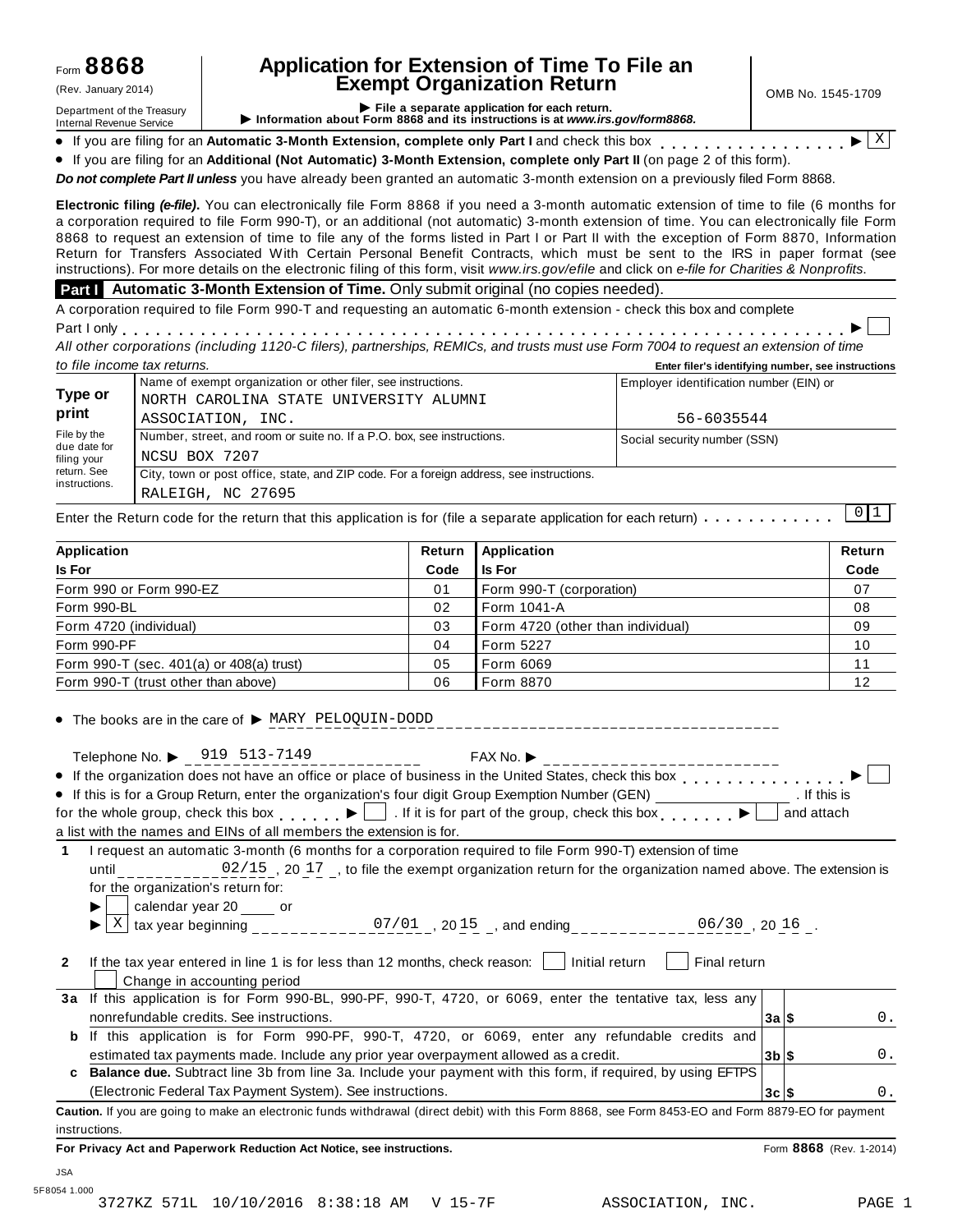Form **8868**
(Rev. January 2014)
Department of the Treasury
Internal Revenue Service

# Application for Extension of Time To File an Exempt Organization Return

▶ File a separate application for each return.
▶ Information about Form 8868 and its instructions is at *www.irs.gov/form8868*.

OMB No. 1545-1709

- If you are filing for an **Automatic 3-Month Extension, complete only Part I** and check this box . . . . . . . . . . . . . . . . ▶ [X]
- If you are filing for an **Additional (Not Automatic) 3-Month Extension, complete only Part II** (on page 2 of this form).

***Do not complete Part II unless*** you have already been granted an automatic 3-month extension on a previously filed Form 8868.

**Electronic filing *(e-file)*.** You can electronically file Form 8868 if you need a 3-month automatic extension of time to file (6 months for a corporation required to file Form 990-T), or an additional (not automatic) 3-month extension of time. You can electronically file Form 8868 to request an extension of time to file any of the forms listed in Part I or Part II with the exception of Form 8870, Information Return for Transfers Associated With Certain Personal Benefit Contracts, which must be sent to the IRS in paper format (see instructions). For more details on the electronic filing of this form, visit *www.irs.gov/efile* and click on *e-file for Charities & Nonprofits*.

## Part I Automatic 3-Month Extension of Time. Only submit original (no copies needed).

A corporation required to file Form 990-T and requesting an automatic 6-month extension - check this box and complete Part I only . . . . . . . . . . . . . . . . . . . . . . . . . . . . . . . . . . . . . . . . . . . . . . . . . . . . . . . . . ▶ [ ]

*All other corporations (including 1120-C filers), partnerships, REMICs, and trusts must use Form 7004 to request an extension of time to file income tax returns.*

**Enter filer's identifying number, see instructions**

| | | |
|---|---|---|
| **Type or print** | Name of exempt organization or other filer, see instructions.<br>NORTH CAROLINA STATE UNIVERSITY ALUMNI ASSOCIATION, INC. | Employer identification number (EIN) or<br>56-6035544 |
| File by the due date for filing your return. See instructions. | Number, street, and room or suite no. If a P.O. box, see instructions.<br>NCSU BOX 7207 | Social security number (SSN) |
| | City, town or post office, state, and ZIP code. For a foreign address, see instructions.<br>RALEIGH, NC 27695 | |

Enter the Return code for the return that this application is for (file a separate application for each return) . . . . . . . . . . . [0 1]

| Application Is For | Return Code | Application Is For | Return Code |
|---|---|---|---|
| Form 990 or Form 990-EZ | 01 | Form 990-T (corporation) | 07 |
| Form 990-BL | 02 | Form 1041-A | 08 |
| Form 4720 (individual) | 03 | Form 4720 (other than individual) | 09 |
| Form 990-PF | 04 | Form 5227 | 10 |
| Form 990-T (sec. 401(a) or 408(a) trust) | 05 | Form 6069 | 11 |
| Form 990-T (trust other than above) | 06 | Form 8870 | 12 |

- The books are in the care of ▶ MARY PELOQUIN-DODD

Telephone No. ▶ 919 513-7149 FAX No. ▶

- If the organization does not have an office or place of business in the United States, check this box . . . . . . . . . . . . . . . ▶ [ ]
- If this is for a Group Return, enter the organization's four digit Group Exemption Number (GEN) ______ . If this is for the whole group, check this box . . . . . . ▶ [ ] . If it is for part of the group, check this box . . . . . . . ▶ [ ] and attach a list with the names and EINs of all members the extension is for.

**1** I request an automatic 3-month (6 months for a corporation required to file Form 990-T) extension of time until 02/15 , 20 17 , to file the exempt organization return for the organization named above. The extension is for the organization's return for:

▶ [ ] calendar year 20 ____ or
▶ [X] tax year beginning 07/01 , 20 15 , and ending 06/30 , 20 16 .

**2** If the tax year entered in line 1 is for less than 12 months, check reason: [ ] Initial return [ ] Final return [ ] Change in accounting period

| | | | |
|---|---|---|---|
| **3a** | If this application is for Form 990-BL, 990-PF, 990-T, 4720, or 6069, enter the tentative tax, less any nonrefundable credits. See instructions. | **3a** $ | 0. |
| **b** | If this application is for Form 990-PF, 990-T, 4720, or 6069, enter any refundable credits and estimated tax payments made. Include any prior year overpayment allowed as a credit. | **3b** $ | 0. |
| **c** | **Balance due.** Subtract line 3b from line 3a. Include your payment with this form, if required, by using EFTPS (Electronic Federal Tax Payment System). See instructions. | **3c** $ | 0. |

**Caution.** If you are going to make an electronic funds withdrawal (direct debit) with this Form 8868, see Form 8453-EO and Form 8879-EO for payment instructions.

**For Privacy Act and Paperwork Reduction Act Notice, see instructions.** Form **8868** (Rev. 1-2014)

JSA
5F8054 1.000
3727KZ 571L 10/10/2016 8:38:18 AM V 15-7F ASSOCIATION, INC.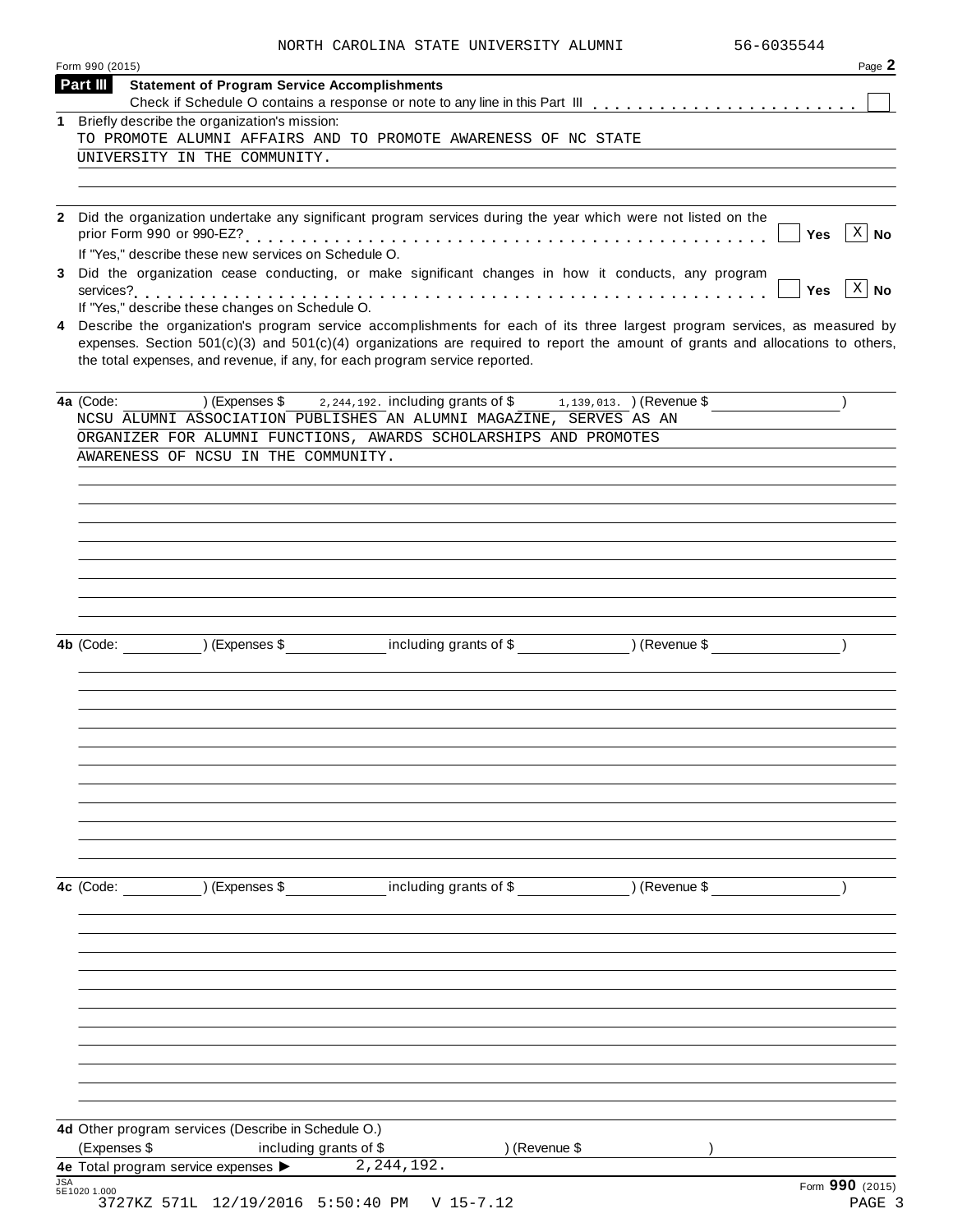NORTH CAROLINA STATE UNIVERSITY ALUMNI 56-6035544

Form 990 (2015) Page 2

## Part III Statement of Program Service Accomplishments

Check if Schedule O contains a response or note to any line in this Part III . . . . . . . . . . . . . . . . . . . . . . . ☐

**1** Briefly describe the organization's mission:

TO PROMOTE ALUMNI AFFAIRS AND TO PROMOTE AWARENESS OF NC STATE UNIVERSITY IN THE COMMUNITY.

**2** Did the organization undertake any significant program services during the year which were not listed on the prior Form 990 or 990-EZ? . . . . . . . . . . . . . . . . . . . . . . . . . . . . . . . . . . . . . . . . . . ☐ Yes ☒ No

If "Yes," describe these new services on Schedule O.

**3** Did the organization cease conducting, or make significant changes in how it conducts, any program services? . . . . . . . . . . . . . . . . . . . . . . . . . . . . . . . . . . . . . . . . . . . . . . . . . . . . . ☐ Yes ☒ No

If "Yes," describe these changes on Schedule O.

**4** Describe the organization's program service accomplishments for each of its three largest program services, as measured by expenses. Section 501(c)(3) and 501(c)(4) organizations are required to report the amount of grants and allocations to others, the total expenses, and revenue, if any, for each program service reported.

**4a** (Code: ) (Expenses $ 2,244,192. including grants of $ 1,139,013. ) (Revenue $ )

NCSU ALUMNI ASSOCIATION PUBLISHES AN ALUMNI MAGAZINE, SERVES AS AN ORGANIZER FOR ALUMNI FUNCTIONS, AWARDS SCHOLARSHIPS AND PROMOTES AWARENESS OF NCSU IN THE COMMUNITY.

**4b** (Code: ) (Expenses $ including grants of $ ) (Revenue $ )

**4c** (Code: ) (Expenses $ including grants of $ ) (Revenue $ )

**4d** Other program services (Describe in Schedule O.)

(Expenses $ including grants of $ ) (Revenue $ )

**4e** Total program service expenses ▶ 2,244,192.

JSA 5E1020 1.000

Form **990** (2015)

3727KZ 571L 12/19/2016 5:50:40 PM V 15-7.12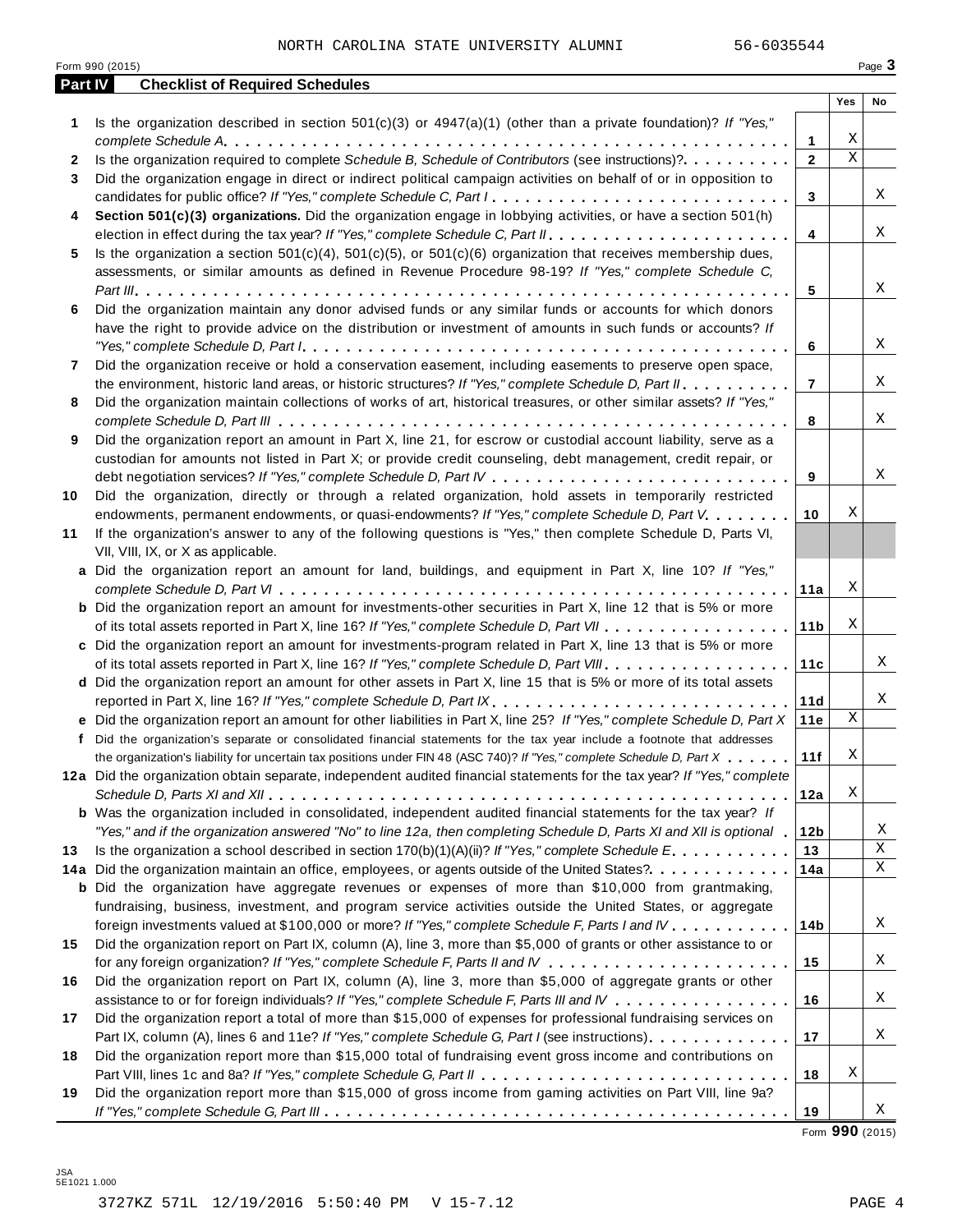NORTH CAROLINA STATE UNIVERSITY ALUMNI 56-6035544

Form 990 (2015)

## Part IV Checklist of Required Schedules

| | | | Yes | No |
|---|---|---|---|---|
| **1** | Is the organization described in section 501(c)(3) or 4947(a)(1) (other than a private foundation)? *If "Yes," complete Schedule A* | **1** | X | |
| **2** | Is the organization required to complete *Schedule B, Schedule of Contributors* (see instructions)? | **2** | X | |
| **3** | Did the organization engage in direct or indirect political campaign activities on behalf of or in opposition to candidates for public office? *If "Yes," complete Schedule C, Part I* | **3** | | X |
| **4** | **Section 501(c)(3) organizations.** Did the organization engage in lobbying activities, or have a section 501(h) election in effect during the tax year? *If "Yes," complete Schedule C, Part II* | **4** | | X |
| **5** | Is the organization a section 501(c)(4), 501(c)(5), or 501(c)(6) organization that receives membership dues, assessments, or similar amounts as defined in Revenue Procedure 98-19? *If "Yes," complete Schedule C, Part III* | **5** | | X |
| **6** | Did the organization maintain any donor advised funds or any similar funds or accounts for which donors have the right to provide advice on the distribution or investment of amounts in such funds or accounts? *If "Yes," complete Schedule D, Part I* | **6** | | X |
| **7** | Did the organization receive or hold a conservation easement, including easements to preserve open space, the environment, historic land areas, or historic structures? *If "Yes," complete Schedule D, Part II* | **7** | | X |
| **8** | Did the organization maintain collections of works of art, historical treasures, or other similar assets? *If "Yes," complete Schedule D, Part III* | **8** | | X |
| **9** | Did the organization report an amount in Part X, line 21, for escrow or custodial account liability, serve as a custodian for amounts not listed in Part X; or provide credit counseling, debt management, credit repair, or debt negotiation services? *If "Yes," complete Schedule D, Part IV* | **9** | | X |
| **10** | Did the organization, directly or through a related organization, hold assets in temporarily restricted endowments, permanent endowments, or quasi-endowments? *If "Yes," complete Schedule D, Part V* | **10** | X | |
| **11** | If the organization's answer to any of the following questions is "Yes," then complete Schedule D, Parts VI, VII, VIII, IX, or X as applicable. | | | |
| **a** | Did the organization report an amount for land, buildings, and equipment in Part X, line 10? *If "Yes," complete Schedule D, Part VI* | **11a** | X | |
| **b** | Did the organization report an amount for investments-other securities in Part X, line 12 that is 5% or more of its total assets reported in Part X, line 16? *If "Yes," complete Schedule D, Part VII* | **11b** | X | |
| **c** | Did the organization report an amount for investments-program related in Part X, line 13 that is 5% or more of its total assets reported in Part X, line 16? *If "Yes," complete Schedule D, Part VIII* | **11c** | | X |
| **d** | Did the organization report an amount for other assets in Part X, line 15 that is 5% or more of its total assets reported in Part X, line 16? *If "Yes," complete Schedule D, Part IX* | **11d** | | X |
| **e** | Did the organization report an amount for other liabilities in Part X, line 25? *If "Yes," complete Schedule D, Part X* | **11e** | X | |
| **f** | Did the organization's separate or consolidated financial statements for the tax year include a footnote that addresses the organization's liability for uncertain tax positions under FIN 48 (ASC 740)? *If "Yes," complete Schedule D, Part X* | **11f** | X | |
| **12a** | Did the organization obtain separate, independent audited financial statements for the tax year? *If "Yes," complete Schedule D, Parts XI and XII* | **12a** | X | |
| **b** | Was the organization included in consolidated, independent audited financial statements for the tax year? *If "Yes," and if the organization answered "No" to line 12a, then completing Schedule D, Parts XI and XII is optional* | **12b** | | X |
| **13** | Is the organization a school described in section 170(b)(1)(A)(ii)? *If "Yes," complete Schedule E* | **13** | | X |
| **14a** | Did the organization maintain an office, employees, or agents outside of the United States? | **14a** | | X |
| **b** | Did the organization have aggregate revenues or expenses of more than $10,000 from grantmaking, fundraising, business, investment, and program service activities outside the United States, or aggregate foreign investments valued at $100,000 or more? *If "Yes," complete Schedule F, Parts I and IV* | **14b** | | X |
| **15** | Did the organization report on Part IX, column (A), line 3, more than $5,000 of grants or other assistance to or for any foreign organization? *If "Yes," complete Schedule F, Parts II and IV* | **15** | | X |
| **16** | Did the organization report on Part IX, column (A), line 3, more than $5,000 of aggregate grants or other assistance to or for foreign individuals? *If "Yes," complete Schedule F, Parts III and IV* | **16** | | X |
| **17** | Did the organization report a total of more than $15,000 of expenses for professional fundraising services on Part IX, column (A), lines 6 and 11e? *If "Yes," complete Schedule G, Part I* (see instructions) | **17** | | X |
| **18** | Did the organization report more than $15,000 total of fundraising event gross income and contributions on Part VIII, lines 1c and 8a? *If "Yes," complete Schedule G, Part II* | **18** | X | |
| **19** | Did the organization report more than $15,000 of gross income from gaming activities on Part VIII, line 9a? *If "Yes," complete Schedule G, Part III* | **19** | | X |

Form **990** (2015)

JSA
5E1021 1.000

3727KZ 571L 12/19/2016 5:50:40 PM V 15-7.12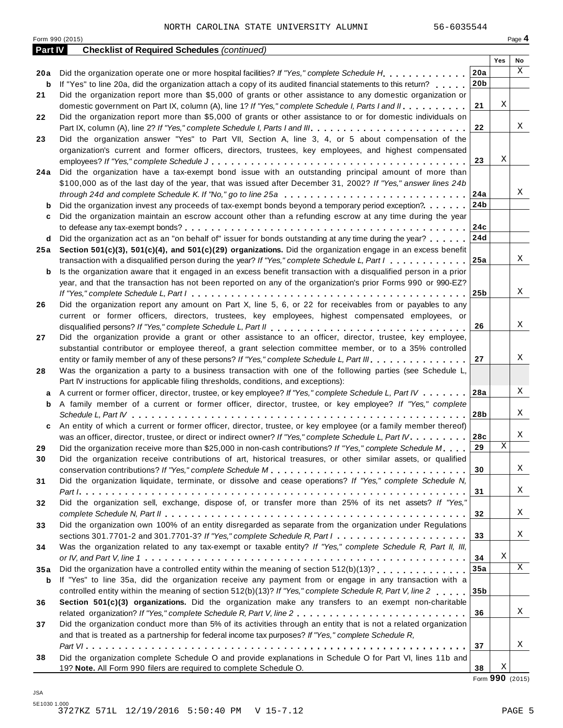NORTH CAROLINA STATE UNIVERSITY ALUMNI 56-6035544

Form 990 (2015) Page **4**

**Part IV Checklist of Required Schedules** *(continued)*

| | | | Yes | No |
|---|---|---|---|---|
| **20a** | Did the organization operate one or more hospital facilities? *If "Yes," complete Schedule H* | **20a** | | X |
| **b** | If "Yes" to line 20a, did the organization attach a copy of its audited financial statements to this return? | **20b** | | |
| **21** | Did the organization report more than $5,000 of grants or other assistance to any domestic organization or domestic government on Part IX, column (A), line 1? *If "Yes," complete Schedule I, Parts I and II* | **21** | X | |
| **22** | Did the organization report more than $5,000 of grants or other assistance to or for domestic individuals on Part IX, column (A), line 2? *If "Yes," complete Schedule I, Parts I and III* | **22** | | X |
| **23** | Did the organization answer "Yes" to Part VII, Section A, line 3, 4, or 5 about compensation of the organization's current and former officers, directors, trustees, key employees, and highest compensated employees? *If "Yes," complete Schedule J* | **23** | X | |
| **24a** | Did the organization have a tax-exempt bond issue with an outstanding principal amount of more than $100,000 as of the last day of the year, that was issued after December 31, 2002? *If "Yes," answer lines 24b through 24d and complete Schedule K. If "No," go to line 25a* | **24a** | | X |
| **b** | Did the organization invest any proceeds of tax-exempt bonds beyond a temporary period exception? | **24b** | | |
| **c** | Did the organization maintain an escrow account other than a refunding escrow at any time during the year to defease any tax-exempt bonds? | **24c** | | |
| **d** | Did the organization act as an "on behalf of" issuer for bonds outstanding at any time during the year? | **24d** | | |
| **25a** | **Section 501(c)(3), 501(c)(4), and 501(c)(29) organizations.** Did the organization engage in an excess benefit transaction with a disqualified person during the year? *If "Yes," complete Schedule L, Part I* | **25a** | | X |
| **b** | Is the organization aware that it engaged in an excess benefit transaction with a disqualified person in a prior year, and that the transaction has not been reported on any of the organization's prior Forms 990 or 990-EZ? *If "Yes," complete Schedule L, Part I* | **25b** | | X |
| **26** | Did the organization report any amount on Part X, line 5, 6, or 22 for receivables from or payables to any current or former officers, directors, trustees, key employees, highest compensated employees, or disqualified persons? *If "Yes," complete Schedule L, Part II* | **26** | | X |
| **27** | Did the organization provide a grant or other assistance to an officer, director, trustee, key employee, substantial contributor or employee thereof, a grant selection committee member, or to a 35% controlled entity or family member of any of these persons? *If "Yes," complete Schedule L, Part III* | **27** | | X |
| **28** | Was the organization a party to a business transaction with one of the following parties (see Schedule L, Part IV instructions for applicable filing thresholds, conditions, and exceptions): | | | |
| **a** | A current or former officer, director, trustee, or key employee? *If "Yes," complete Schedule L, Part IV* | **28a** | | X |
| **b** | A family member of a current or former officer, director, trustee, or key employee? *If "Yes," complete Schedule L, Part IV* | **28b** | | X |
| **c** | An entity of which a current or former officer, director, trustee, or key employee (or a family member thereof) was an officer, director, trustee, or direct or indirect owner? *If "Yes," complete Schedule L, Part IV* | **28c** | | X |
| **29** | Did the organization receive more than $25,000 in non-cash contributions? *If "Yes," complete Schedule M* | **29** | X | |
| **30** | Did the organization receive contributions of art, historical treasures, or other similar assets, or qualified conservation contributions? *If "Yes," complete Schedule M* | **30** | | X |
| **31** | Did the organization liquidate, terminate, or dissolve and cease operations? *If "Yes," complete Schedule N, Part I* | **31** | | X |
| **32** | Did the organization sell, exchange, dispose of, or transfer more than 25% of its net assets? *If "Yes," complete Schedule N, Part II* | **32** | | X |
| **33** | Did the organization own 100% of an entity disregarded as separate from the organization under Regulations sections 301.7701-2 and 301.7701-3? *If "Yes," complete Schedule R, Part I* | **33** | | X |
| **34** | Was the organization related to any tax-exempt or taxable entity? *If "Yes," complete Schedule R, Part II, III, or IV, and Part V, line 1* | **34** | X | |
| **35a** | Did the organization have a controlled entity within the meaning of section 512(b)(13)? | **35a** | | X |
| **b** | If "Yes" to line 35a, did the organization receive any payment from or engage in any transaction with a controlled entity within the meaning of section 512(b)(13)? *If "Yes," complete Schedule R, Part V, line 2* | **35b** | | |
| **36** | **Section 501(c)(3) organizations.** Did the organization make any transfers to an exempt non-charitable related organization? *If "Yes," complete Schedule R, Part V, line 2* | **36** | | X |
| **37** | Did the organization conduct more than 5% of its activities through an entity that is not a related organization and that is treated as a partnership for federal income tax purposes? *If "Yes," complete Schedule R, Part VI* | **37** | | X |
| **38** | Did the organization complete Schedule O and provide explanations in Schedule O for Part VI, lines 11b and 19? **Note.** All Form 990 filers are required to complete Schedule O. | **38** | X | |

Form **990** (2015)

JSA
5E1030 1.000
3727KZ 571L 12/19/2016 5:50:40 PM V 15-7.12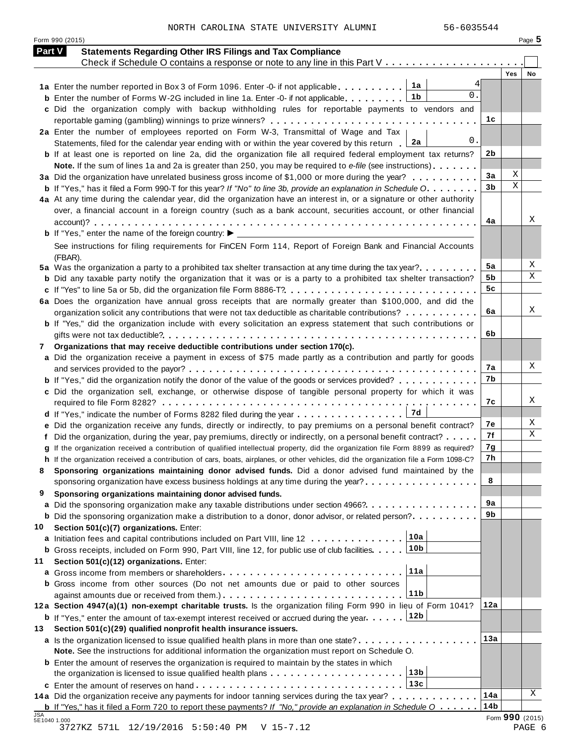NORTH CAROLINA STATE UNIVERSITY ALUMNI 56-6035544

Form 990 (2015) Page 5

## Part V Statements Regarding Other IRS Filings and Tax Compliance

Check if Schedule O contains a response or note to any line in this Part V . . . . . . . . . . . . . . . . . . . . . ☐

| | | | | Yes | No |
|---|---|---|---|---|---|
| **1a** Enter the number reported in Box 3 of Form 1096. Enter -0- if not applicable | 1a | 4 | | | |
| **b** Enter the number of Forms W-2G included in line 1a. Enter -0- if not applicable | 1b | 0. | | | |
| **c** Did the organization comply with backup withholding rules for reportable payments to vendors and reportable gaming (gambling) winnings to prize winners? | | | 1c | | |
| **2a** Enter the number of employees reported on Form W-3, Transmittal of Wage and Tax Statements, filed for the calendar year ending with or within the year covered by this return | 2a | 0. | | | |
| **b** If at least one is reported on line 2a, did the organization file all required federal employment tax returns? | | | 2b | | |
| **Note.** If the sum of lines 1a and 2a is greater than 250, you may be required to *e-file* (see instructions) | | | | | |
| **3a** Did the organization have unrelated business gross income of $1,000 or more during the year? | | | 3a | X | |
| **b** If "Yes," has it filed a Form 990-T for this year? *If "No" to line 3b, provide an explanation in Schedule O* | | | 3b | X | |
| **4a** At any time during the calendar year, did the organization have an interest in, or a signature or other authority over, a financial account in a foreign country (such as a bank account, securities account, or other financial account)? | | | 4a | | X |
| **b** If "Yes," enter the name of the foreign country: ► | | | | | |
| See instructions for filing requirements for FinCEN Form 114, Report of Foreign Bank and Financial Accounts (FBAR). | | | | | |
| **5a** Was the organization a party to a prohibited tax shelter transaction at any time during the tax year? | | | 5a | | X |
| **b** Did any taxable party notify the organization that it was or is a party to a prohibited tax shelter transaction? | | | 5b | | X |
| **c** If "Yes" to line 5a or 5b, did the organization file Form 8886-T? | | | 5c | | |
| **6a** Does the organization have annual gross receipts that are normally greater than $100,000, and did the organization solicit any contributions that were not tax deductible as charitable contributions? | | | 6a | | X |
| **b** If "Yes," did the organization include with every solicitation an express statement that such contributions or gifts were not tax deductible? | | | 6b | | |
| **7** **Organizations that may receive deductible contributions under section 170(c).** | | | | | |
| **a** Did the organization receive a payment in excess of $75 made partly as a contribution and partly for goods and services provided to the payor? | | | 7a | | X |
| **b** If "Yes," did the organization notify the donor of the value of the goods or services provided? | | | 7b | | |
| **c** Did the organization sell, exchange, or otherwise dispose of tangible personal property for which it was required to file Form 8282? | | | 7c | | X |
| **d** If "Yes," indicate the number of Forms 8282 filed during the year | 7d | | | | |
| **e** Did the organization receive any funds, directly or indirectly, to pay premiums on a personal benefit contract? | | | 7e | | X |
| **f** Did the organization, during the year, pay premiums, directly or indirectly, on a personal benefit contract? | | | 7f | | X |
| **g** If the organization received a contribution of qualified intellectual property, did the organization file Form 8899 as required? | | | 7g | | |
| **h** If the organization received a contribution of cars, boats, airplanes, or other vehicles, did the organization file a Form 1098-C? | | | 7h | | |
| **8** **Sponsoring organizations maintaining donor advised funds.** Did a donor advised fund maintained by the sponsoring organization have excess business holdings at any time during the year? | | | 8 | | |
| **9** **Sponsoring organizations maintaining donor advised funds.** | | | | | |
| **a** Did the sponsoring organization make any taxable distributions under section 4966? | | | 9a | | |
| **b** Did the sponsoring organization make a distribution to a donor, donor advisor, or related person? | | | 9b | | |
| **10** **Section 501(c)(7) organizations.** Enter: | | | | | |
| **a** Initiation fees and capital contributions included on Part VIII, line 12 | 10a | | | | |
| **b** Gross receipts, included on Form 990, Part VIII, line 12, for public use of club facilities | 10b | | | | |
| **11** **Section 501(c)(12) organizations.** Enter: | | | | | |
| **a** Gross income from members or shareholders | 11a | | | | |
| **b** Gross income from other sources (Do not net amounts due or paid to other sources against amounts due or received from them.) | 11b | | | | |
| **12a** **Section 4947(a)(1) non-exempt charitable trusts.** Is the organization filing Form 990 in lieu of Form 1041? | | | 12a | | |
| **b** If "Yes," enter the amount of tax-exempt interest received or accrued during the year | 12b | | | | |
| **13** **Section 501(c)(29) qualified nonprofit health insurance issuers.** | | | | | |
| **a** Is the organization licensed to issue qualified health plans in more than one state? | | | 13a | | |
| **Note.** See the instructions for additional information the organization must report on Schedule O. | | | | | |
| **b** Enter the amount of reserves the organization is required to maintain by the states in which the organization is licensed to issue qualified health plans | 13b | | | | |
| **c** Enter the amount of reserves on hand | 13c | | | | |
| **14a** Did the organization receive any payments for indoor tanning services during the tax year? | | | 14a | | X |
| **b** If "Yes," has it filed a Form 720 to report these payments? *If "No," provide an explanation in Schedule O* | | | 14b | | |

JSA 5E1040 1.000

Form **990** (2015)

3727KZ 571L 12/19/2016 5:50:40 PM V 15-7.12 PAGE 6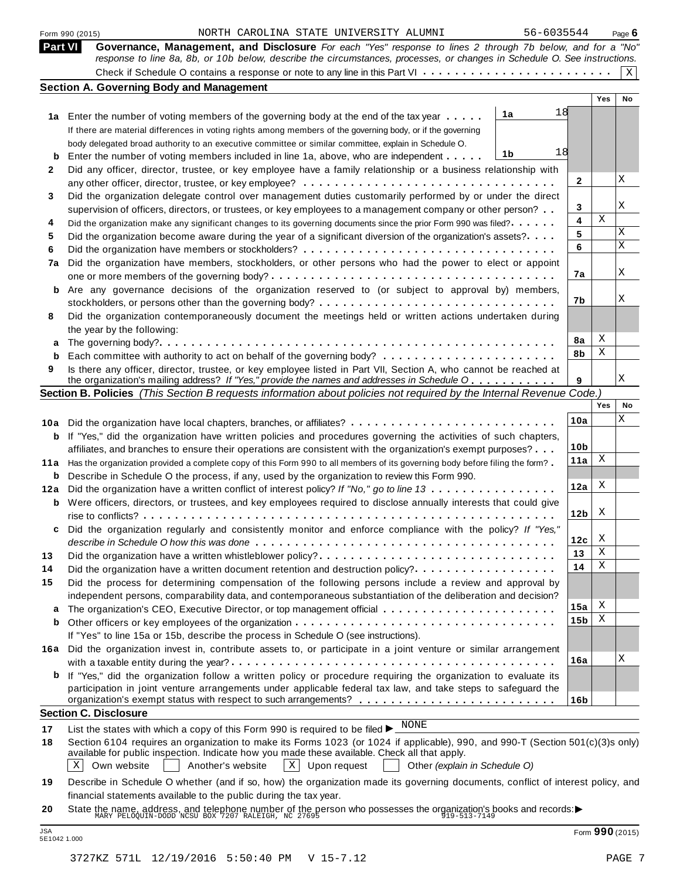Form 990 (2015) NORTH CAROLINA STATE UNIVERSITY ALUMNI 56-6035544 Page 6

## Part VI Governance, Management, and Disclosure

*For each "Yes" response to lines 2 through 7b below, and for a "No" response to line 8a, 8b, or 10b below, describe the circumstances, processes, or changes in Schedule O. See instructions.*

Check if Schedule O contains a response or note to any line in this Part VI . . . . . . . . . . . . . . . . . . . . . . . . [X]

### Section A. Governing Body and Management

| | | | | Yes | No |
|---|---|---|---|---|---|
| 1a | Enter the number of voting members of the governing body at the end of the tax year . . . . . | 1a 18 | | | |
| | If there are material differences in voting rights among members of the governing body, or if the governing body delegated broad authority to an executive committee or similar committee, explain in Schedule O. | | | | |
| b | Enter the number of voting members included in line 1a, above, who are independent . . . . . | 1b 18 | | | |
| 2 | Did any officer, director, trustee, or key employee have a family relationship or a business relationship with any other officer, director, trustee, or key employee? | | 2 | | X |
| 3 | Did the organization delegate control over management duties customarily performed by or under the direct supervision of officers, directors, or trustees, or key employees to a management company or other person? | | 3 | | X |
| 4 | Did the organization make any significant changes to its governing documents since the prior Form 990 was filed? | | 4 | X | |
| 5 | Did the organization become aware during the year of a significant diversion of the organization's assets? | | 5 | | X |
| 6 | Did the organization have members or stockholders? | | 6 | | X |
| 7a | Did the organization have members, stockholders, or other persons who had the power to elect or appoint one or more members of the governing body? | | 7a | | X |
| b | Are any governance decisions of the organization reserved to (or subject to approval by) members, stockholders, or persons other than the governing body? | | 7b | | X |
| 8 | Did the organization contemporaneously document the meetings held or written actions undertaken during the year by the following: | | | | |
| a | The governing body? | | 8a | X | |
| b | Each committee with authority to act on behalf of the governing body? | | 8b | X | |
| 9 | Is there any officer, director, trustee, or key employee listed in Part VII, Section A, who cannot be reached at the organization's mailing address? *If "Yes," provide the names and addresses in Schedule O* | | 9 | | X |

### Section B. Policies *(This Section B requests information about policies not required by the Internal Revenue Code.)*

| | | | Yes | No |
|---|---|---|---|---|
| 10a | Did the organization have local chapters, branches, or affiliates? | 10a | | X |
| b | If "Yes," did the organization have written policies and procedures governing the activities of such chapters, affiliates, and branches to ensure their operations are consistent with the organization's exempt purposes? | 10b | | |
| 11a | Has the organization provided a complete copy of this Form 990 to all members of its governing body before filing the form? | 11a | X | |
| b | Describe in Schedule O the process, if any, used by the organization to review this Form 990. | | | |
| 12a | Did the organization have a written conflict of interest policy? *If "No," go to line 13* | 12a | X | |
| b | Were officers, directors, or trustees, and key employees required to disclose annually interests that could give rise to conflicts? | 12b | X | |
| c | Did the organization regularly and consistently monitor and enforce compliance with the policy? *If "Yes," describe in Schedule O how this was done* | 12c | X | |
| 13 | Did the organization have a written whistleblower policy? | 13 | X | |
| 14 | Did the organization have a written document retention and destruction policy? | 14 | X | |
| 15 | Did the process for determining compensation of the following persons include a review and approval by independent persons, comparability data, and contemporaneous substantiation of the deliberation and decision? | | | |
| a | The organization's CEO, Executive Director, or top management official | 15a | X | |
| b | Other officers or key employees of the organization | 15b | X | |
| | If "Yes" to line 15a or 15b, describe the process in Schedule O (see instructions). | | | |
| 16a | Did the organization invest in, contribute assets to, or participate in a joint venture or similar arrangement with a taxable entity during the year? | 16a | | X |
| b | If "Yes," did the organization follow a written policy or procedure requiring the organization to evaluate its participation in joint venture arrangements under applicable federal tax law, and take steps to safeguard the organization's exempt status with respect to such arrangements? | 16b | | |

### Section C. Disclosure

17 List the states with which a copy of this Form 990 is required to be filed ▶ NONE

18 Section 6104 requires an organization to make its Forms 1023 (or 1024 if applicable), 990, and 990-T (Section 501(c)(3)s only) available for public inspection. Indicate how you made these available. Check all that apply.

[X] Own website [ ] Another's website [X] Upon request [ ] Other *(explain in Schedule O)*

19 Describe in Schedule O whether (and if so, how) the organization made its governing documents, conflict of interest policy, and financial statements available to the public during the tax year.

20 State the name, address, and telephone number of the person who possesses the organization's books and records: ▶ MARY PELOQUIN-DODD NCSU BOX 7207 RALEIGH, NC 27695 919-513-7149

JSA 5E1042 1.000 Form 990 (2015)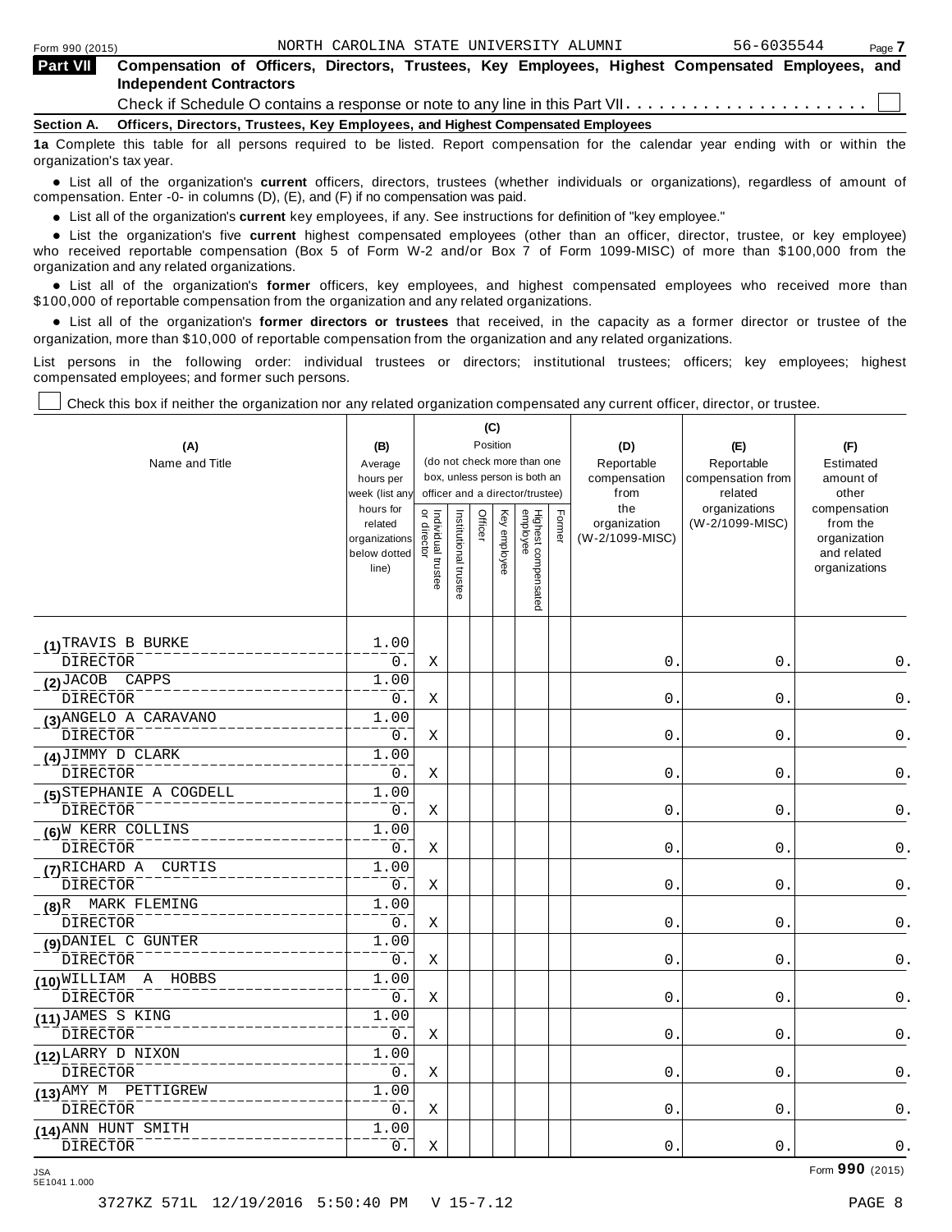**Part VII** **Compensation of Officers, Directors, Trustees, Key Employees, Highest Compensated Employees, and Independent Contractors**

Check if Schedule O contains a response or note to any line in this Part VII . . . . . . . . . . . . . . . . . . . . . . ☐

**Section A. Officers, Directors, Trustees, Key Employees, and Highest Compensated Employees**

**1a** Complete this table for all persons required to be listed. Report compensation for the calendar year ending with or within the organization's tax year.

- List all of the organization's **current** officers, directors, trustees (whether individuals or organizations), regardless of amount of compensation. Enter -0- in columns (D), (E), and (F) if no compensation was paid.
- List all of the organization's **current** key employees, if any. See instructions for definition of "key employee."
- List the organization's five **current** highest compensated employees (other than an officer, director, trustee, or key employee) who received reportable compensation (Box 5 of Form W-2 and/or Box 7 of Form 1099-MISC) of more than $100,000 from the organization and any related organizations.
- List all of the organization's **former** officers, key employees, and highest compensated employees who received more than $100,000 of reportable compensation from the organization and any related organizations.
- List all of the organization's **former directors or trustees** that received, in the capacity as a former director or trustee of the organization, more than $10,000 of reportable compensation from the organization and any related organizations.

List persons in the following order: individual trustees or directors; institutional trustees; officers; key employees; highest compensated employees; and former such persons.

☐ Check this box if neither the organization nor any related organization compensated any current officer, director, or trustee.

| (A) Name and Title | (B) Average hours per week (list any hours for related organizations below dotted line) | (C) Position (do not check more than one box, unless person is both an officer and a director/trustee) | | | | | | (D) Reportable compensation from the organization (W-2/1099-MISC) | (E) Reportable compensation from related organizations (W-2/1099-MISC) | (F) Estimated amount of other compensation from the organization and related organizations |
|---|---|---|---|---|---|---|---|---|---|---|
| | | Individual trustee or director | Institutional trustee | Officer | Key employee | Highest compensated employee | Former | | | |
| (1) TRAVIS B BURKE<br>DIRECTOR | 1.00<br>0. | X | | | | | | 0. | 0. | 0. |
| (2) JACOB CAPPS<br>DIRECTOR | 1.00<br>0. | X | | | | | | 0. | 0. | 0. |
| (3) ANGELO A CARAVANO<br>DIRECTOR | 1.00<br>0. | X | | | | | | 0. | 0. | 0. |
| (4) JIMMY D CLARK<br>DIRECTOR | 1.00<br>0. | X | | | | | | 0. | 0. | 0. |
| (5) STEPHANIE A COGDELL<br>DIRECTOR | 1.00<br>0. | X | | | | | | 0. | 0. | 0. |
| (6) W KERR COLLINS<br>DIRECTOR | 1.00<br>0. | X | | | | | | 0. | 0. | 0. |
| (7) RICHARD A CURTIS<br>DIRECTOR | 1.00<br>0. | X | | | | | | 0. | 0. | 0. |
| (8) R MARK FLEMING<br>DIRECTOR | 1.00<br>0. | X | | | | | | 0. | 0. | 0. |
| (9) DANIEL C GUNTER<br>DIRECTOR | 1.00<br>0. | X | | | | | | 0. | 0. | 0. |
| (10) WILLIAM A HOBBS<br>DIRECTOR | 1.00<br>0. | X | | | | | | 0. | 0. | 0. |
| (11) JAMES S KING<br>DIRECTOR | 1.00<br>0. | X | | | | | | 0. | 0. | 0. |
| (12) LARRY D NIXON<br>DIRECTOR | 1.00<br>0. | X | | | | | | 0. | 0. | 0. |
| (13) AMY M PETTIGREW<br>DIRECTOR | 1.00<br>0. | X | | | | | | 0. | 0. | 0. |
| (14) ANN HUNT SMITH<br>DIRECTOR | 1.00<br>0. | X | | | | | | 0. | 0. | 0. |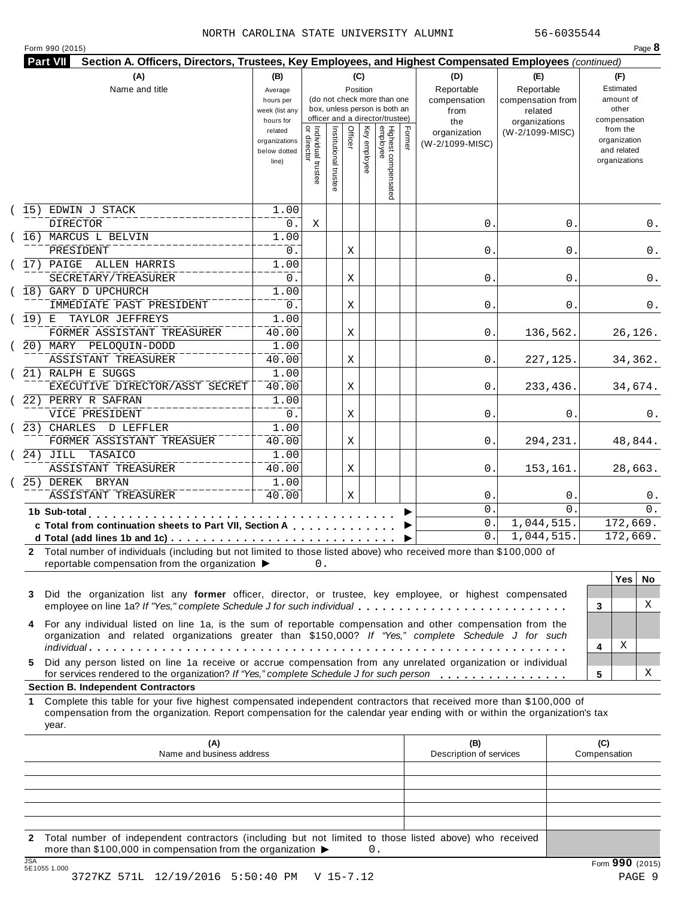NORTH CAROLINA STATE UNIVERSITY ALUMNI 56-6035544

Form 990 (2015) Page **8**

**Part VII Section A. Officers, Directors, Trustees, Key Employees, and Highest Compensated Employees** *(continued)*

| (A) Name and title | (B) Average hours per week (list any hours for related organizations below dotted line) | (C) Position: Individual trustee or director | Institutional trustee | Officer | Key employee | Highest compensated employee | Former | (D) Reportable compensation from the organization (W-2/1099-MISC) | (E) Reportable compensation from related organizations (W-2/1099-MISC) | (F) Estimated amount of other compensation from the organization and related organizations |
|---|---|---|---|---|---|---|---|---|---|---|
| (15) EDWIN J STACK<br>DIRECTOR | 1.00<br>0. | X | | | | | | 0. | 0. | 0. |
| (16) MARCUS L BELVIN<br>PRESIDENT | 1.00<br>0. | | | X | | | | 0. | 0. | 0. |
| (17) PAIGE ALLEN HARRIS<br>SECRETARY/TREASURER | 1.00<br>0. | | | X | | | | 0. | 0. | 0. |
| (18) GARY D UPCHURCH<br>IMMEDIATE PAST PRESIDENT | 1.00<br>0. | | | X | | | | 0. | 0. | 0. |
| (19) E TAYLOR JEFFREYS<br>FORMER ASSISTANT TREASURER | 1.00<br>40.00 | | | X | | | | 0. | 136,562. | 26,126. |
| (20) MARY PELOQUIN-DODD<br>ASSISTANT TREASURER | 1.00<br>40.00 | | | X | | | | 0. | 227,125. | 34,362. |
| (21) RALPH E SUGGS<br>EXECUTIVE DIRECTOR/ASST SECRET | 1.00<br>40.00 | | | X | | | | 0. | 233,436. | 34,674. |
| (22) PERRY R SAFRAN<br>VICE PRESIDENT | 1.00<br>0. | | | X | | | | 0. | 0. | 0. |
| (23) CHARLES D LEFFLER<br>FORMER ASSISTANT TREASUER | 1.00<br>40.00 | | | X | | | | 0. | 294,231. | 48,844. |
| (24) JILL TASAICO<br>ASSISTANT TREASURER | 1.00<br>40.00 | | | X | | | | 0. | 153,161. | 28,663. |
| (25) DEREK BRYAN<br>ASSISTANT TREASURER | 1.00<br>40.00 | | | X | | | | 0. | 0. | 0. |
| **1b Sub-total** | | | | | | | | 0. | 0. | 0. |
| **c Total from continuation sheets to Part VII, Section A** | | | | | | | | 0. | 1,044,515. | 172,669. |
| **d Total (add lines 1b and 1c)** | | | | | | | | 0. | 1,044,515. | 172,669. |

**2** Total number of individuals (including but not limited to those listed above) who received more than $100,000 of reportable compensation from the organization ▶ 0.

| | | Yes | No |
|---|---|---|---|
| **3** Did the organization list any **former** officer, director, or trustee, key employee, or highest compensated employee on line 1a? *If "Yes," complete Schedule J for such individual* | 3 | | X |
| **4** For any individual listed on line 1a, is the sum of reportable compensation and other compensation from the organization and related organizations greater than $150,000? *If "Yes," complete Schedule J for such individual* | 4 | X | |
| **5** Did any person listed on line 1a receive or accrue compensation from any unrelated organization or individual for services rendered to the organization? *If "Yes," complete Schedule J for such person* | 5 | | X |

**Section B. Independent Contractors**

**1** Complete this table for your five highest compensated independent contractors that received more than $100,000 of compensation from the organization. Report compensation for the calendar year ending with or within the organization's tax year.

| (A) Name and business address | (B) Description of services | (C) Compensation |
|---|---|---|
| | | |
| | | |
| | | |
| | | |
| | | |

**2** Total number of independent contractors (including but not limited to those listed above) who received more than $100,000 in compensation from the organization ▶ 0.

Form **990** (2015)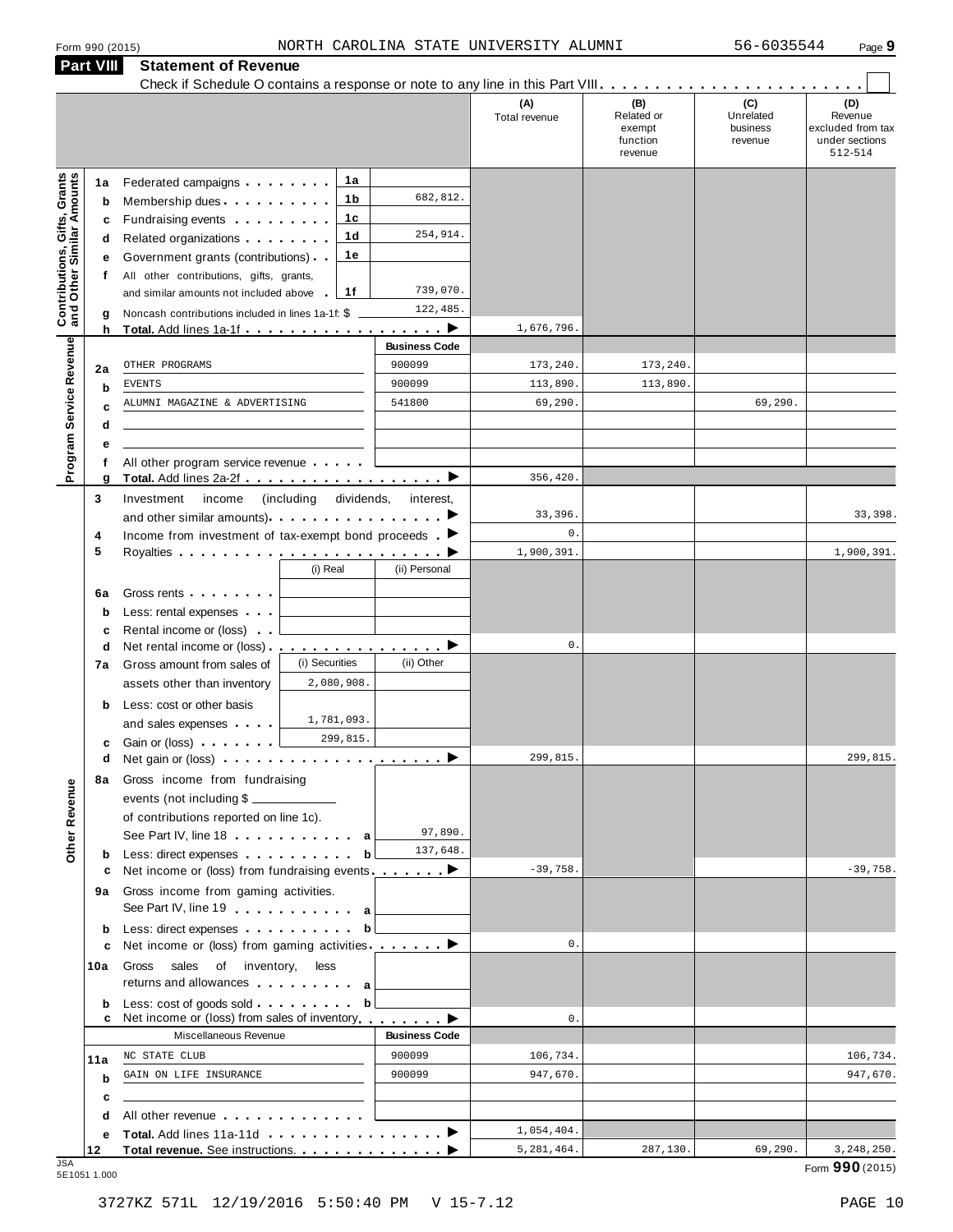Form 990 (2015) NORTH CAROLINA STATE UNIVERSITY ALUMNI 56-6035544 Page 9

## Part VIII Statement of Revenue

Check if Schedule O contains a response or note to any line in this Part VIII . . . . . . . . . . . . . . . . . . . . . . . . ☐

| | | | | | (A) Total revenue | (B) Related or exempt function revenue | (C) Unrelated business revenue | (D) Revenue excluded from tax under sections 512-514 |
|---|---|---|---|---|---|---|---|---|
| **Contributions, Gifts, Grants and Other Similar Amounts** | 1a | Federated campaigns | 1a | | | | | |
| | b | Membership dues | 1b | 682,812. | | | | |
| | c | Fundraising events | 1c | | | | | |
| | d | Related organizations | 1d | 254,914. | | | | |
| | e | Government grants (contributions) | 1e | | | | | |
| | f | All other contributions, gifts, grants, and similar amounts not included above | 1f | 739,070. | | | | |
| | g | Noncash contributions included in lines 1a-1f: $ | | 122,485. | | | | |
| | h | **Total.** Add lines 1a-1f | | ▶ | 1,676,796. | | | |
| **Program Service Revenue** | | | | Business Code | | | | |
| | 2a | OTHER PROGRAMS | | 900099 | 173,240. | 173,240. | | |
| | b | EVENTS | | 900099 | 113,890. | 113,890. | | |
| | c | ALUMNI MAGAZINE & ADVERTISING | | 541800 | 69,290. | | 69,290. | |
| | d | | | | | | | |
| | e | | | | | | | |
| | f | All other program service revenue | | | | | | |
| | g | **Total.** Add lines 2a-2f | | ▶ | 356,420. | | | |
| **Other Revenue** | 3 | Investment income (including dividends, interest, and other similar amounts) | | ▶ | 33,396. | | | 33,398. |
| | 4 | Income from investment of tax-exempt bond proceeds | | ▶ | 0. | | | |
| | 5 | Royalties | | ▶ | 1,900,391. | | | 1,900,391. |
| | | | (i) Real | (ii) Personal | | | | |
| | 6a | Gross rents | | | | | | |
| | b | Less: rental expenses | | | | | | |
| | c | Rental income or (loss) | | | | | | |
| | d | Net rental income or (loss) | | ▶ | 0. | | | |
| | | | (i) Securities | (ii) Other | | | | |
| | 7a | Gross amount from sales of assets other than inventory | 2,080,908. | | | | | |
| | b | Less: cost or other basis and sales expenses | 1,781,093. | | | | | |
| | c | Gain or (loss) | 299,815. | | | | | |
| | d | Net gain or (loss) | | ▶ | 299,815. | | | 299,815. |
| | 8a | Gross income from fundraising events (not including $ ______ of contributions reported on line 1c). See Part IV, line 18 | a | 97,890. | | | | |
| | b | Less: direct expenses | b | 137,648. | | | | |
| | c | Net income or (loss) from fundraising events | | ▶ | -39,758. | | | -39,758. |
| | 9a | Gross income from gaming activities. See Part IV, line 19 | a | | | | | |
| | b | Less: direct expenses | b | | | | | |
| | c | Net income or (loss) from gaming activities | | ▶ | 0. | | | |
| | 10a | Gross sales of inventory, less returns and allowances | a | | | | | |
| | b | Less: cost of goods sold | b | | | | | |
| | c | Net income or (loss) from sales of inventory | | ▶ | 0. | | | |
| | | Miscellaneous Revenue | | Business Code | | | | |
| | 11a | NC STATE CLUB | | 900099 | 106,734. | | | 106,734. |
| | b | GAIN ON LIFE INSURANCE | | 900099 | 947,670. | | | 947,670. |
| | c | | | | | | | |
| | d | All other revenue | | | | | | |
| | e | **Total.** Add lines 11a-11d | | ▶ | 1,054,404. | | | |
| | 12 | **Total revenue.** See instructions. | | ▶ | 5,281,464. | 287,130. | 69,290. | 3,248,250. |

Form **990** (2015)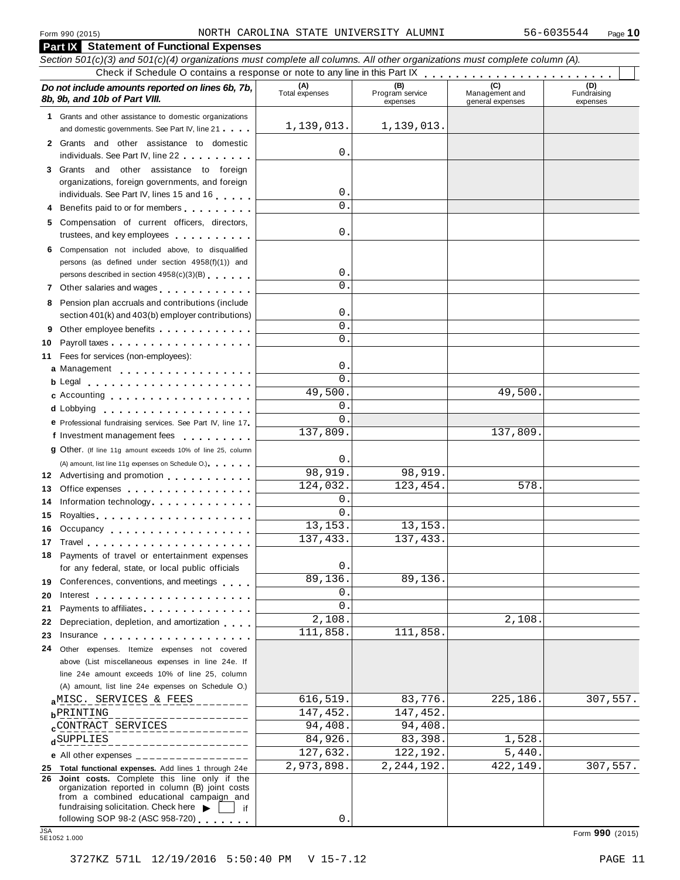Form 990 (2015) NORTH CAROLINA STATE UNIVERSITY ALUMNI 56-6035544 Page 10

## Part IX Statement of Functional Expenses

*Section 501(c)(3) and 501(c)(4) organizations must complete all columns. All other organizations must complete column (A).*

Check if Schedule O contains a response or note to any line in this Part IX

| *Do not include amounts reported on lines 6b, 7b, 8b, 9b, and 10b of Part VIII.* | (A) Total expenses | (B) Program service expenses | (C) Management and general expenses | (D) Fundraising expenses |
|---|---|---|---|---|
| **1** Grants and other assistance to domestic organizations and domestic governments. See Part IV, line 21 | 1,139,013. | 1,139,013. | | |
| **2** Grants and other assistance to domestic individuals. See Part IV, line 22 | 0. | | | |
| **3** Grants and other assistance to foreign organizations, foreign governments, and foreign individuals. See Part IV, lines 15 and 16 | 0. | | | |
| **4** Benefits paid to or for members | 0. | | | |
| **5** Compensation of current officers, directors, trustees, and key employees | 0. | | | |
| **6** Compensation not included above, to disqualified persons (as defined under section 4958(f)(1)) and persons described in section 4958(c)(3)(B) | 0. | | | |
| **7** Other salaries and wages | 0. | | | |
| **8** Pension plan accruals and contributions (include section 401(k) and 403(b) employer contributions) | 0. | | | |
| **9** Other employee benefits | 0. | | | |
| **10** Payroll taxes | 0. | | | |
| **11** Fees for services (non-employees): | | | | |
| **a** Management | 0. | | | |
| **b** Legal | 0. | | | |
| **c** Accounting | 49,500. | | 49,500. | |
| **d** Lobbying | 0. | | | |
| **e** Professional fundraising services. See Part IV, line 17 | 0. | | | |
| **f** Investment management fees | 137,809. | | 137,809. | |
| **g** Other. (If line 11g amount exceeds 10% of line 25, column (A) amount, list line 11g expenses on Schedule O.) | 0. | | | |
| **12** Advertising and promotion | 98,919. | 98,919. | | |
| **13** Office expenses | 124,032. | 123,454. | 578. | |
| **14** Information technology | 0. | | | |
| **15** Royalties | 0. | | | |
| **16** Occupancy | 13,153. | 13,153. | | |
| **17** Travel | 137,433. | 137,433. | | |
| **18** Payments of travel or entertainment expenses for any federal, state, or local public officials | 0. | | | |
| **19** Conferences, conventions, and meetings | 89,136. | 89,136. | | |
| **20** Interest | 0. | | | |
| **21** Payments to affiliates | 0. | | | |
| **22** Depreciation, depletion, and amortization | 2,108. | | 2,108. | |
| **23** Insurance | 111,858. | 111,858. | | |
| **24** Other expenses. Itemize expenses not covered above (List miscellaneous expenses in line 24e. If line 24e amount exceeds 10% of line 25, column (A) amount, list line 24e expenses on Schedule O.) | | | | |
| **a** MISC. SERVICES & FEES | 616,519. | 83,776. | 225,186. | 307,557. |
| **b** PRINTING | 147,452. | 147,452. | | |
| **c** CONTRACT SERVICES | 94,408. | 94,408. | | |
| **d** SUPPLIES | 84,926. | 83,398. | 1,528. | |
| **e** All other expenses | 127,632. | 122,192. | 5,440. | |
| **25 Total functional expenses.** Add lines 1 through 24e | 2,973,898. | 2,244,192. | 422,149. | 307,557. |
| **26 Joint costs.** Complete this line only if the organization reported in column (B) joint costs from a combined educational campaign and fundraising solicitation. Check here ▶ ☐ if following SOP 98-2 (ASC 958-720) | 0. | | | |

JSA 5E1052 1.000

Form **990** (2015)

3727KZ 571L 12/19/2016 5:50:40 PM V 15-7.12 PAGE 11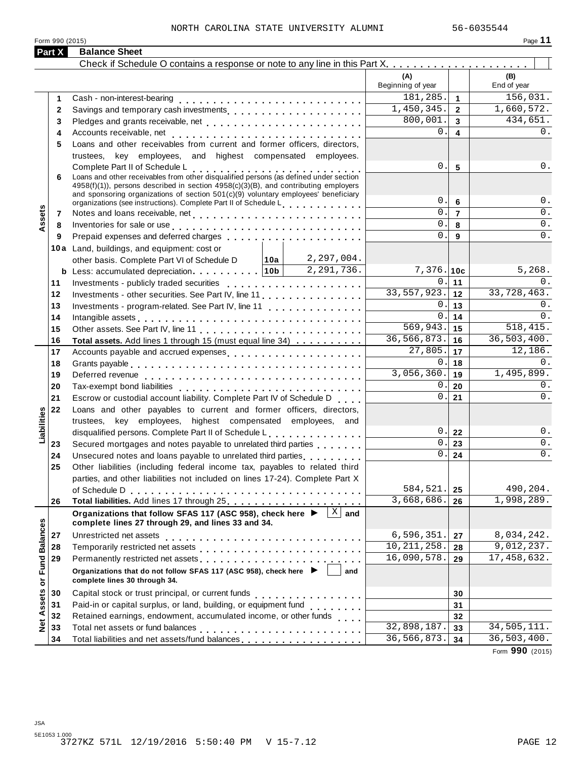NORTH CAROLINA STATE UNIVERSITY ALUMNI 56-6035544

Form 990 (2015)

## Part X Balance Sheet

Check if Schedule O contains a response or note to any line in this Part X . . . . . . . . . . . . . . . . . . . . . . ☐

| | | | | (A) Beginning of year | | (B) End of year |
|---|---|---|---|---|---|---|
| **Assets** | 1 | Cash - non-interest-bearing | | 181,285. | 1 | 156,031. |
| | 2 | Savings and temporary cash investments | | 1,450,345. | 2 | 1,660,572. |
| | 3 | Pledges and grants receivable, net | | 800,001. | 3 | 434,651. |
| | 4 | Accounts receivable, net | | 0. | 4 | 0. |
| | 5 | Loans and other receivables from current and former officers, directors, trustees, key employees, and highest compensated employees. Complete Part II of Schedule L | | 0. | 5 | 0. |
| | 6 | Loans and other receivables from other disqualified persons (as defined under section 4958(f)(1)), persons described in section 4958(c)(3)(B), and contributing employers and sponsoring organizations of section 501(c)(9) voluntary employees' beneficiary organizations (see instructions). Complete Part II of Schedule L | | 0. | 6 | 0. |
| | 7 | Notes and loans receivable, net | | 0. | 7 | 0. |
| | 8 | Inventories for sale or use | | 0. | 8 | 0. |
| | 9 | Prepaid expenses and deferred charges | | 0. | 9 | 0. |
| | 10a | Land, buildings, and equipment: cost or other basis. Complete Part VI of Schedule D | 10a 2,297,004. | | | |
| | b | Less: accumulated depreciation | 10b 2,291,736. | 7,376. | 10c | 5,268. |
| | 11 | Investments - publicly traded securities | | 0. | 11 | 0. |
| | 12 | Investments - other securities. See Part IV, line 11 | | 33,557,923. | 12 | 33,728,463. |
| | 13 | Investments - program-related. See Part IV, line 11 | | 0. | 13 | 0. |
| | 14 | Intangible assets | | 0. | 14 | 0. |
| | 15 | Other assets. See Part IV, line 11 | | 569,943. | 15 | 518,415. |
| | 16 | **Total assets.** Add lines 1 through 15 (must equal line 34) | | 36,566,873. | 16 | 36,503,400. |
| **Liabilities** | 17 | Accounts payable and accrued expenses | | 27,805. | 17 | 12,186. |
| | 18 | Grants payable | | 0. | 18 | 0. |
| | 19 | Deferred revenue | | 3,056,360. | 19 | 1,495,899. |
| | 20 | Tax-exempt bond liabilities | | 0. | 20 | 0. |
| | 21 | Escrow or custodial account liability. Complete Part IV of Schedule D | | 0. | 21 | 0. |
| | 22 | Loans and other payables to current and former officers, directors, trustees, key employees, highest compensated employees, and disqualified persons. Complete Part II of Schedule L | | 0. | 22 | 0. |
| | 23 | Secured mortgages and notes payable to unrelated third parties | | 0. | 23 | 0. |
| | 24 | Unsecured notes and loans payable to unrelated third parties | | 0. | 24 | 0. |
| | 25 | Other liabilities (including federal income tax, payables to related third parties, and other liabilities not included on lines 17-24). Complete Part X of Schedule D | | 584,521. | 25 | 490,204. |
| | 26 | **Total liabilities.** Add lines 17 through 25 | | 3,668,686. | 26 | 1,998,289. |
| **Net Assets or Fund Balances** | | **Organizations that follow SFAS 117 (ASC 958), check here ▶ [X] and complete lines 27 through 29, and lines 33 and 34.** | | | | |
| | 27 | Unrestricted net assets | | 6,596,351. | 27 | 8,034,242. |
| | 28 | Temporarily restricted net assets | | 10,211,258. | 28 | 9,012,237. |
| | 29 | Permanently restricted net assets | | 16,090,578. | 29 | 17,458,632. |
| | | **Organizations that do not follow SFAS 117 (ASC 958), check here ▶ [ ] and complete lines 30 through 34.** | | | | |
| | 30 | Capital stock or trust principal, or current funds | | | 30 | |
| | 31 | Paid-in or capital surplus, or land, building, or equipment fund | | | 31 | |
| | 32 | Retained earnings, endowment, accumulated income, or other funds | | | 32 | |
| | 33 | Total net assets or fund balances | | 32,898,187. | 33 | 34,505,111. |
| | 34 | Total liabilities and net assets/fund balances | | 36,566,873. | 34 | 36,503,400. |

Form **990** (2015)

JSA
5E1053 1.000
3727KZ 571L 12/19/2016 5:50:40 PM V 15-7.12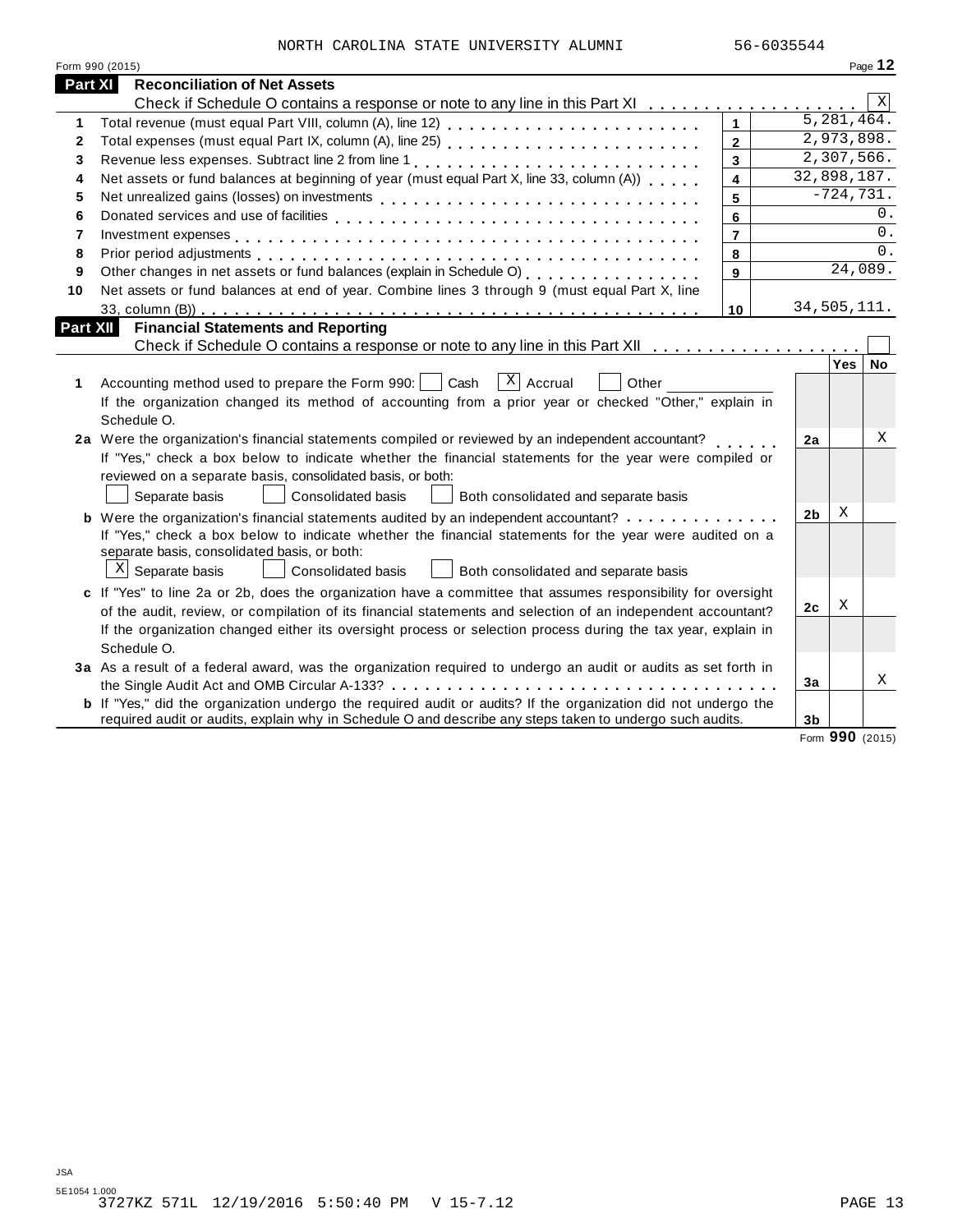NORTH CAROLINA STATE UNIVERSITY ALUMNI 56-6035544

Form 990 (2015) Page **12**

## Part XI Reconciliation of Net Assets

Check if Schedule O contains a response or note to any line in this Part XI . . . . . . . . . . . . . . . . . . [X]

| | | | |
|---|---|---|---|
| 1 | Total revenue (must equal Part VIII, column (A), line 12) | 1 | 5,281,464. |
| 2 | Total expenses (must equal Part IX, column (A), line 25) | 2 | 2,973,898. |
| 3 | Revenue less expenses. Subtract line 2 from line 1 | 3 | 2,307,566. |
| 4 | Net assets or fund balances at beginning of year (must equal Part X, line 33, column (A)) | 4 | 32,898,187. |
| 5 | Net unrealized gains (losses) on investments | 5 | -724,731. |
| 6 | Donated services and use of facilities | 6 | 0. |
| 7 | Investment expenses | 7 | 0. |
| 8 | Prior period adjustments | 8 | 0. |
| 9 | Other changes in net assets or fund balances (explain in Schedule O) | 9 | 24,089. |
| 10 | Net assets or fund balances at end of year. Combine lines 3 through 9 (must equal Part X, line 33, column (B)) | 10 | 34,505,111. |

## Part XII Financial Statements and Reporting

Check if Schedule O contains a response or note to any line in this Part XII . . . . . . . . . . . . . . . . . . [ ]

| | | | Yes | No |
|---|---|---|---|---|
| **1** | Accounting method used to prepare the Form 990: [ ] Cash [X] Accrual [ ] Other ____________<br>If the organization changed its method of accounting from a prior year or checked "Other," explain in Schedule O. | | | |
| **2a** | Were the organization's financial statements compiled or reviewed by an independent accountant?<br>If "Yes," check a box below to indicate whether the financial statements for the year were compiled or reviewed on a separate basis, consolidated basis, or both:<br>[ ] Separate basis [ ] Consolidated basis [ ] Both consolidated and separate basis | 2a | | X |
| **b** | Were the organization's financial statements audited by an independent accountant?<br>If "Yes," check a box below to indicate whether the financial statements for the year were audited on a separate basis, consolidated basis, or both:<br>[X] Separate basis [ ] Consolidated basis [ ] Both consolidated and separate basis | 2b | X | |
| **c** | If "Yes" to line 2a or 2b, does the organization have a committee that assumes responsibility for oversight of the audit, review, or compilation of its financial statements and selection of an independent accountant?<br>If the organization changed either its oversight process or selection process during the tax year, explain in Schedule O. | 2c | X | |
| **3a** | As a result of a federal award, was the organization required to undergo an audit or audits as set forth in the Single Audit Act and OMB Circular A-133? | 3a | | X |
| **b** | If "Yes," did the organization undergo the required audit or audits? If the organization did not undergo the required audit or audits, explain in Schedule O and describe any steps taken to undergo such audits. | 3b | | |

Form **990** (2015)

JSA
5E1054 1.000
3727KZ 571L 12/19/2016 5:50:40 PM V 15-7.12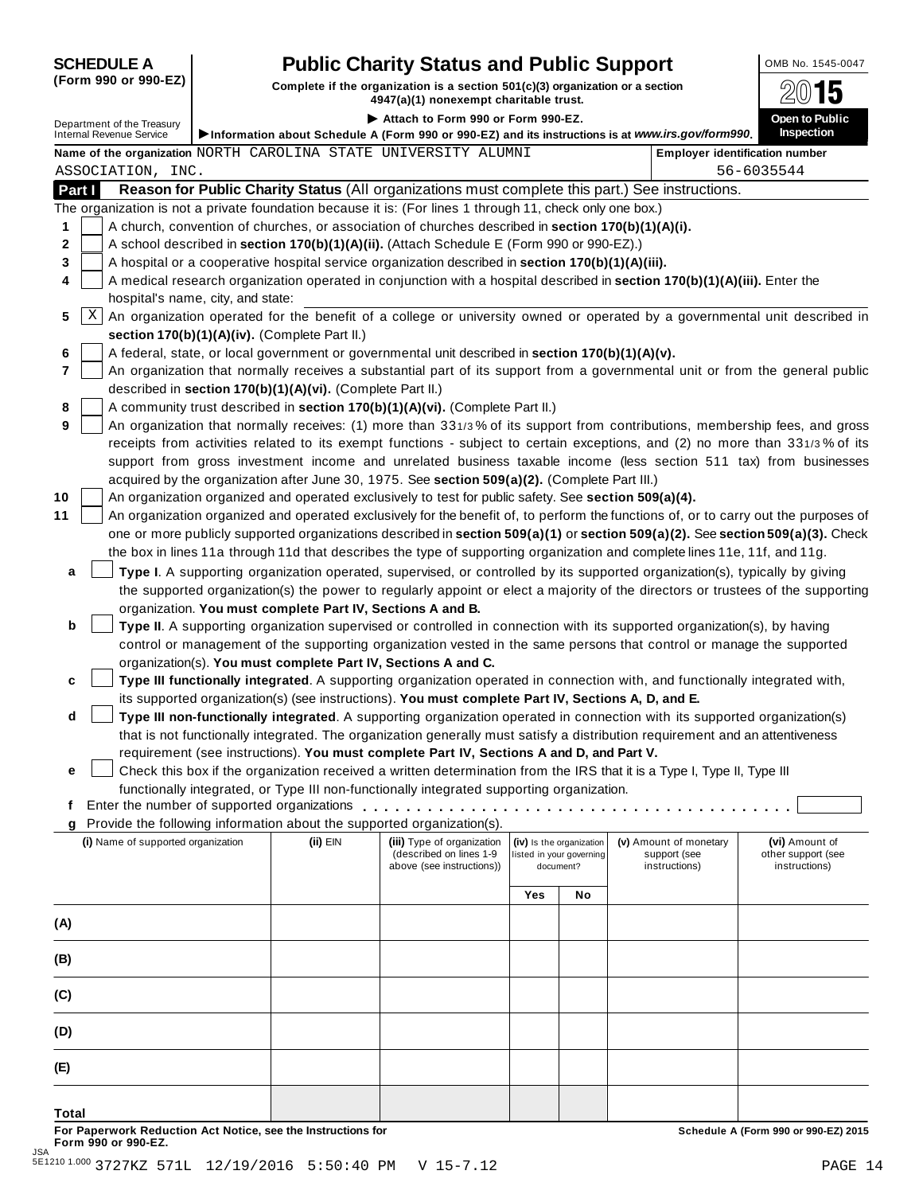**SCHEDULE A**
**(Form 990 or 990-EZ)**

Department of the Treasury
Internal Revenue Service

# Public Charity Status and Public Support

**Complete if the organization is a section 501(c)(3) organization or a section 4947(a)(1) nonexempt charitable trust.**

▶ **Attach to Form 990 or Form 990-EZ.**

▶ **Information about Schedule A (Form 990 or 990-EZ) and its instructions is at** ***www.irs.gov/form990.***

OMB No. 1545-0047

**2015**

**Open to Public Inspection**

**Name of the organization** NORTH CAROLINA STATE UNIVERSITY ALUMNI ASSOCIATION, INC.

**Employer identification number** 56-6035544

## Part I Reason for Public Charity Status (All organizations must complete this part.) See instructions.

The organization is not a private foundation because it is: (For lines 1 through 11, check only one box.)

1. [ ] A church, convention of churches, or association of churches described in **section 170(b)(1)(A)(i).**
2. [ ] A school described in **section 170(b)(1)(A)(ii).** (Attach Schedule E (Form 990 or 990-EZ).)
3. [ ] A hospital or a cooperative hospital service organization described in **section 170(b)(1)(A)(iii).**
4. [ ] A medical research organization operated in conjunction with a hospital described in **section 170(b)(1)(A)(iii).** Enter the hospital's name, city, and state:
5. [X] An organization operated for the benefit of a college or university owned or operated by a governmental unit described in **section 170(b)(1)(A)(iv).** (Complete Part II.)
6. [ ] A federal, state, or local government or governmental unit described in **section 170(b)(1)(A)(v).**
7. [ ] An organization that normally receives a substantial part of its support from a governmental unit or from the general public described in **section 170(b)(1)(A)(vi).** (Complete Part II.)
8. [ ] A community trust described in **section 170(b)(1)(A)(vi).** (Complete Part II.)
9. [ ] An organization that normally receives: (1) more than 33 1/3 % of its support from contributions, membership fees, and gross receipts from activities related to its exempt functions - subject to certain exceptions, and (2) no more than 33 1/3 % of its support from gross investment income and unrelated business taxable income (less section 511 tax) from businesses acquired by the organization after June 30, 1975. See **section 509(a)(2).** (Complete Part III.)
10. [ ] An organization organized and operated exclusively to test for public safety. See **section 509(a)(4).**
11. [ ] An organization organized and operated exclusively for the benefit of, to perform the functions of, or to carry out the purposes of one or more publicly supported organizations described in **section 509(a)(1)** or **section 509(a)(2).** See **section 509(a)(3).** Check the box in lines 11a through 11d that describes the type of supporting organization and complete lines 11e, 11f, and 11g.
   - **a** [ ] **Type I**. A supporting organization operated, supervised, or controlled by its supported organization(s), typically by giving the supported organization(s) the power to regularly appoint or elect a majority of the directors or trustees of the supporting organization. **You must complete Part IV, Sections A and B.**
   - **b** [ ] **Type II**. A supporting organization supervised or controlled in connection with its supported organization(s), by having control or management of the supporting organization vested in the same persons that control or manage the supported organization(s). **You must complete Part IV, Sections A and C.**
   - **c** [ ] **Type III functionally integrated**. A supporting organization operated in connection with, and functionally integrated with, its supported organization(s) (see instructions). **You must complete Part IV, Sections A, D, and E.**
   - **d** [ ] **Type III non-functionally integrated**. A supporting organization operated in connection with its supported organization(s) that is not functionally integrated. The organization generally must satisfy a distribution requirement and an attentiveness requirement (see instructions). **You must complete Part IV, Sections A and D, and Part V.**
   - **e** [ ] Check this box if the organization received a written determination from the IRS that it is a Type I, Type II, Type III functionally integrated, or Type III non-functionally integrated supporting organization.
   - **f** Enter the number of supported organizations . . . . . . . . . .
   - **g** Provide the following information about the supported organization(s).

| (i) Name of supported organization | (ii) EIN | (iii) Type of organization (described on lines 1-9 above (see instructions)) | (iv) Is the organization listed in your governing document? | | (v) Amount of monetary support (see instructions) | (vi) Amount of other support (see instructions) |
|---|---|---|---|---|---|---|
| | | | Yes | No | | |
| (A) | | | | | | |
| (B) | | | | | | |
| (C) | | | | | | |
| (D) | | | | | | |
| (E) | | | | | | |
| Total | | | | | | |

**For Paperwork Reduction Act Notice, see the Instructions for Form 990 or 990-EZ.**

**Schedule A (Form 990 or 990-EZ) 2015**

JSA
5E1210 1.000 3727KZ 571L 12/19/2016 5:50:40 PM V 15-7.12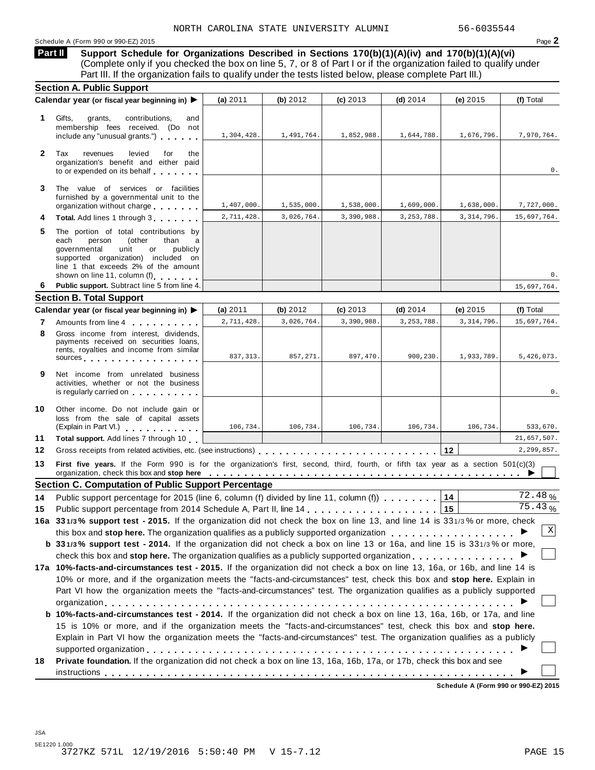NORTH CAROLINA STATE UNIVERSITY ALUMNI 56-6035544

Schedule A (Form 990 or 990-EZ) 2015

## Part II Support Schedule for Organizations Described in Sections 170(b)(1)(A)(iv) and 170(b)(1)(A)(vi)

(Complete only if you checked the box on line 5, 7, or 8 of Part I or if the organization failed to qualify under Part III. If the organization fails to qualify under the tests listed below, please complete Part III.)

### Section A. Public Support

| Calendar year (or fiscal year beginning in) ▶ | (a) 2011 | (b) 2012 | (c) 2013 | (d) 2014 | (e) 2015 | (f) Total |
|---|---|---|---|---|---|---|
| **1** Gifts, grants, contributions, and membership fees received. (Do not include any "unusual grants.") | 1,304,428. | 1,491,764. | 1,852,988. | 1,644,788. | 1,676,796. | 7,970,764. |
| **2** Tax revenues levied for the organization's benefit and either paid to or expended on its behalf | | | | | | 0. |
| **3** The value of services or facilities furnished by a governmental unit to the organization without charge | 1,407,000. | 1,535,000. | 1,538,000. | 1,609,000. | 1,638,000. | 7,727,000. |
| **4** **Total.** Add lines 1 through 3 | 2,711,428. | 3,026,764. | 3,390,988. | 3,253,788. | 3,314,796. | 15,697,764. |
| **5** The portion of total contributions by each person (other than a governmental unit or publicly supported organization) included on line 1 that exceeds 2% of the amount shown on line 11, column (f) | | | | | | 0. |
| **6** **Public support.** Subtract line 5 from line 4. | | | | | | 15,697,764. |

### Section B. Total Support

| Calendar year (or fiscal year beginning in) ▶ | (a) 2011 | (b) 2012 | (c) 2013 | (d) 2014 | (e) 2015 | (f) Total |
|---|---|---|---|---|---|---|
| **7** Amounts from line 4 | 2,711,428. | 3,026,764. | 3,390,988. | 3,253,788. | 3,314,796. | 15,697,764. |
| **8** Gross income from interest, dividends, payments received on securities loans, rents, royalties and income from similar sources | 837,313. | 857,271. | 897,470. | 900,230. | 1,933,789. | 5,426,073. |
| **9** Net income from unrelated business activities, whether or not the business is regularly carried on | | | | | | 0. |
| **10** Other income. Do not include gain or loss from the sale of capital assets (Explain in Part VI.) | 106,734. | 106,734. | 106,734. | 106,734. | 106,734. | 533,670. |
| **11** **Total support.** Add lines 7 through 10 | | | | | | 21,657,507. |

**12** Gross receipts from related activities, etc. (see instructions) **12** 2,299,857.

**13** **First five years.** If the Form 990 is for the organization's first, second, third, fourth, or fifth tax year as a section 501(c)(3) organization, check this box and **stop here** ▶ ☐

### Section C. Computation of Public Support Percentage

**14** Public support percentage for 2015 (line 6, column (f) divided by line 11, column (f)) **14** 72.48 %

**15** Public support percentage from 2014 Schedule A, Part II, line 14 **15** 75.43 %

**16a** **33 1/3% support test - 2015.** If the organization did not check the box on line 13, and line 14 is 33 1/3% or more, check this box and **stop here.** The organization qualifies as a publicly supported organization ▶ ☒

**b** **33 1/3% support test - 2014.** If the organization did not check a box on line 13 or 16a, and line 15 is 33 1/3% or more, check this box and **stop here.** The organization qualifies as a publicly supported organization ▶ ☐

**17a** **10%-facts-and-circumstances test - 2015.** If the organization did not check a box on line 13, 16a, or 16b, and line 14 is 10% or more, and if the organization meets the "facts-and-circumstances" test, check this box and **stop here.** Explain in Part VI how the organization meets the "facts-and-circumstances" test. The organization qualifies as a publicly supported organization ▶ ☐

**b** **10%-facts-and-circumstances test - 2014.** If the organization did not check a box on line 13, 16a, 16b, or 17a, and line 15 is 10% or more, and if the organization meets the "facts-and-circumstances" test, check this box and **stop here.** Explain in Part VI how the organization meets the "facts-and-circumstances" test. The organization qualifies as a publicly supported organization ▶ ☐

**18** **Private foundation.** If the organization did not check a box on line 13, 16a, 16b, 17a, or 17b, check this box and see instructions ▶ ☐

**Schedule A (Form 990 or 990-EZ) 2015**

JSA
5E1220 1.000
3727KZ 571L 12/19/2016 5:50:40 PM V 15-7.12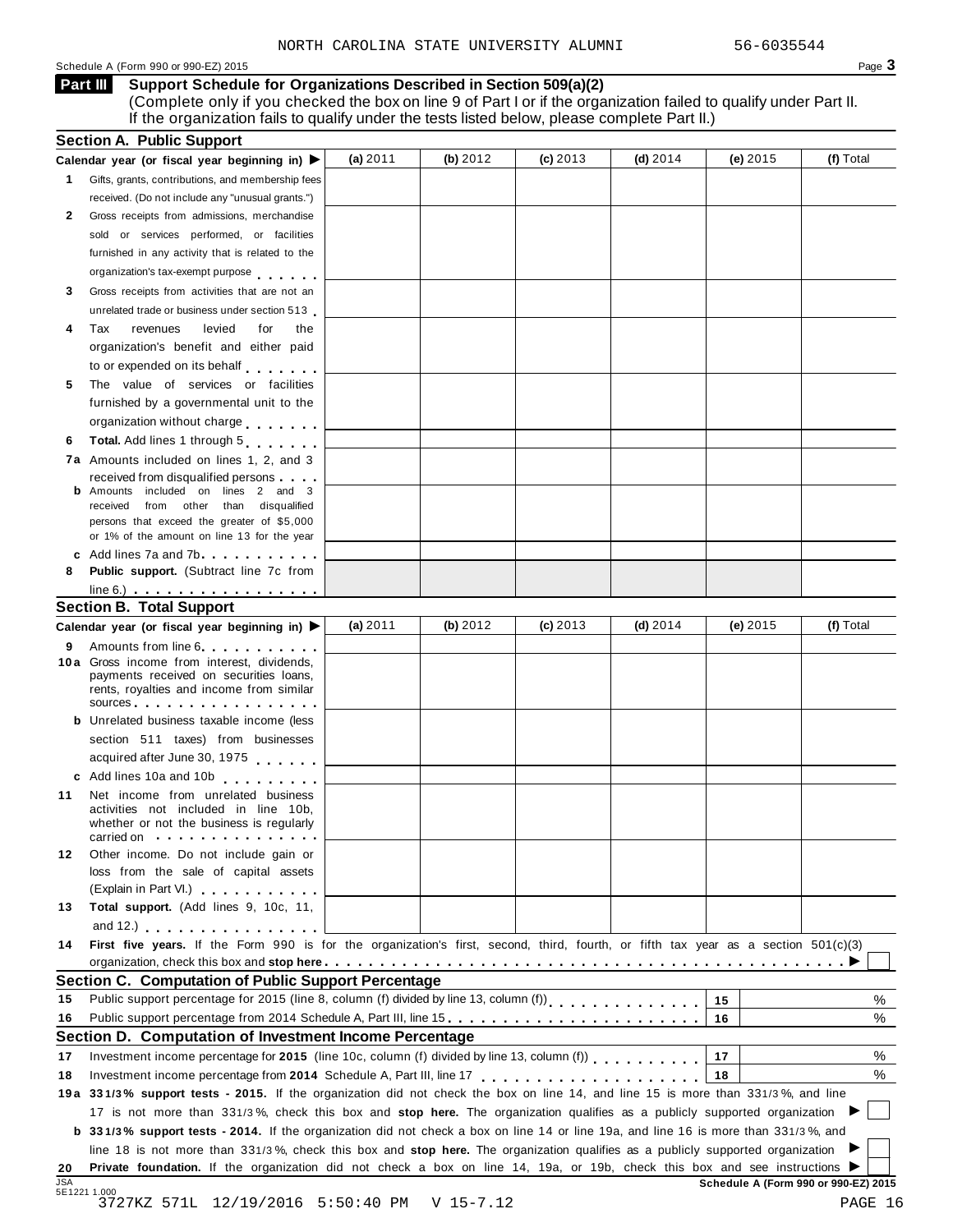NORTH CAROLINA STATE UNIVERSITY ALUMNI 56-6035544

Schedule A (Form 990 or 990-EZ) 2015

## Part III Support Schedule for Organizations Described in Section 509(a)(2)

(Complete only if you checked the box on line 9 of Part I or if the organization failed to qualify under Part II. If the organization fails to qualify under the tests listed below, please complete Part II.)

### Section A. Public Support

| Calendar year (or fiscal year beginning in) ▶ | (a) 2011 | (b) 2012 | (c) 2013 | (d) 2014 | (e) 2015 | (f) Total |
|---|---|---|---|---|---|---|
| **1** Gifts, grants, contributions, and membership fees received. (Do not include any "unusual grants.") | | | | | | |
| **2** Gross receipts from admissions, merchandise sold or services performed, or facilities furnished in any activity that is related to the organization's tax-exempt purpose | | | | | | |
| **3** Gross receipts from activities that are not an unrelated trade or business under section 513 | | | | | | |
| **4** Tax revenues levied for the organization's benefit and either paid to or expended on its behalf | | | | | | |
| **5** The value of services or facilities furnished by a governmental unit to the organization without charge | | | | | | |
| **6** **Total.** Add lines 1 through 5 | | | | | | |
| **7a** Amounts included on lines 1, 2, and 3 received from disqualified persons | | | | | | |
| **b** Amounts included on lines 2 and 3 received from other than disqualified persons that exceed the greater of $5,000 or 1% of the amount on line 13 for the year | | | | | | |
| **c** Add lines 7a and 7b | | | | | | |
| **8** **Public support.** (Subtract line 7c from line 6.) | | | | | | |

### Section B. Total Support

| Calendar year (or fiscal year beginning in) ▶ | (a) 2011 | (b) 2012 | (c) 2013 | (d) 2014 | (e) 2015 | (f) Total |
|---|---|---|---|---|---|---|
| **9** Amounts from line 6 | | | | | | |
| **10a** Gross income from interest, dividends, payments received on securities loans, rents, royalties and income from similar sources | | | | | | |
| **b** Unrelated business taxable income (less section 511 taxes) from businesses acquired after June 30, 1975 | | | | | | |
| **c** Add lines 10a and 10b | | | | | | |
| **11** Net income from unrelated business activities not included in line 10b, whether or not the business is regularly carried on | | | | | | |
| **12** Other income. Do not include gain or loss from the sale of capital assets (Explain in Part VI.) | | | | | | |
| **13** **Total support.** (Add lines 9, 10c, 11, and 12.) | | | | | | |

**14** **First five years.** If the Form 990 is for the organization's first, second, third, fourth, or fifth tax year as a section 501(c)(3) organization, check this box and **stop here** ▶ ☐

### Section C. Computation of Public Support Percentage

| | | | |
|---|---|---|---|
| **15** | Public support percentage for 2015 (line 8, column (f) divided by line 13, column (f)) | **15** | % |
| **16** | Public support percentage from 2014 Schedule A, Part III, line 15 | **16** | % |

### Section D. Computation of Investment Income Percentage

| | | | |
|---|---|---|---|
| **17** | Investment income percentage for **2015** (line 10c, column (f) divided by line 13, column (f)) | **17** | % |
| **18** | Investment income percentage from **2014** Schedule A, Part III, line 17 | **18** | % |

**19a** **33 1/3% support tests - 2015.** If the organization did not check the box on line 14, and line 15 is more than 33 1/3%, and line 17 is not more than 33 1/3%, check this box and **stop here.** The organization qualifies as a publicly supported organization ▶ ☐

**b** **33 1/3% support tests - 2014.** If the organization did not check a box on line 14 or line 19a, and line 16 is more than 33 1/3%, and line 18 is not more than 33 1/3%, check this box and **stop here.** The organization qualifies as a publicly supported organization ▶ ☐

**20** **Private foundation.** If the organization did not check a box on line 14, 19a, or 19b, check this box and see instructions ▶ ☐

**Schedule A (Form 990 or 990-EZ) 2015**

JSA 5E1221 1.000

3727KZ 571L 12/19/2016 5:50:40 PM V 15-7.12 PAGE 16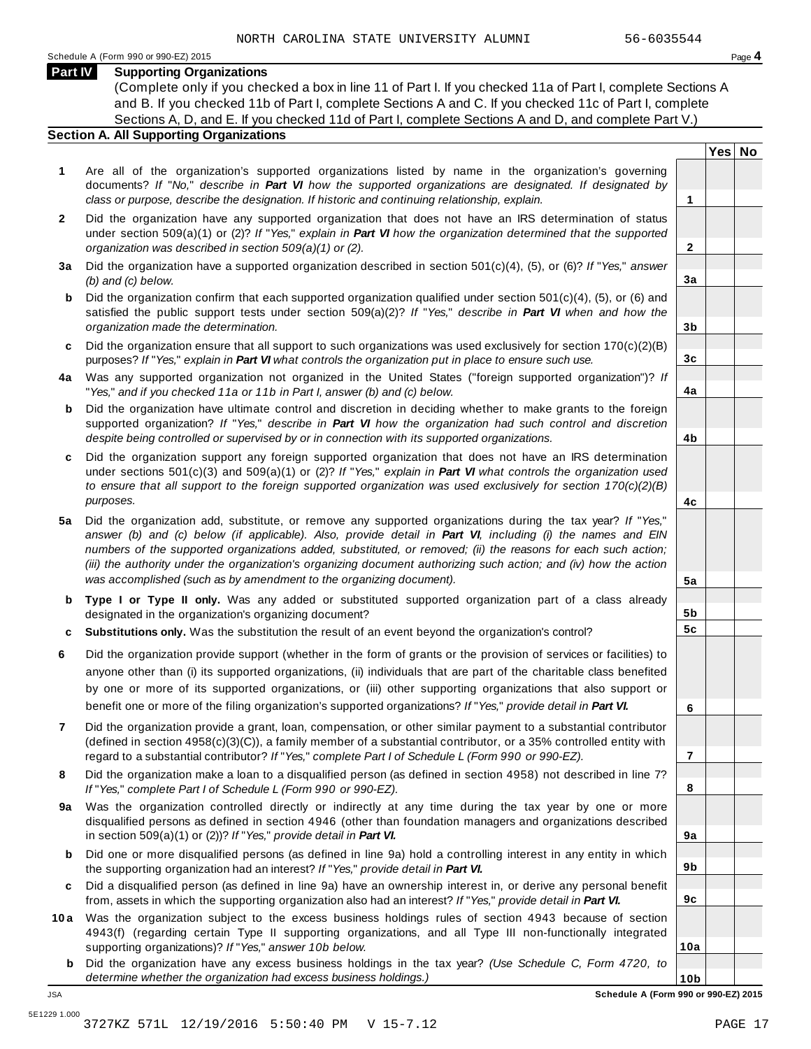NORTH CAROLINA STATE UNIVERSITY ALUMNI 56-6035544

Schedule A (Form 990 or 990-EZ) 2015

## Part IV Supporting Organizations

(Complete only if you checked a box in line 11 of Part I. If you checked 11a of Part I, complete Sections A and B. If you checked 11b of Part I, complete Sections A and C. If you checked 11c of Part I, complete Sections A, D, and E. If you checked 11d of Part I, complete Sections A and D, and complete Part V.)

### Section A. All Supporting Organizations

| | | | Yes | No |
|---|---|---|---|---|
| **1** | Are all of the organization's supported organizations listed by name in the organization's governing documents? *If "No," describe in **Part VI** how the supported organizations are designated. If designated by class or purpose, describe the designation. If historic and continuing relationship, explain.* | 1 | | |
| **2** | Did the organization have any supported organization that does not have an IRS determination of status under section 509(a)(1) or (2)? *If "Yes," explain in **Part VI** how the organization determined that the supported organization was described in section 509(a)(1) or (2).* | 2 | | |
| **3a** | Did the organization have a supported organization described in section 501(c)(4), (5), or (6)? *If "Yes," answer (b) and (c) below.* | 3a | | |
| **b** | Did the organization confirm that each supported organization qualified under section 501(c)(4), (5), or (6) and satisfied the public support tests under section 509(a)(2)? *If "Yes," describe in **Part VI** when and how the organization made the determination.* | 3b | | |
| **c** | Did the organization ensure that all support to such organizations was used exclusively for section 170(c)(2)(B) purposes? *If "Yes," explain in **Part VI** what controls the organization put in place to ensure such use.* | 3c | | |
| **4a** | Was any supported organization not organized in the United States ("foreign supported organization")? *If "Yes," and if you checked 11a or 11b in Part I, answer (b) and (c) below.* | 4a | | |
| **b** | Did the organization have ultimate control and discretion in deciding whether to make grants to the foreign supported organization? *If "Yes," describe in **Part VI** how the organization had such control and discretion despite being controlled or supervised by or in connection with its supported organizations.* | 4b | | |
| **c** | Did the organization support any foreign supported organization that does not have an IRS determination under sections 501(c)(3) and 509(a)(1) or (2)? *If "Yes," explain in **Part VI** what controls the organization used to ensure that all support to the foreign supported organization was used exclusively for section 170(c)(2)(B) purposes.* | 4c | | |
| **5a** | Did the organization add, substitute, or remove any supported organizations during the tax year? *If "Yes," answer (b) and (c) below (if applicable). Also, provide detail in **Part VI**, including (i) the names and EIN numbers of the supported organizations added, substituted, or removed; (ii) the reasons for each such action; (iii) the authority under the organization's organizing document authorizing such action; and (iv) how the action was accomplished (such as by amendment to the organizing document).* | 5a | | |
| **b** | **Type I or Type II only.** Was any added or substituted supported organization part of a class already designated in the organization's organizing document? | 5b | | |
| **c** | **Substitutions only.** Was the substitution the result of an event beyond the organization's control? | 5c | | |
| **6** | Did the organization provide support (whether in the form of grants or the provision of services or facilities) to anyone other than (i) its supported organizations, (ii) individuals that are part of the charitable class benefited by one or more of its supported organizations, or (iii) other supporting organizations that also support or benefit one or more of the filing organization's supported organizations? *If "Yes," provide detail in **Part VI.*** | 6 | | |
| **7** | Did the organization provide a grant, loan, compensation, or other similar payment to a substantial contributor (defined in section 4958(c)(3)(C)), a family member of a substantial contributor, or a 35% controlled entity with regard to a substantial contributor? *If "Yes," complete Part I of Schedule L (Form 990 or 990-EZ).* | 7 | | |
| **8** | Did the organization make a loan to a disqualified person (as defined in section 4958) not described in line 7? *If "Yes," complete Part I of Schedule L (Form 990 or 990-EZ).* | 8 | | |
| **9a** | Was the organization controlled directly or indirectly at any time during the tax year by one or more disqualified persons as defined in section 4946 (other than foundation managers and organizations described in section 509(a)(1) or (2))? *If "Yes," provide detail in **Part VI.*** | 9a | | |
| **b** | Did one or more disqualified persons (as defined in line 9a) hold a controlling interest in any entity in which the supporting organization had an interest? *If "Yes," provide detail in **Part VI.*** | 9b | | |
| **c** | Did a disqualified person (as defined in line 9a) have an ownership interest in, or derive any personal benefit from, assets in which the supporting organization also had an interest? *If "Yes," provide detail in **Part VI.*** | 9c | | |
| **10a** | Was the organization subject to the excess business holdings rules of section 4943 because of section 4943(f) (regarding certain Type II supporting organizations, and all Type III non-functionally integrated supporting organizations)? *If "Yes," answer 10b below.* | 10a | | |
| **b** | Did the organization have any excess business holdings in the tax year? *(Use Schedule C, Form 4720, to determine whether the organization had excess business holdings.)* | 10b | | |

JSA

**Schedule A (Form 990 or 990-EZ) 2015**

5E1229 1.000

3727KZ 571L 12/19/2016 5:50:40 PM V 15-7.12 PAGE 17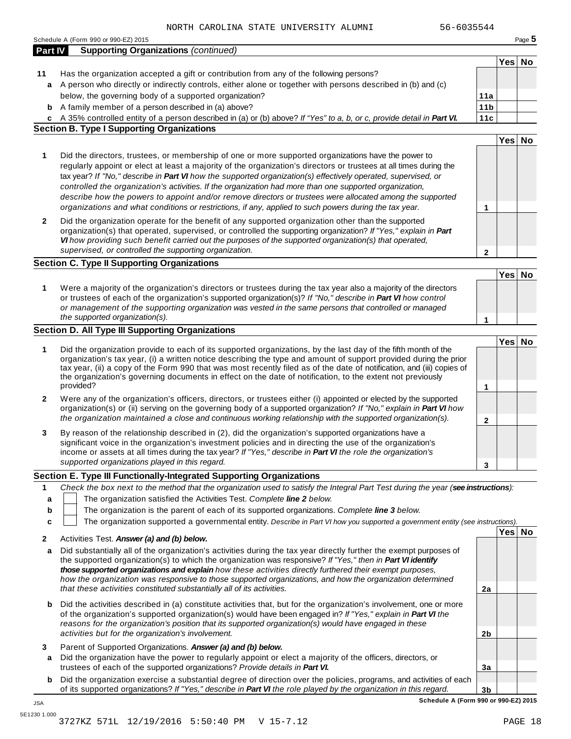NORTH CAROLINA STATE UNIVERSITY ALUMNI 56-6035544

Schedule A (Form 990 or 990-EZ) 2015

## Part IV Supporting Organizations *(continued)*

| | | | Yes | No |
|---|---|---|---|---|
| **11** | Has the organization accepted a gift or contribution from any of the following persons? | | | |
| **a** | A person who directly or indirectly controls, either alone or together with persons described in (b) and (c) below, the governing body of a supported organization? | **11a** | | |
| **b** | A family member of a person described in (a) above? | **11b** | | |
| **c** | A 35% controlled entity of a person described in (a) or (b) above? *If "Yes" to a, b, or c, provide detail in **Part VI.*** | **11c** | | |

### Section B. Type I Supporting Organizations

| | | | Yes | No |
|---|---|---|---|---|
| **1** | Did the directors, trustees, or membership of one or more supported organizations have the power to regularly appoint or elect at least a majority of the organization's directors or trustees at all times during the tax year? *If "No," describe in **Part VI** how the supported organization(s) effectively operated, supervised, or controlled the organization's activities. If the organization had more than one supported organization, describe how the powers to appoint and/or remove directors or trustees were allocated among the supported organizations and what conditions or restrictions, if any, applied to such powers during the tax year.* | **1** | | |
| **2** | Did the organization operate for the benefit of any supported organization other than the supported organization(s) that operated, supervised, or controlled the supporting organization? *If "Yes," explain in **Part VI** how providing such benefit carried out the purposes of the supported organization(s) that operated, supervised, or controlled the supporting organization.* | **2** | | |

### Section C. Type II Supporting Organizations

| | | | Yes | No |
|---|---|---|---|---|
| **1** | Were a majority of the organization's directors or trustees during the tax year also a majority of the directors or trustees of each of the organization's supported organization(s)? *If "No," describe in **Part VI** how control or management of the supporting organization was vested in the same persons that controlled or managed the supported organization(s).* | **1** | | |

### Section D. All Type III Supporting Organizations

| | | | Yes | No |
|---|---|---|---|---|
| **1** | Did the organization provide to each of its supported organizations, by the last day of the fifth month of the organization's tax year, (i) a written notice describing the type and amount of support provided during the prior tax year, (ii) a copy of the Form 990 that was most recently filed as of the date of notification, and (iii) copies of the organization's governing documents in effect on the date of notification, to the extent not previously provided? | **1** | | |
| **2** | Were any of the organization's officers, directors, or trustees either (i) appointed or elected by the supported organization(s) or (ii) serving on the governing body of a supported organization? *If "No," explain in **Part VI** how the organization maintained a close and continuous working relationship with the supported organization(s).* | **2** | | |
| **3** | By reason of the relationship described in (2), did the organization's supported organizations have a significant voice in the organization's investment policies and in directing the use of the organization's income or assets at all times during the tax year? *If "Yes," describe in **Part VI** the role the organization's supported organizations played in this regard.* | **3** | | |

### Section E. Type III Functionally-Integrated Supporting Organizations

**1** *Check the box next to the method that the organization used to satisfy the Integral Part Test during the year (**see instructions**):*

- **a** ☐ The organization satisfied the Activities Test. *Complete **line 2** below.*
- **b** ☐ The organization is the parent of each of its supported organizations. *Complete **line 3** below.*
- **c** ☐ The organization supported a governmental entity. *Describe in Part VI how you supported a government entity (see instructions).*

| | | | Yes | No |
|---|---|---|---|---|
| **2** | Activities Test. ***Answer (a) and (b) below.*** | | | |
| **a** | Did substantially all of the organization's activities during the tax year directly further the exempt purposes of the supported organization(s) to which the organization was responsive? *If "Yes," then in **Part VI identify those supported organizations and explain** how these activities directly furthered their exempt purposes, how the organization was responsive to those supported organizations, and how the organization determined that these activities constituted substantially all of its activities.* | **2a** | | |
| **b** | Did the activities described in (a) constitute activities that, but for the organization's involvement, one or more of the organization's supported organization(s) would have been engaged in? *If "Yes," explain in **Part VI** the reasons for the organization's position that its supported organization(s) would have engaged in these activities but for the organization's involvement.* | **2b** | | |
| **3** | Parent of Supported Organizations. ***Answer (a) and (b) below.*** | | | |
| **a** | Did the organization have the power to regularly appoint or elect a majority of the officers, directors, or trustees of each of the supported organizations? *Provide details in **Part VI.*** | **3a** | | |
| **b** | Did the organization exercise a substantial degree of direction over the policies, programs, and activities of each of its supported organizations? *If "Yes," describe in **Part VI** the role played by the organization in this regard.* | **3b** | | |

**Schedule A (Form 990 or 990-EZ) 2015**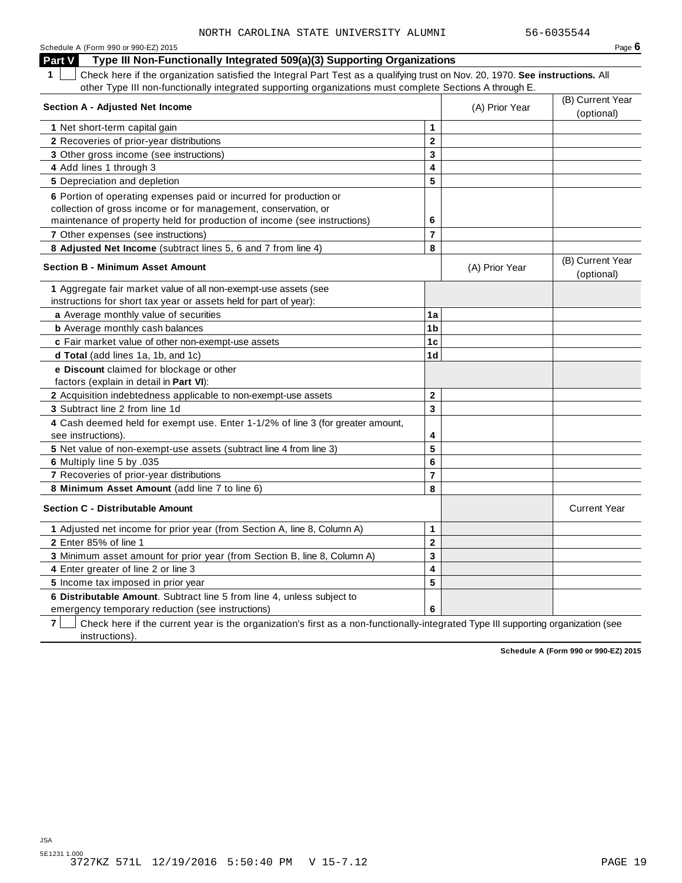NORTH CAROLINA STATE UNIVERSITY ALUMNI 56-6035544

Schedule A (Form 990 or 990-EZ) 2015 Page **6**

## Part V Type III Non-Functionally Integrated 509(a)(3) Supporting Organizations

**1** ☐ Check here if the organization satisfied the Integral Part Test as a qualifying trust on Nov. 20, 1970. **See instructions.** All other Type III non-functionally integrated supporting organizations must complete Sections A through E.

| **Section A - Adjusted Net Income** | | (A) Prior Year | (B) Current Year (optional) |
|---|---|---|---|
| **1** Net short-term capital gain | 1 | | |
| **2** Recoveries of prior-year distributions | 2 | | |
| **3** Other gross income (see instructions) | 3 | | |
| **4** Add lines 1 through 3 | 4 | | |
| **5** Depreciation and depletion | 5 | | |
| **6** Portion of operating expenses paid or incurred for production or collection of gross income or for management, conservation, or maintenance of property held for production of income (see instructions) | 6 | | |
| **7** Other expenses (see instructions) | 7 | | |
| **8 Adjusted Net Income** (subtract lines 5, 6 and 7 from line 4) | 8 | | |

| **Section B - Minimum Asset Amount** | | (A) Prior Year | (B) Current Year (optional) |
|---|---|---|---|
| **1** Aggregate fair market value of all non-exempt-use assets (see instructions for short tax year or assets held for part of year): | | | |
| **a** Average monthly value of securities | 1a | | |
| **b** Average monthly cash balances | 1b | | |
| **c** Fair market value of other non-exempt-use assets | 1c | | |
| **d Total** (add lines 1a, 1b, and 1c) | 1d | | |
| **e Discount** claimed for blockage or other factors (explain in detail in **Part VI**): | | | |
| **2** Acquisition indebtedness applicable to non-exempt-use assets | 2 | | |
| **3** Subtract line 2 from line 1d | 3 | | |
| **4** Cash deemed held for exempt use. Enter 1-1/2% of line 3 (for greater amount, see instructions). | 4 | | |
| **5** Net value of non-exempt-use assets (subtract line 4 from line 3) | 5 | | |
| **6** Multiply line 5 by .035 | 6 | | |
| **7** Recoveries of prior-year distributions | 7 | | |
| **8 Minimum Asset Amount** (add line 7 to line 6) | 8 | | |

| **Section C - Distributable Amount** | | | Current Year |
|---|---|---|---|
| **1** Adjusted net income for prior year (from Section A, line 8, Column A) | 1 | | |
| **2** Enter 85% of line 1 | 2 | | |
| **3** Minimum asset amount for prior year (from Section B, line 8, Column A) | 3 | | |
| **4** Enter greater of line 2 or line 3 | 4 | | |
| **5** Income tax imposed in prior year | 5 | | |
| **6 Distributable Amount**. Subtract line 5 from line 4, unless subject to emergency temporary reduction (see instructions) | 6 | | |

**7** ☐ Check here if the current year is the organization's first as a non-functionally-integrated Type III supporting organization (see instructions).

**Schedule A (Form 990 or 990-EZ) 2015**

JSA
5E1231 1.000
3727KZ 571L 12/19/2016 5:50:40 PM V 15-7.12 PAGE 19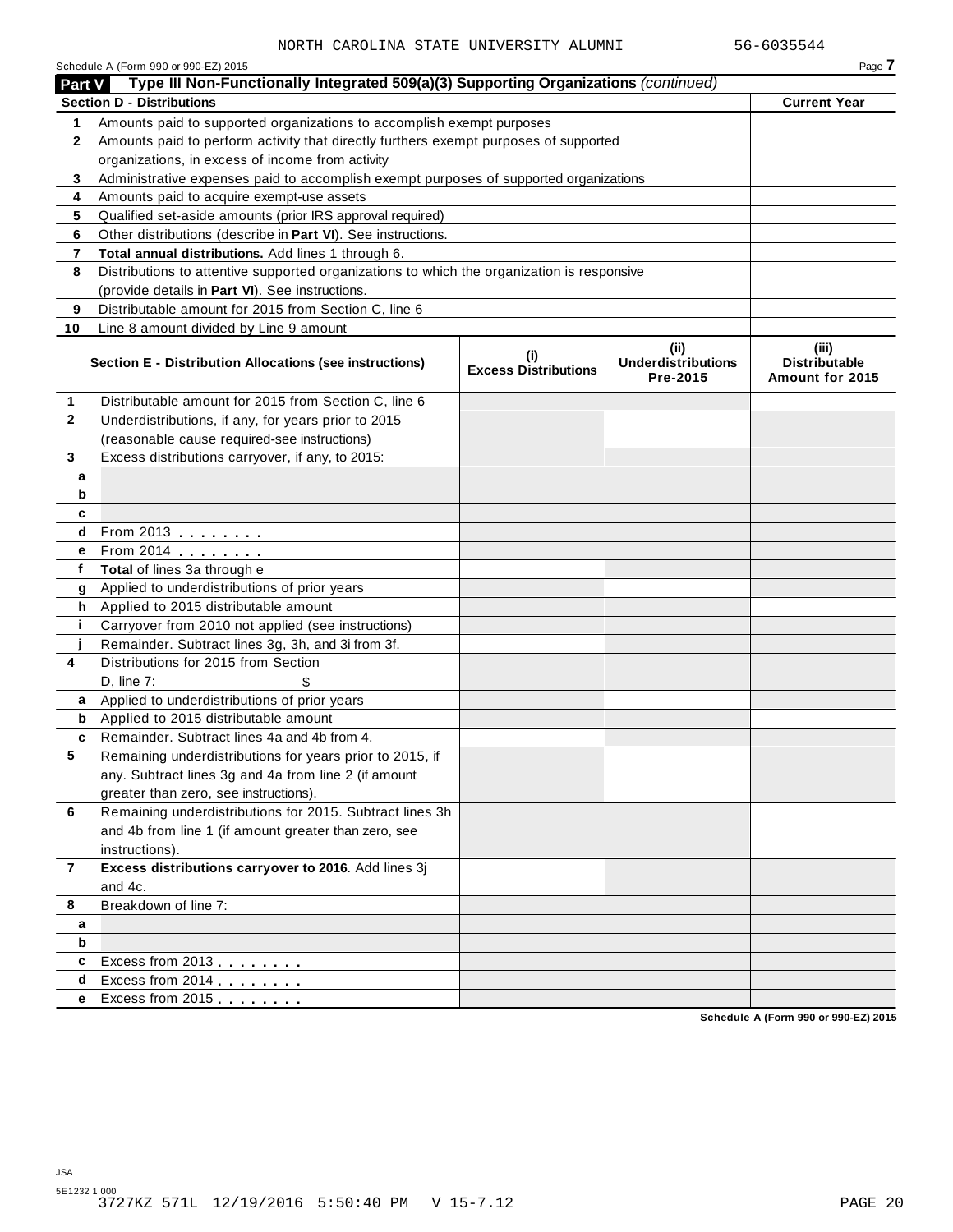NORTH CAROLINA STATE UNIVERSITY ALUMNI 56-6035544

Schedule A (Form 990 or 990-EZ) 2015 Page **7**

## Part V Type III Non-Functionally Integrated 509(a)(3) Supporting Organizations *(continued)*

| **Section D - Distributions** | | **Current Year** |
|---|---|---|
| **1** | Amounts paid to supported organizations to accomplish exempt purposes | |
| **2** | Amounts paid to perform activity that directly furthers exempt purposes of supported organizations, in excess of income from activity | |
| **3** | Administrative expenses paid to accomplish exempt purposes of supported organizations | |
| **4** | Amounts paid to acquire exempt-use assets | |
| **5** | Qualified set-aside amounts (prior IRS approval required) | |
| **6** | Other distributions (describe in **Part VI**). See instructions. | |
| **7** | **Total annual distributions.** Add lines 1 through 6. | |
| **8** | Distributions to attentive supported organizations to which the organization is responsive (provide details in **Part VI**). See instructions. | |
| **9** | Distributable amount for 2015 from Section C, line 6 | |
| **10** | Line 8 amount divided by Line 9 amount | |

| | **Section E - Distribution Allocations (see instructions)** | **(i) Excess Distributions** | **(ii) Underdistributions Pre-2015** | **(iii) Distributable Amount for 2015** |
|---|---|---|---|---|
| **1** | Distributable amount for 2015 from Section C, line 6 | | | |
| **2** | Underdistributions, if any, for years prior to 2015 (reasonable cause required-see instructions) | | | |
| **3** | Excess distributions carryover, if any, to 2015: | | | |
| **a** | | | | |
| **b** | | | | |
| **c** | | | | |
| **d** | From 2013 . . . . . . . . | | | |
| **e** | From 2014 . . . . . . . . | | | |
| **f** | **Total** of lines 3a through e | | | |
| **g** | Applied to underdistributions of prior years | | | |
| **h** | Applied to 2015 distributable amount | | | |
| **i** | Carryover from 2010 not applied (see instructions) | | | |
| **j** | Remainder. Subtract lines 3g, 3h, and 3i from 3f. | | | |
| **4** | Distributions for 2015 from Section D, line 7: $ | | | |
| **a** | Applied to underdistributions of prior years | | | |
| **b** | Applied to 2015 distributable amount | | | |
| **c** | Remainder. Subtract lines 4a and 4b from 4. | | | |
| **5** | Remaining underdistributions for years prior to 2015, if any. Subtract lines 3g and 4a from line 2 (if amount greater than zero, see instructions). | | | |
| **6** | Remaining underdistributions for 2015. Subtract lines 3h and 4b from line 1 (if amount greater than zero, see instructions). | | | |
| **7** | **Excess distributions carryover to 2016**. Add lines 3j and 4c. | | | |
| **8** | Breakdown of line 7: | | | |
| **a** | | | | |
| **b** | | | | |
| **c** | Excess from 2013 . . . . . . . . | | | |
| **d** | Excess from 2014 . . . . . . . . | | | |
| **e** | Excess from 2015 . . . . . . . . | | | |

**Schedule A (Form 990 or 990-EZ) 2015**

JSA
5E1232 1.000
3727KZ 571L 12/19/2016 5:50:40 PM V 15-7.12 PAGE 20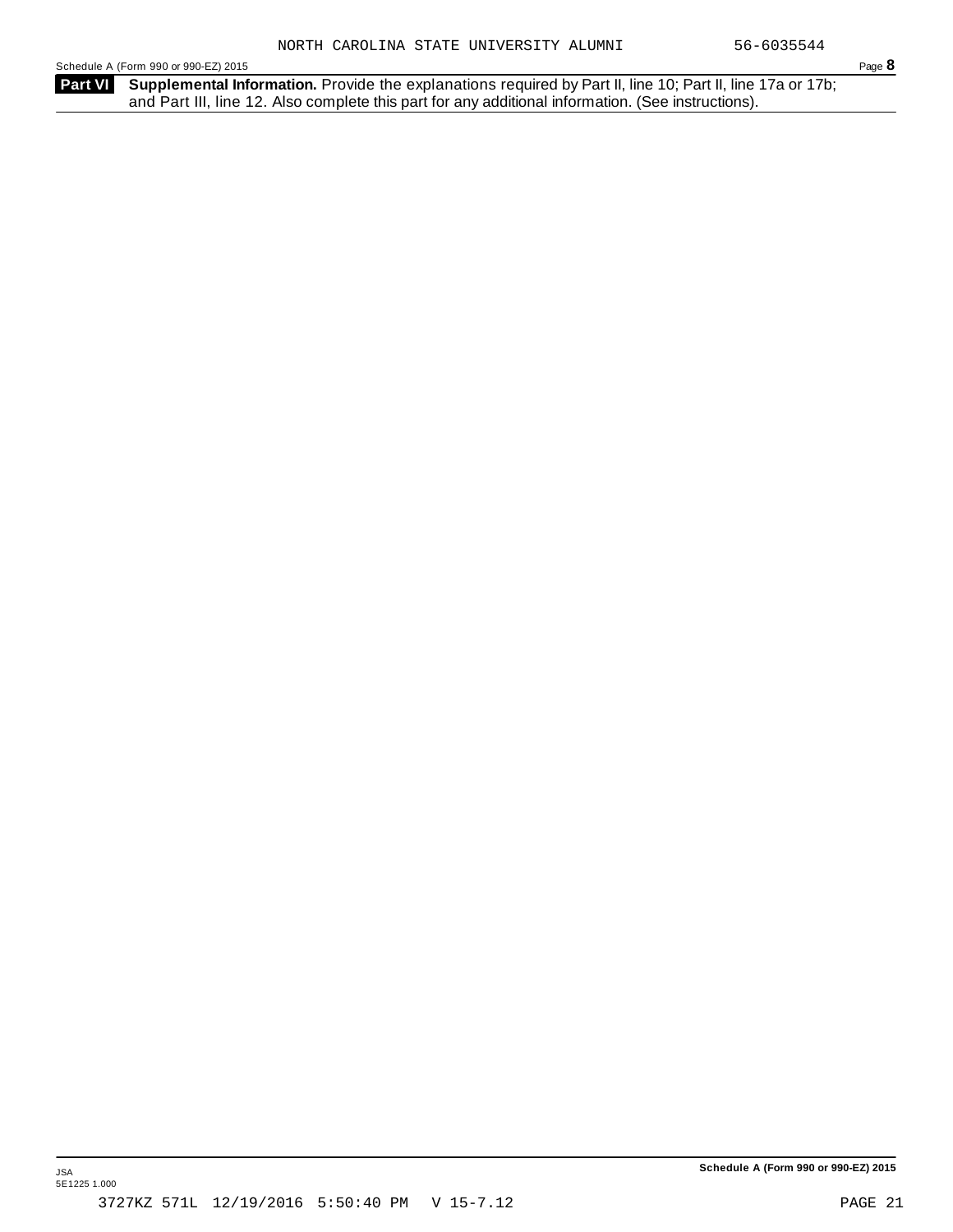NORTH CAROLINA STATE UNIVERSITY ALUMNI 56-6035544

**Part VI** **Supplemental Information.** Provide the explanations required by Part II, line 10; Part II, line 17a or 17b; and Part III, line 12. Also complete this part for any additional information. (See instructions).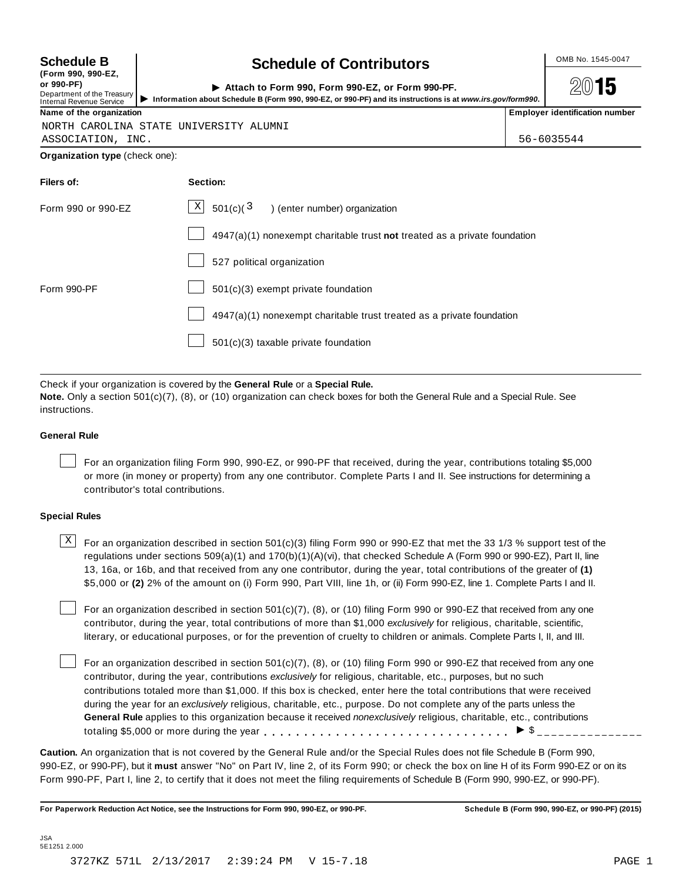**Schedule B**
**(Form 990, 990-EZ, or 990-PF)**
Department of the Treasury
Internal Revenue Service

# Schedule of Contributors

▶ **Attach to Form 990, Form 990-EZ, or Form 990-PF.**
▶ **Information about Schedule B (Form 990, 990-EZ, or 990-PF) and its instructions is at *www.irs.gov/form990*.**

OMB No. 1545-0047

**2015**

| Name of the organization | Employer identification number |
|---|---|
| NORTH CAROLINA STATE UNIVERSITY ALUMNI ASSOCIATION, INC. | 56-6035544 |

**Organization type** (check one):

| Filers of: | Section: |
|---|---|
| Form 990 or 990-EZ | [X] 501(c)( 3 ) (enter number) organization |
| | [ ] 4947(a)(1) nonexempt charitable trust **not** treated as a private foundation |
| | [ ] 527 political organization |
| Form 990-PF | [ ] 501(c)(3) exempt private foundation |
| | [ ] 4947(a)(1) nonexempt charitable trust treated as a private foundation |
| | [ ] 501(c)(3) taxable private foundation |

Check if your organization is covered by the **General Rule** or a **Special Rule.**

**Note.** Only a section 501(c)(7), (8), or (10) organization can check boxes for both the General Rule and a Special Rule. See instructions.

### General Rule

[ ] For an organization filing Form 990, 990-EZ, or 990-PF that received, during the year, contributions totaling $5,000 or more (in money or property) from any one contributor. Complete Parts I and II. See instructions for determining a contributor's total contributions.

### Special Rules

[X] For an organization described in section 501(c)(3) filing Form 990 or 990-EZ that met the 33 1/3 % support test of the regulations under sections 509(a)(1) and 170(b)(1)(A)(vi), that checked Schedule A (Form 990 or 990-EZ), Part II, line 13, 16a, or 16b, and that received from any one contributor, during the year, total contributions of the greater of **(1)** $5,000 or **(2)** 2% of the amount on (i) Form 990, Part VIII, line 1h, or (ii) Form 990-EZ, line 1. Complete Parts I and II.

[ ] For an organization described in section 501(c)(7), (8), or (10) filing Form 990 or 990-EZ that received from any one contributor, during the year, total contributions of more than $1,000 *exclusively* for religious, charitable, scientific, literary, or educational purposes, or for the prevention of cruelty to children or animals. Complete Parts I, II, and III.

[ ] For an organization described in section 501(c)(7), (8), or (10) filing Form 990 or 990-EZ that received from any one contributor, during the year, contributions *exclusively* for religious, charitable, etc., purposes, but no such contributions totaled more than $1,000. If this box is checked, enter here the total contributions that were received during the year for an *exclusively* religious, charitable, etc., purpose. Do not complete any of the parts unless the **General Rule** applies to this organization because it received *nonexclusively* religious, charitable, etc., contributions totaling $5,000 or more during the year . . . . . . . . . . . . . . . . . . . . . . . . . . . . . ▶ $ _______________

**Caution.** An organization that is not covered by the General Rule and/or the Special Rules does not file Schedule B (Form 990, 990-EZ, or 990-PF), but it **must** answer "No" on Part IV, line 2, of its Form 990; or check the box on line H of its Form 990-EZ or on its Form 990-PF, Part I, line 2, to certify that it does not meet the filing requirements of Schedule B (Form 990, 990-EZ, or 990-PF).

**For Paperwork Reduction Act Notice, see the Instructions for Form 990, 990-EZ, or 990-PF.** **Schedule B (Form 990, 990-EZ, or 990-PF) (2015)**

JSA
5E1251 2.000

3727KZ 571L 2/13/2017 2:39:24 PM V 15-7.18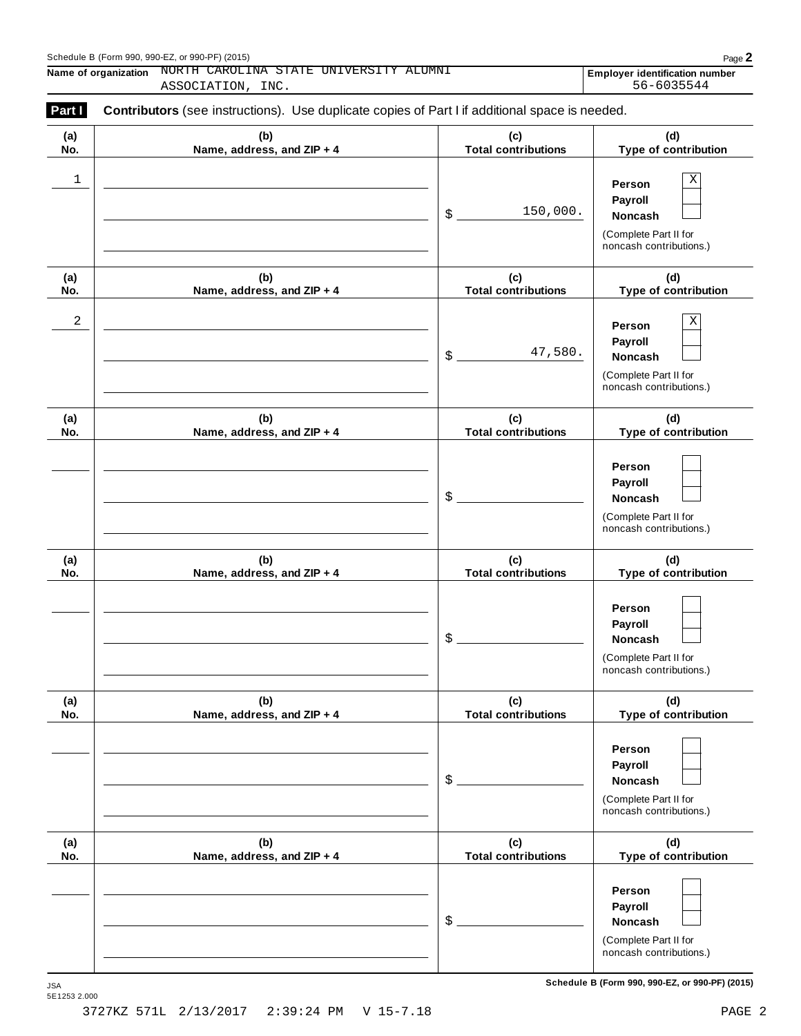Schedule B (Form 990, 990-EZ, or 990-PF) (2015)

**Name of organization** NORTH CAROLINA STATE UNIVERSITY ALUMNI ASSOCIATION, INC.

**Employer identification number** 56-6035544

## Part I Contributors (see instructions). Use duplicate copies of Part I if additional space is needed.

| (a) No. | (b) Name, address, and ZIP + 4 | (c) Total contributions | (d) Type of contribution |
|---|---|---|---|
| 1 | | $ 150,000. | Person [X] Payroll [ ] Noncash [ ] (Complete Part II for noncash contributions.) |
| 2 | | $ 47,580. | Person [X] Payroll [ ] Noncash [ ] (Complete Part II for noncash contributions.) |
| | | $ | Person [ ] Payroll [ ] Noncash [ ] (Complete Part II for noncash contributions.) |
| | | $ | Person [ ] Payroll [ ] Noncash [ ] (Complete Part II for noncash contributions.) |
| | | $ | Person [ ] Payroll [ ] Noncash [ ] (Complete Part II for noncash contributions.) |
| | | $ | Person [ ] Payroll [ ] Noncash [ ] (Complete Part II for noncash contributions.) |

Schedule B (Form 990, 990-EZ, or 990-PF) (2015)

JSA 5E1253 2.000

3727KZ 571L 2/13/2017 2:39:24 PM V 15-7.18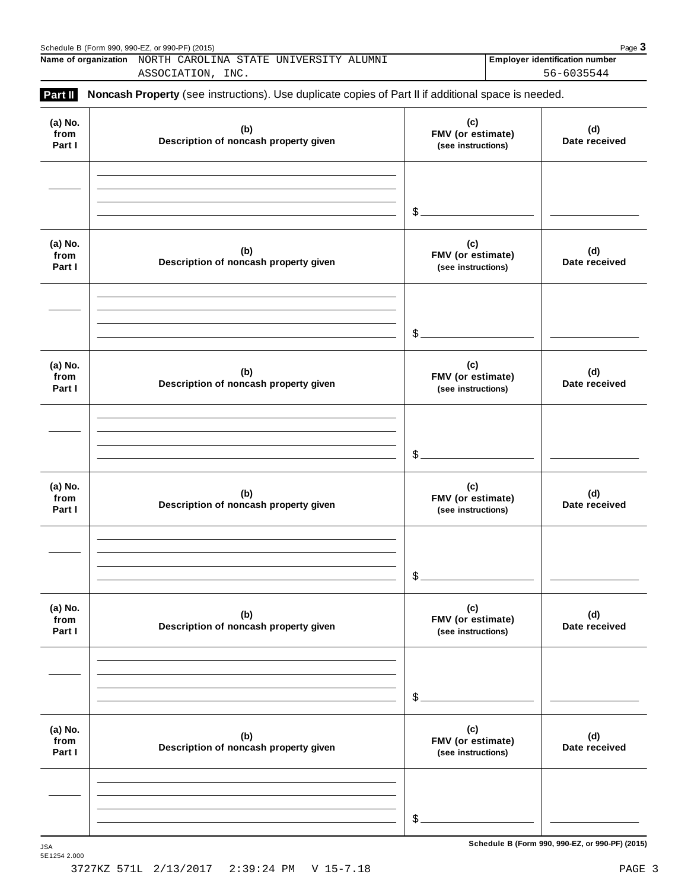Schedule B (Form 990, 990-EZ, or 990-PF) (2015)

| Name of organization | Employer identification number |
|---|---|
| NORTH CAROLINA STATE UNIVERSITY ALUMNI ASSOCIATION, INC. | 56-6035544 |

**Part II** **Noncash Property** (see instructions). Use duplicate copies of Part II if additional space is needed.

| (a) No. from Part I | (b) Description of noncash property given | (c) FMV (or estimate) (see instructions) | (d) Date received |
|---|---|---|---|
| | | $ | |

| (a) No. from Part I | (b) Description of noncash property given | (c) FMV (or estimate) (see instructions) | (d) Date received |
|---|---|---|---|
| | | $ | |

| (a) No. from Part I | (b) Description of noncash property given | (c) FMV (or estimate) (see instructions) | (d) Date received |
|---|---|---|---|
| | | $ | |

| (a) No. from Part I | (b) Description of noncash property given | (c) FMV (or estimate) (see instructions) | (d) Date received |
|---|---|---|---|
| | | $ | |

| (a) No. from Part I | (b) Description of noncash property given | (c) FMV (or estimate) (see instructions) | (d) Date received |
|---|---|---|---|
| | | $ | |

| (a) No. from Part I | (b) Description of noncash property given | (c) FMV (or estimate) (see instructions) | (d) Date received |
|---|---|---|---|
| | | $ | |

JSA
5E1254 2.000

Schedule B (Form 990, 990-EZ, or 990-PF) (2015)

3727KZ 571L 2/13/2017 2:39:24 PM V 15-7.18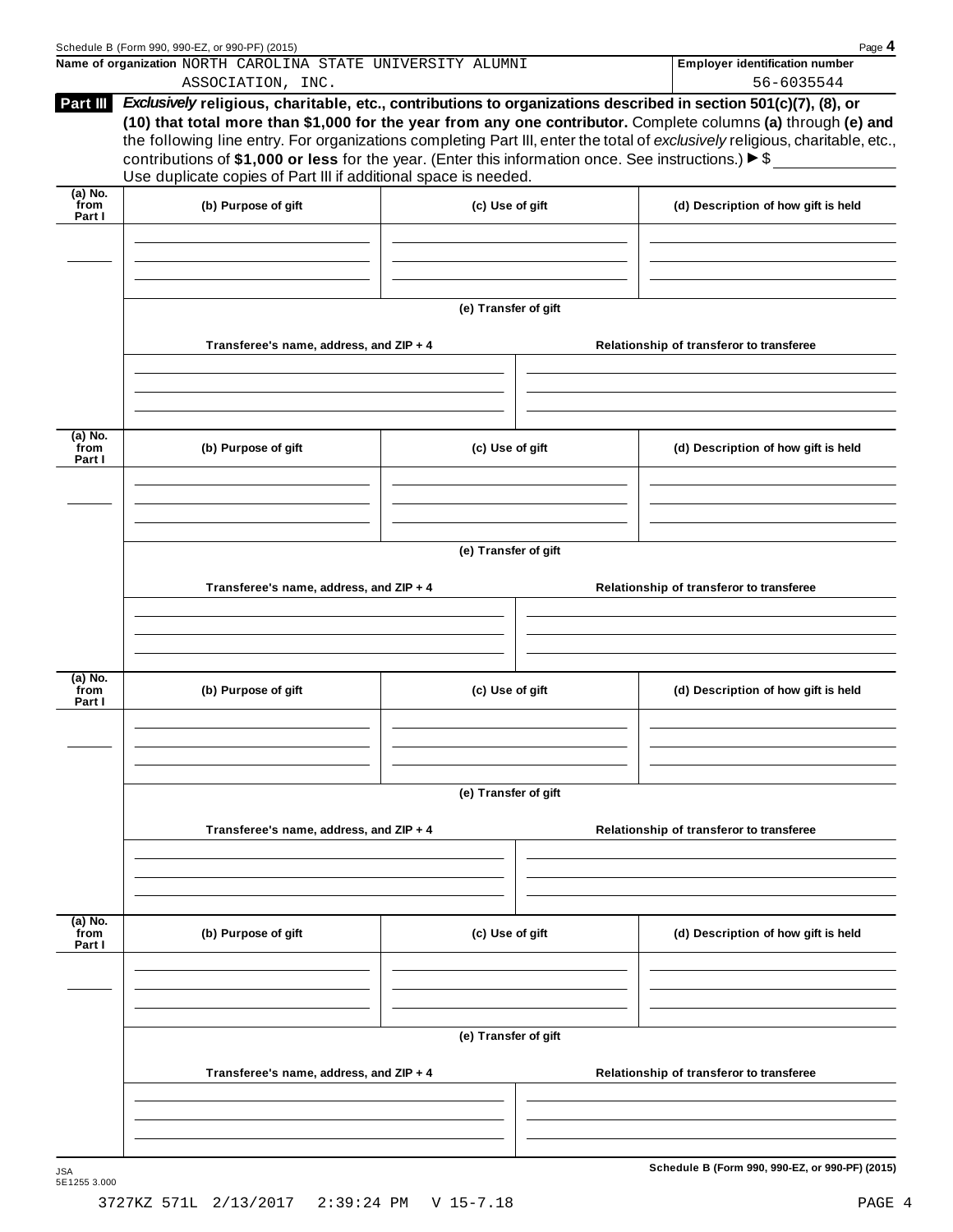Schedule B (Form 990, 990-EZ, or 990-PF) (2015)

**Name of organization** NORTH CAROLINA STATE UNIVERSITY ALUMNI ASSOCIATION, INC.

**Employer identification number** 56-6035544

**Part III** ***Exclusively*** **religious, charitable, etc., contributions to organizations described in section 501(c)(7), (8), or (10) that total more than $1,000 for the year from any one contributor.** Complete columns **(a)** through **(e)** and the following line entry. For organizations completing Part III, enter the total of *exclusively* religious, charitable, etc., contributions of **$1,000 or less** for the year. (Enter this information once. See instructions.) ▶ $ \_\_\_\_\_\_\_\_\_\_
Use duplicate copies of Part III if additional space is needed.

| (a) No. from Part I | (b) Purpose of gift | (c) Use of gift | (d) Description of how gift is held |
|---|---|---|---|
| | | | |

**(e) Transfer of gift**

| Transferee's name, address, and ZIP + 4 | Relationship of transferor to transferee |
|---|---|
| | |

| (a) No. from Part I | (b) Purpose of gift | (c) Use of gift | (d) Description of how gift is held |
|---|---|---|---|
| | | | |

**(e) Transfer of gift**

| Transferee's name, address, and ZIP + 4 | Relationship of transferor to transferee |
|---|---|
| | |

| (a) No. from Part I | (b) Purpose of gift | (c) Use of gift | (d) Description of how gift is held |
|---|---|---|---|
| | | | |

**(e) Transfer of gift**

| Transferee's name, address, and ZIP + 4 | Relationship of transferor to transferee |
|---|---|
| | |

| (a) No. from Part I | (b) Purpose of gift | (c) Use of gift | (d) Description of how gift is held |
|---|---|---|---|
| | | | |

**(e) Transfer of gift**

| Transferee's name, address, and ZIP + 4 | Relationship of transferor to transferee |
|---|---|
| | |

JSA
5E1255 3.000

**Schedule B (Form 990, 990-EZ, or 990-PF) (2015)**

3727KZ 571L 2/13/2017 2:39:24 PM V 15-7.18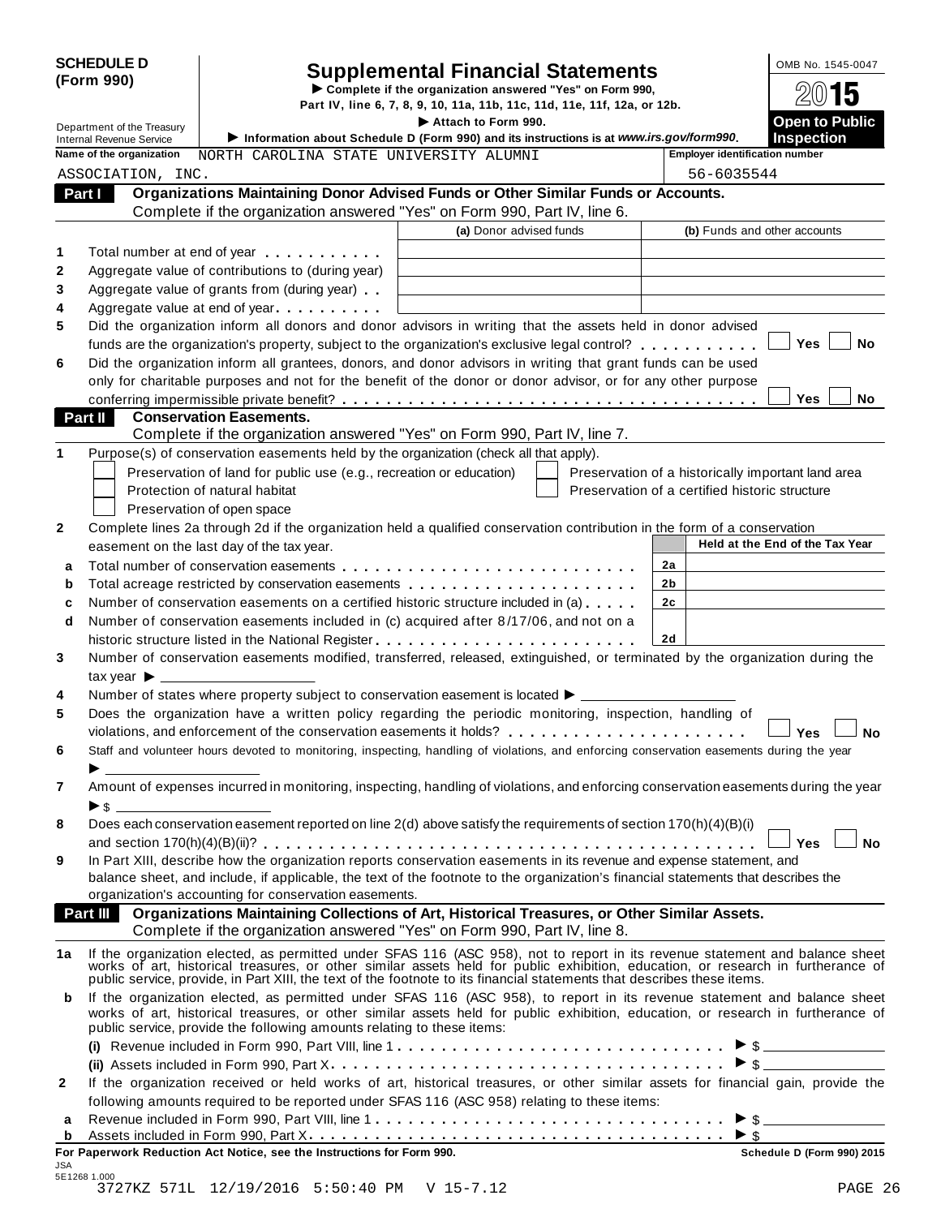**SCHEDULE D (Form 990)**

Department of the Treasury
Internal Revenue Service

# Supplemental Financial Statements

► Complete if the organization answered "Yes" on Form 990, Part IV, line 6, 7, 8, 9, 10, 11a, 11b, 11c, 11d, 11e, 11f, 12a, or 12b.

► Attach to Form 990.

► Information about Schedule D (Form 990) and its instructions is at *www.irs.gov/form990*.

OMB No. 1545-0047

**2015**

**Open to Public Inspection**

**Name of the organization:** NORTH CAROLINA STATE UNIVERSITY ALUMNI ASSOCIATION, INC.

**Employer identification number:** 56-6035544

## Part I Organizations Maintaining Donor Advised Funds or Other Similar Funds or Accounts.

Complete if the organization answered "Yes" on Form 990, Part IV, line 6.

| | | (a) Donor advised funds | (b) Funds and other accounts |
|---|---|---|---|
| 1 | Total number at end of year | | |
| 2 | Aggregate value of contributions to (during year) | | |
| 3 | Aggregate value of grants from (during year) | | |
| 4 | Aggregate value at end of year | | |

5 Did the organization inform all donors and donor advisors in writing that the assets held in donor advised funds are the organization's property, subject to the organization's exclusive legal control? ☐ Yes ☐ No

6 Did the organization inform all grantees, donors, and donor advisors in writing that grant funds can be used only for charitable purposes and not for the benefit of the donor or donor advisor, or for any other purpose conferring impermissible private benefit? ☐ Yes ☐ No

## Part II Conservation Easements.

Complete if the organization answered "Yes" on Form 990, Part IV, line 7.

1 Purpose(s) of conservation easements held by the organization (check all that apply).

- ☐ Preservation of land for public use (e.g., recreation or education)
- ☐ Protection of natural habitat
- ☐ Preservation of open space
- ☐ Preservation of a historically important land area
- ☐ Preservation of a certified historic structure

2 Complete lines 2a through 2d if the organization held a qualified conservation contribution in the form of a conservation easement on the last day of the tax year.

| | | | Held at the End of the Tax Year |
|---|---|---|---|
| a | Total number of conservation easements | 2a | |
| b | Total acreage restricted by conservation easements | 2b | |
| c | Number of conservation easements on a certified historic structure included in (a) | 2c | |
| d | Number of conservation easements included in (c) acquired after 8/17/06, and not on a historic structure listed in the National Register | 2d | |

3 Number of conservation easements modified, transferred, released, extinguished, or terminated by the organization during the tax year ► ____

4 Number of states where property subject to conservation easement is located ► ____

5 Does the organization have a written policy regarding the periodic monitoring, inspection, handling of violations, and enforcement of the conservation easements it holds? ☐ Yes ☐ No

6 Staff and volunteer hours devoted to monitoring, inspecting, handling of violations, and enforcing conservation easements during the year ► ____

7 Amount of expenses incurred in monitoring, inspecting, handling of violations, and enforcing conservation easements during the year ► $ ____

8 Does each conservation easement reported on line 2(d) above satisfy the requirements of section 170(h)(4)(B)(i) and section 170(h)(4)(B)(ii)? ☐ Yes ☐ No

9 In Part XIII, describe how the organization reports conservation easements in its revenue and expense statement, and balance sheet, and include, if applicable, the text of the footnote to the organization's financial statements that describes the organization's accounting for conservation easements.

## Part III Organizations Maintaining Collections of Art, Historical Treasures, or Other Similar Assets.

Complete if the organization answered "Yes" on Form 990, Part IV, line 8.

1a If the organization elected, as permitted under SFAS 116 (ASC 958), not to report in its revenue statement and balance sheet works of art, historical treasures, or other similar assets held for public exhibition, education, or research in furtherance of public service, provide, in Part XIII, the text of the footnote to its financial statements that describes these items.

b If the organization elected, as permitted under SFAS 116 (ASC 958), to report in its revenue statement and balance sheet works of art, historical treasures, or other similar assets held for public exhibition, education, or research in furtherance of public service, provide the following amounts relating to these items:

(i) Revenue included in Form 990, Part VIII, line 1 ► $ ____

(ii) Assets included in Form 990, Part X ► $ ____

2 If the organization received or held works of art, historical treasures, or other similar assets for financial gain, provide the following amounts required to be reported under SFAS 116 (ASC 958) relating to these items:

a Revenue included in Form 990, Part VIII, line 1 ► $ ____

b Assets included in Form 990, Part X ► $ ____

**For Paperwork Reduction Act Notice, see the Instructions for Form 990.** Schedule D (Form 990) 2015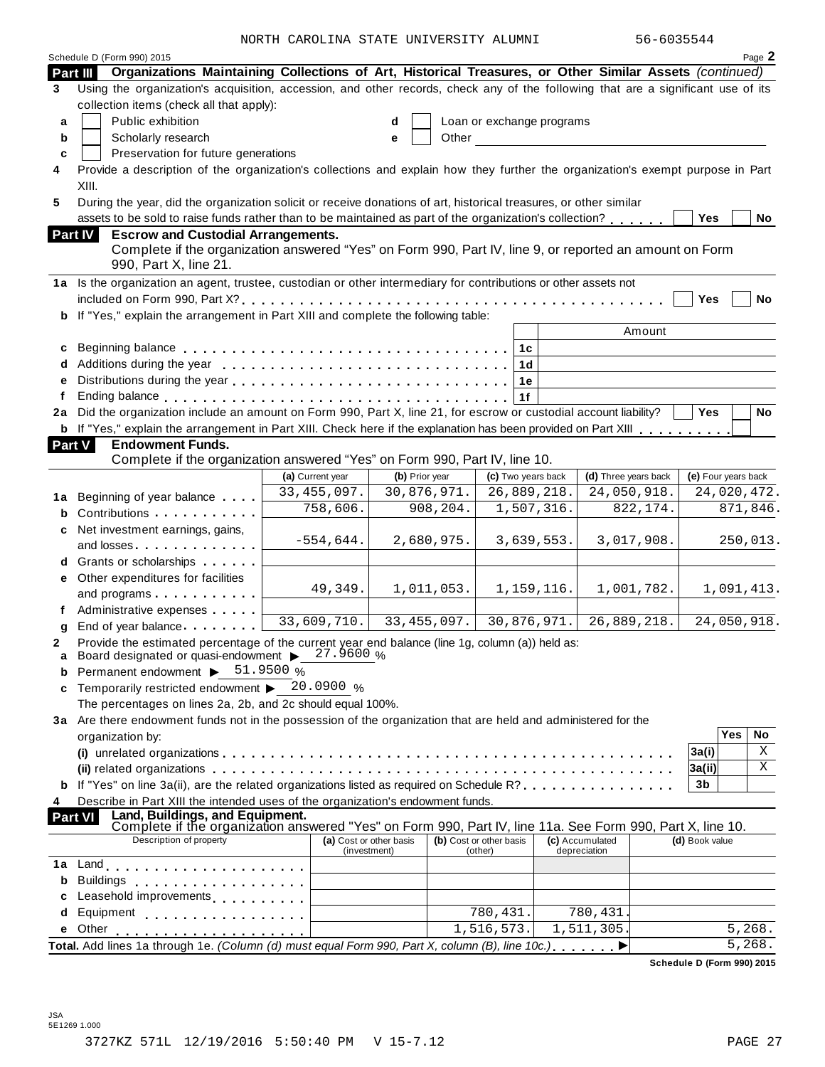NORTH CAROLINA STATE UNIVERSITY ALUMNI 56-6035544

Schedule D (Form 990) 2015 Page **2**

## Part III Organizations Maintaining Collections of Art, Historical Treasures, or Other Similar Assets *(continued)*

**3** Using the organization's acquisition, accession, and other records, check any of the following that are a significant use of its collection items (check all that apply):

- **a** ☐ Public exhibition
- **b** ☐ Scholarly research
- **c** ☐ Preservation for future generations
- **d** ☐ Loan or exchange programs
- **e** ☐ Other

**4** Provide a description of the organization's collections and explain how they further the organization's exempt purpose in Part XIII.

**5** During the year, did the organization solicit or receive donations of art, historical treasures, or other similar assets to be sold to raise funds rather than to be maintained as part of the organization's collection? ☐ Yes ☐ No

## Part IV Escrow and Custodial Arrangements.

Complete if the organization answered "Yes" on Form 990, Part IV, line 9, or reported an amount on Form 990, Part X, line 21.

**1a** Is the organization an agent, trustee, custodian or other intermediary for contributions or other assets not included on Form 990, Part X? ☐ Yes ☐ No

**b** If "Yes," explain the arrangement in Part XIII and complete the following table:

| | | | Amount |
|---|---|---|---|
| **c** | Beginning balance | 1c | |
| **d** | Additions during the year | 1d | |
| **e** | Distributions during the year | 1e | |
| **f** | Ending balance | 1f | |

**2a** Did the organization include an amount on Form 990, Part X, line 21, for escrow or custodial account liability? ☐ Yes ☐ No

**b** If "Yes," explain the arrangement in Part XIII. Check here if the explanation has been provided on Part XIII ☐

## Part V Endowment Funds.

Complete if the organization answered "Yes" on Form 990, Part IV, line 10.

| | | (a) Current year | (b) Prior year | (c) Two years back | (d) Three years back | (e) Four years back |
|---|---|---|---|---|---|---|
| **1a** | Beginning of year balance | 33,455,097. | 30,876,971. | 26,889,218. | 24,050,918. | 24,020,472. |
| **b** | Contributions | 758,606. | 908,204. | 1,507,316. | 822,174. | 871,846. |
| **c** | Net investment earnings, gains, and losses | -554,644. | 2,680,975. | 3,639,553. | 3,017,908. | 250,013. |
| **d** | Grants or scholarships | | | | | |
| **e** | Other expenditures for facilities and programs | 49,349. | 1,011,053. | 1,159,116. | 1,001,782. | 1,091,413. |
| **f** | Administrative expenses | | | | | |
| **g** | End of year balance | 33,609,710. | 33,455,097. | 30,876,971. | 26,889,218. | 24,050,918. |

**2** Provide the estimated percentage of the current year end balance (line 1g, column (a)) held as:

- **a** Board designated or quasi-endowment ▶ 27.9600 %
- **b** Permanent endowment ▶ 51.9500 %
- **c** Temporarily restricted endowment ▶ 20.0900 %

The percentages on lines 2a, 2b, and 2c should equal 100%.

**3a** Are there endowment funds not in the possession of the organization that are held and administered for the organization by:

| | | | Yes | No |
|---|---|---|---|---|
| | (i) unrelated organizations | 3a(i) | | X |
| | (ii) related organizations | 3a(ii) | | X |
| **b** | If "Yes" on line 3a(ii), are the related organizations listed as required on Schedule R? | 3b | | |

**4** Describe in Part XIII the intended uses of the organization's endowment funds.

## Part VI Land, Buildings, and Equipment.

Complete if the organization answered "Yes" on Form 990, Part IV, line 11a. See Form 990, Part X, line 10.

| Description of property | (a) Cost or other basis (investment) | (b) Cost or other basis (other) | (c) Accumulated depreciation | (d) Book value |
|---|---|---|---|---|
| **1a** Land | | | | |
| **b** Buildings | | | | |
| **c** Leasehold improvements | | | | |
| **d** Equipment | | 780,431. | 780,431. | |
| **e** Other | | 1,516,573. | 1,511,305. | 5,268. |
| **Total.** Add lines 1a through 1e. *(Column (d) must equal Form 990, Part X, column (B), line 10c.)* ▶ | | | | 5,268. |

**Schedule D (Form 990) 2015**

JSA
5E1269 1.000

3727KZ 571L 12/19/2016 5:50:40 PM V 15-7.12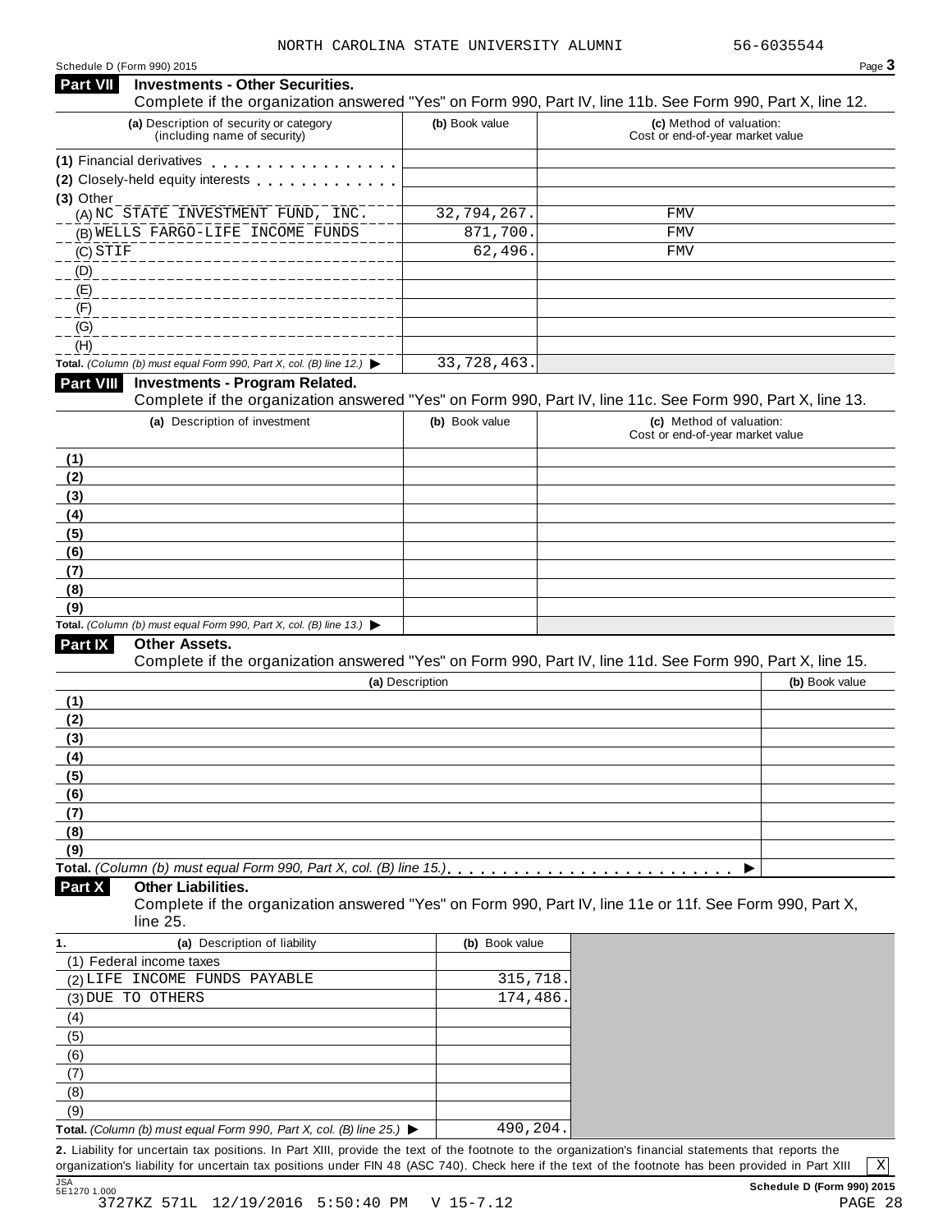NORTH CAROLINA STATE UNIVERSITY ALUMNI 56-6035544

Schedule D (Form 990) 2015

## Part VII Investments - Other Securities.

Complete if the organization answered "Yes" on Form 990, Part IV, line 11b. See Form 990, Part X, line 12.

| (a) Description of security or category (including name of security) | (b) Book value | (c) Method of valuation: Cost or end-of-year market value |
|---|---|---|
| (1) Financial derivatives | | |
| (2) Closely-held equity interests | | |
| (3) Other | | |
| (A) NC STATE INVESTMENT FUND, INC. | 32,794,267. | FMV |
| (B) WELLS FARGO-LIFE INCOME FUNDS | 871,700. | FMV |
| (C) STIF | 62,496. | FMV |
| (D) | | |
| (E) | | |
| (F) | | |
| (G) | | |
| (H) | | |
| **Total.** *(Column (b) must equal Form 990, Part X, col. (B) line 12.)* ▶ | 33,728,463. | |

## Part VIII Investments - Program Related.

Complete if the organization answered "Yes" on Form 990, Part IV, line 11c. See Form 990, Part X, line 13.

| (a) Description of investment | (b) Book value | (c) Method of valuation: Cost or end-of-year market value |
|---|---|---|
| (1) | | |
| (2) | | |
| (3) | | |
| (4) | | |
| (5) | | |
| (6) | | |
| (7) | | |
| (8) | | |
| (9) | | |
| **Total.** *(Column (b) must equal Form 990, Part X, col. (B) line 13.)* ▶ | | |

## Part IX Other Assets.

Complete if the organization answered "Yes" on Form 990, Part IV, line 11d. See Form 990, Part X, line 15.

| (a) Description | (b) Book value |
|---|---|
| (1) | |
| (2) | |
| (3) | |
| (4) | |
| (5) | |
| (6) | |
| (7) | |
| (8) | |
| (9) | |
| **Total.** *(Column (b) must equal Form 990, Part X, col. (B) line 15.)* ▶ | |

## Part X Other Liabilities.

Complete if the organization answered "Yes" on Form 990, Part IV, line 11e or 11f. See Form 990, Part X, line 25.

| 1. (a) Description of liability | (b) Book value |
|---|---|
| (1) Federal income taxes | |
| (2) LIFE INCOME FUNDS PAYABLE | 315,718. |
| (3) DUE TO OTHERS | 174,486. |
| (4) | |
| (5) | |
| (6) | |
| (7) | |
| (8) | |
| (9) | |
| **Total.** *(Column (b) must equal Form 990, Part X, col. (B) line 25.)* ▶ | 490,204. |

**2.** Liability for uncertain tax positions. In Part XIII, provide the text of the footnote to the organization's financial statements that reports the organization's liability for uncertain tax positions under FIN 48 (ASC 740). Check here if the text of the footnote has been provided in Part XIII [X]

Schedule D (Form 990) 2015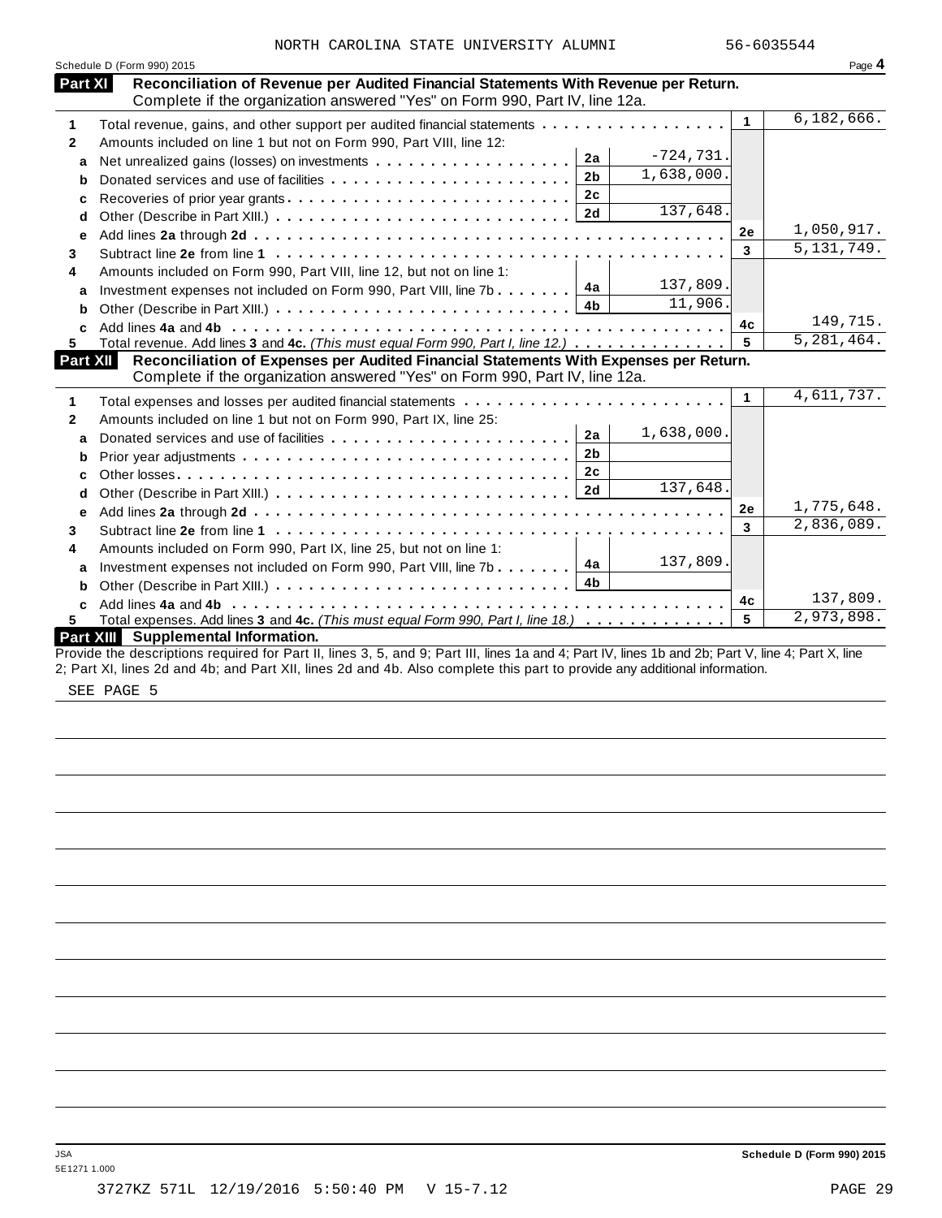NORTH CAROLINA STATE UNIVERSITY ALUMNI 56-6035544

Schedule D (Form 990) 2015 Page **4**

## Part XI Reconciliation of Revenue per Audited Financial Statements With Revenue per Return.

Complete if the organization answered "Yes" on Form 990, Part IV, line 12a.

| | | | | | |
|---|---|---|---|---|---|
| 1 | Total revenue, gains, and other support per audited financial statements | | | 1 | 6,182,666. |
| 2 | Amounts included on line 1 but not on Form 990, Part VIII, line 12: | | | | |
| a | Net unrealized gains (losses) on investments | 2a | -724,731. | | |
| b | Donated services and use of facilities | 2b | 1,638,000. | | |
| c | Recoveries of prior year grants | 2c | | | |
| d | Other (Describe in Part XIII.) | 2d | 137,648. | | |
| e | Add lines **2a** through **2d** | | | 2e | 1,050,917. |
| 3 | Subtract line **2e** from line **1** | | | 3 | 5,131,749. |
| 4 | Amounts included on Form 990, Part VIII, line 12, but not on line 1: | | | | |
| a | Investment expenses not included on Form 990, Part VIII, line 7b | 4a | 137,809. | | |
| b | Other (Describe in Part XIII.) | 4b | 11,906. | | |
| c | Add lines **4a** and **4b** | | | 4c | 149,715. |
| 5 | Total revenue. Add lines **3** and **4c.** *(This must equal Form 990, Part I, line 12.)* | | | 5 | 5,281,464. |

## Part XII Reconciliation of Expenses per Audited Financial Statements With Expenses per Return.

Complete if the organization answered "Yes" on Form 990, Part IV, line 12a.

| | | | | | |
|---|---|---|---|---|---|
| 1 | Total expenses and losses per audited financial statements | | | 1 | 4,611,737. |
| 2 | Amounts included on line 1 but not on Form 990, Part IX, line 25: | | | | |
| a | Donated services and use of facilities | 2a | 1,638,000. | | |
| b | Prior year adjustments | 2b | | | |
| c | Other losses | 2c | | | |
| d | Other (Describe in Part XIII.) | 2d | 137,648. | | |
| e | Add lines **2a** through **2d** | | | 2e | 1,775,648. |
| 3 | Subtract line **2e** from line **1** | | | 3 | 2,836,089. |
| 4 | Amounts included on Form 990, Part IX, line 25, but not on line 1: | | | | |
| a | Investment expenses not included on Form 990, Part VIII, line 7b | 4a | 137,809. | | |
| b | Other (Describe in Part XIII.) | 4b | | | |
| c | Add lines **4a** and **4b** | | | 4c | 137,809. |
| 5 | Total expenses. Add lines **3** and **4c.** *(This must equal Form 990, Part I, line 18.)* | | | 5 | 2,973,898. |

## Part XIII Supplemental Information.

Provide the descriptions required for Part II, lines 3, 5, and 9; Part III, lines 1a and 4; Part IV, lines 1b and 2b; Part V, line 4; Part X, line 2; Part XI, lines 2d and 4b; and Part XII, lines 2d and 4b. Also complete this part to provide any additional information.

SEE PAGE 5

JSA
5E1271 1.000

**Schedule D (Form 990) 2015**

3727KZ 571L 12/19/2016 5:50:40 PM V 15-7.12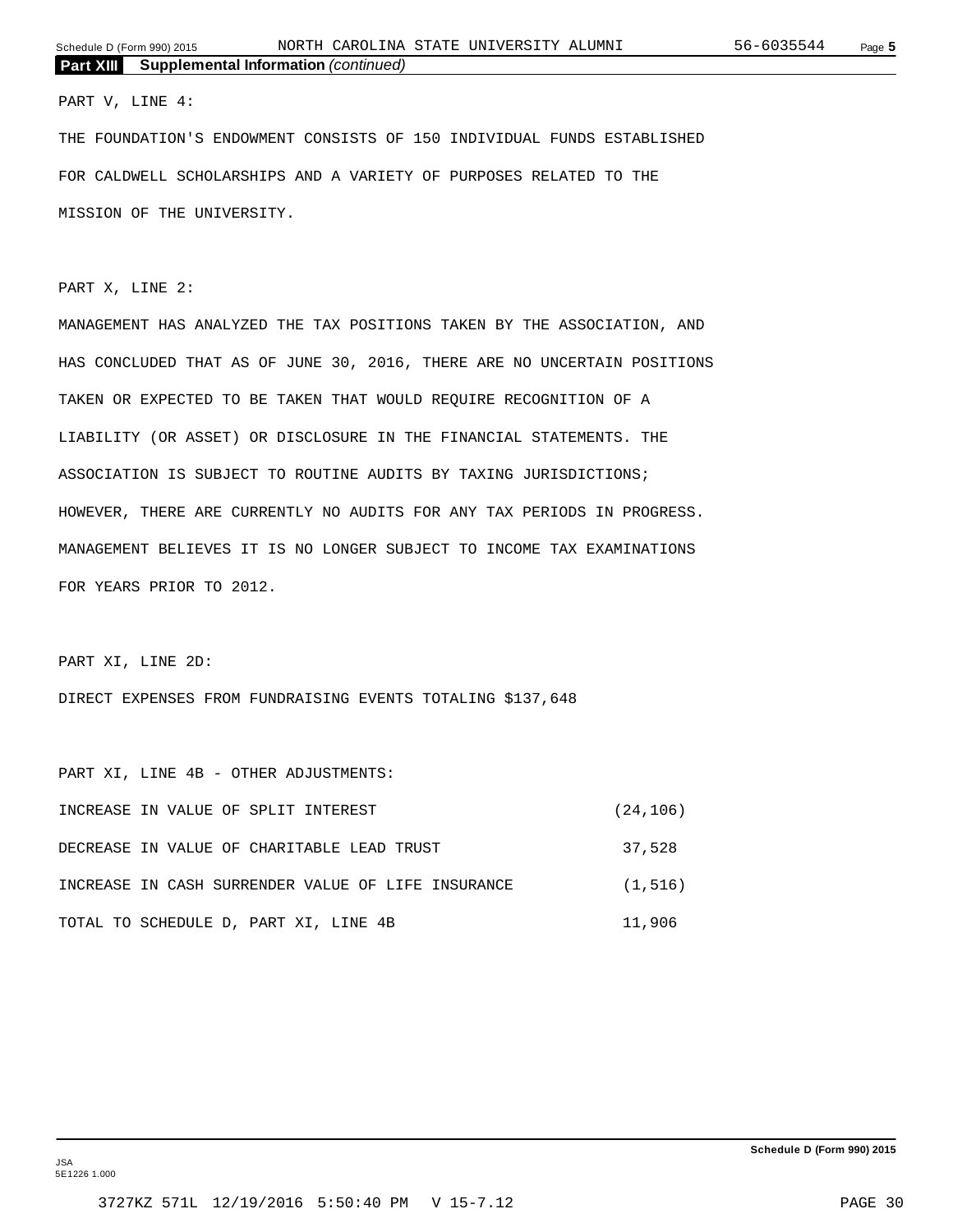## Part XIII Supplemental Information *(continued)*

PART V, LINE 4:

THE FOUNDATION'S ENDOWMENT CONSISTS OF 150 INDIVIDUAL FUNDS ESTABLISHED FOR CALDWELL SCHOLARSHIPS AND A VARIETY OF PURPOSES RELATED TO THE MISSION OF THE UNIVERSITY.

PART X, LINE 2:

MANAGEMENT HAS ANALYZED THE TAX POSITIONS TAKEN BY THE ASSOCIATION, AND HAS CONCLUDED THAT AS OF JUNE 30, 2016, THERE ARE NO UNCERTAIN POSITIONS TAKEN OR EXPECTED TO BE TAKEN THAT WOULD REQUIRE RECOGNITION OF A LIABILITY (OR ASSET) OR DISCLOSURE IN THE FINANCIAL STATEMENTS. THE ASSOCIATION IS SUBJECT TO ROUTINE AUDITS BY TAXING JURISDICTIONS; HOWEVER, THERE ARE CURRENTLY NO AUDITS FOR ANY TAX PERIODS IN PROGRESS. MANAGEMENT BELIEVES IT IS NO LONGER SUBJECT TO INCOME TAX EXAMINATIONS FOR YEARS PRIOR TO 2012.

PART XI, LINE 2D:

DIRECT EXPENSES FROM FUNDRAISING EVENTS TOTALING $137,648

PART XI, LINE 4B - OTHER ADJUSTMENTS:

| | |
|---|---|
| INCREASE IN VALUE OF SPLIT INTEREST | (24,106) |
| DECREASE IN VALUE OF CHARITABLE LEAD TRUST | 37,528 |
| INCREASE IN CASH SURRENDER VALUE OF LIFE INSURANCE | (1,516) |
| TOTAL TO SCHEDULE D, PART XI, LINE 4B | 11,906 |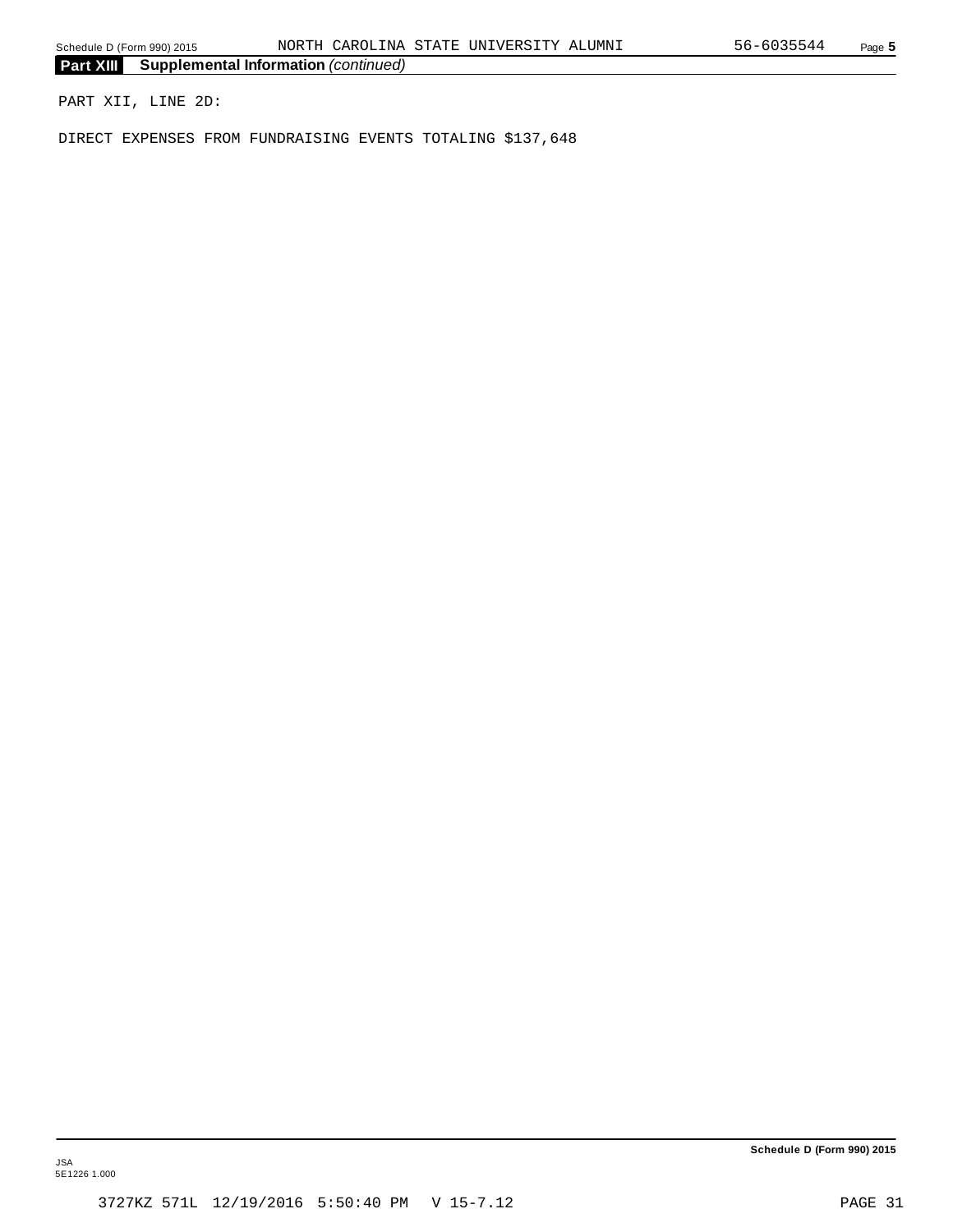**Part XIII Supplemental Information** *(continued)*

PART XII, LINE 2D:

DIRECT EXPENSES FROM FUNDRAISING EVENTS TOTALING $137,648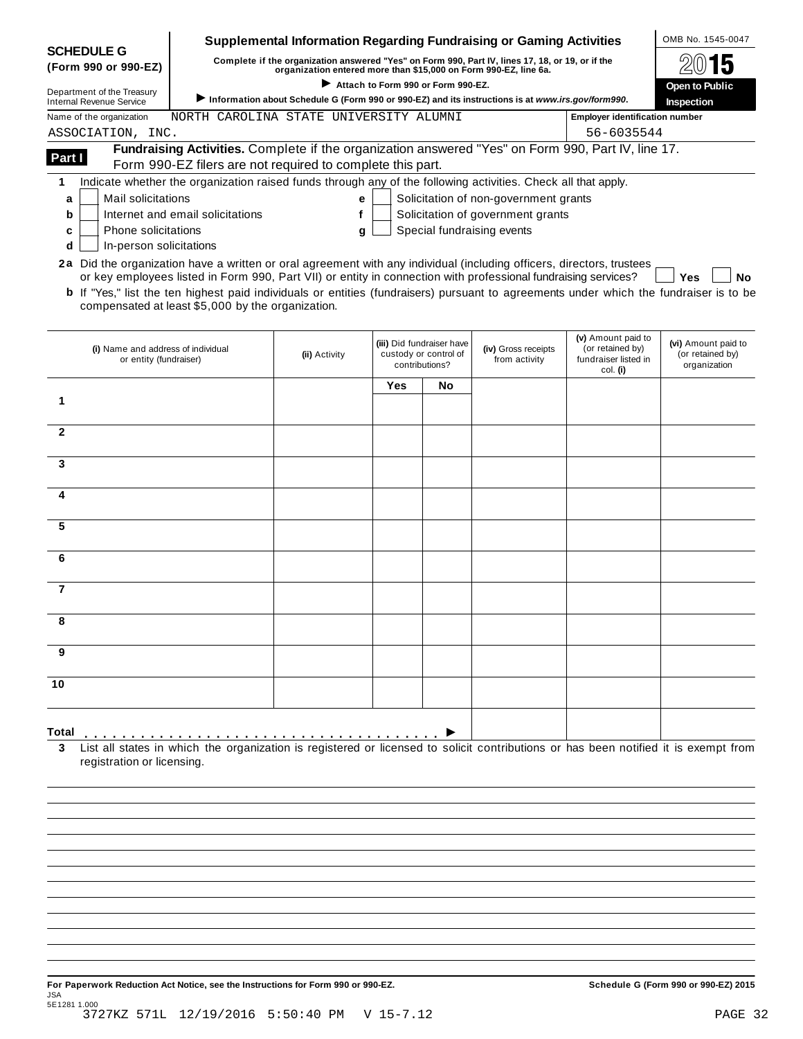**SCHEDULE G (Form 990 or 990-EZ)**

Department of the Treasury
Internal Revenue Service

# Supplemental Information Regarding Fundraising or Gaming Activities

**Complete if the organization answered "Yes" on Form 990, Part IV, lines 17, 18, or 19, or if the organization entered more than $15,000 on Form 990-EZ, line 6a.**

▶ **Attach to Form 990 or Form 990-EZ.**

▶ **Information about Schedule G (Form 990 or 990-EZ) and its instructions is at *www.irs.gov/form990*.**

OMB No. 1545-0047

**2015**

**Open to Public Inspection**

Name of the organization: NORTH CAROLINA STATE UNIVERSITY ALUMNI ASSOCIATION, INC.

Employer identification number: 56-6035544

**Part I** **Fundraising Activities.** Complete if the organization answered "Yes" on Form 990, Part IV, line 17. Form 990-EZ filers are not required to complete this part.

1 Indicate whether the organization raised funds through any of the following activities. Check all that apply.

- **a** ☐ Mail solicitations
- **b** ☐ Internet and email solicitations
- **c** ☐ Phone solicitations
- **d** ☐ In-person solicitations
- **e** ☐ Solicitation of non-government grants
- **f** ☐ Solicitation of government grants
- **g** ☐ Special fundraising events

**2a** Did the organization have a written or oral agreement with any individual (including officers, directors, trustees or key employees listed in Form 990, Part VII) or entity in connection with professional fundraising services? ☐ **Yes** ☐ **No**

**b** If "Yes," list the ten highest paid individuals or entities (fundraisers) pursuant to agreements under which the fundraiser is to be compensated at least $5,000 by the organization.

| | (i) Name and address of individual or entity (fundraiser) | (ii) Activity | (iii) Did fundraiser have custody or control of contributions? | | (iv) Gross receipts from activity | (v) Amount paid to (or retained by) fundraiser listed in col. (i) | (vi) Amount paid to (or retained by) organization |
|---|---|---|---|---|---|---|---|
| | | | Yes | No | | | |
| 1 | | | | | | | |
| 2 | | | | | | | |
| 3 | | | | | | | |
| 4 | | | | | | | |
| 5 | | | | | | | |
| 6 | | | | | | | |
| 7 | | | | | | | |
| 8 | | | | | | | |
| 9 | | | | | | | |
| 10 | | | | | | | |
| **Total** ▶ | | | | | | | |

**3** List all states in which the organization is registered or licensed to solicit contributions or has been notified it is exempt from registration or licensing.

**For Paperwork Reduction Act Notice, see the Instructions for Form 990 or 990-EZ.**

**Schedule G (Form 990 or 990-EZ) 2015**

JSA
5E1281 1.000
3727KZ 571L 12/19/2016 5:50:40 PM V 15-7.12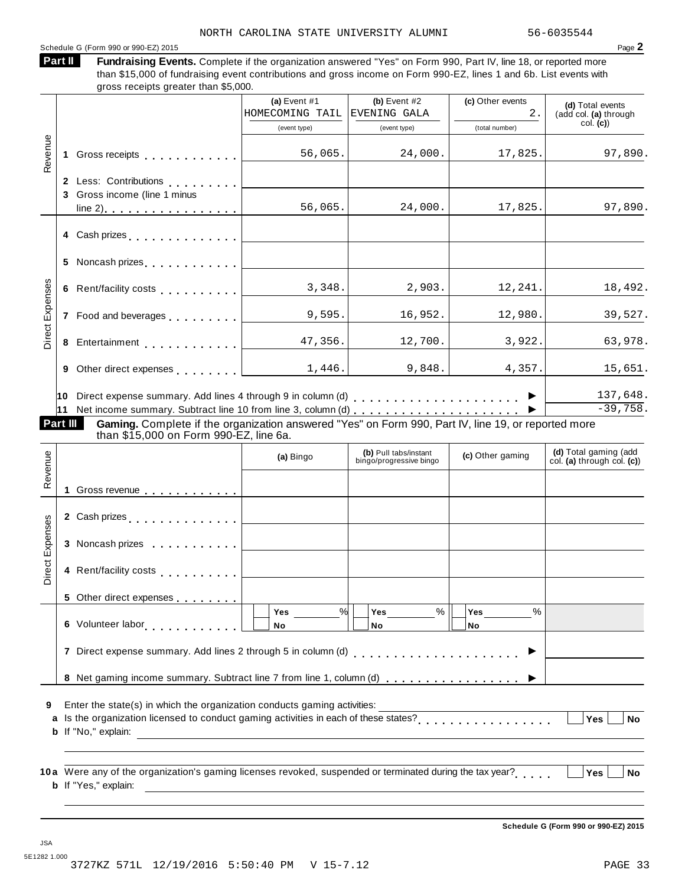NORTH CAROLINA STATE UNIVERSITY ALUMNI 56-6035544

Schedule G (Form 990 or 990-EZ) 2015

**Part II** **Fundraising Events.** Complete if the organization answered "Yes" on Form 990, Part IV, line 18, or reported more than $15,000 of fundraising event contributions and gross income on Form 990-EZ, lines 1 and 6b. List events with gross receipts greater than $5,000.

| | | (a) Event #1 HOMECOMING TAIL (event type) | (b) Event #2 EVENING GALA (event type) | (c) Other events 2. (total number) | (d) Total events (add col. (a) through col. (c)) |
|---|---|---|---|---|---|
| Revenue | 1 Gross receipts | 56,065. | 24,000. | 17,825. | 97,890. |
| | 2 Less: Contributions | | | | |
| | 3 Gross income (line 1 minus line 2) | 56,065. | 24,000. | 17,825. | 97,890. |
| Direct Expenses | 4 Cash prizes | | | | |
| | 5 Noncash prizes | | | | |
| | 6 Rent/facility costs | 3,348. | 2,903. | 12,241. | 18,492. |
| | 7 Food and beverages | 9,595. | 16,952. | 12,980. | 39,527. |
| | 8 Entertainment | 47,356. | 12,700. | 3,922. | 63,978. |
| | 9 Other direct expenses | 1,446. | 9,848. | 4,357. | 15,651. |
| | 10 Direct expense summary. Add lines 4 through 9 in column (d) | | | ▶ | 137,648. |
| | 11 Net income summary. Subtract line 10 from line 3, column (d) | | | ▶ | -39,758. |

**Part III** **Gaming.** Complete if the organization answered "Yes" on Form 990, Part IV, line 19, or reported more than $15,000 on Form 990-EZ, line 6a.

| | | (a) Bingo | (b) Pull tabs/instant bingo/progressive bingo | (c) Other gaming | (d) Total gaming (add col. (a) through col. (c)) |
|---|---|---|---|---|---|
| Revenue | 1 Gross revenue | | | | |
| Direct Expenses | 2 Cash prizes | | | | |
| | 3 Noncash prizes | | | | |
| | 4 Rent/facility costs | | | | |
| | 5 Other direct expenses | | | | |
| | 6 Volunteer labor | ☐ Yes ____% ☐ No | ☐ Yes ____% ☐ No | ☐ Yes ____% ☐ No | |
| | 7 Direct expense summary. Add lines 2 through 5 in column (d) | | | ▶ | |
| | 8 Net gaming income summary. Subtract line 7 from line 1, column (d) | | | ▶ | |

9 Enter the state(s) in which the organization conducts gaming activities: ____________________

a Is the organization licensed to conduct gaming activities in each of these states? ☐ Yes ☐ No

b If "No," explain: ____________________

10a Were any of the organization's gaming licenses revoked, suspended or terminated during the tax year? ☐ Yes ☐ No

b If "Yes," explain: ____________________

Schedule G (Form 990 or 990-EZ) 2015

JSA 5E1282 1.000

3727KZ 571L 12/19/2016 5:50:40 PM V 15-7.12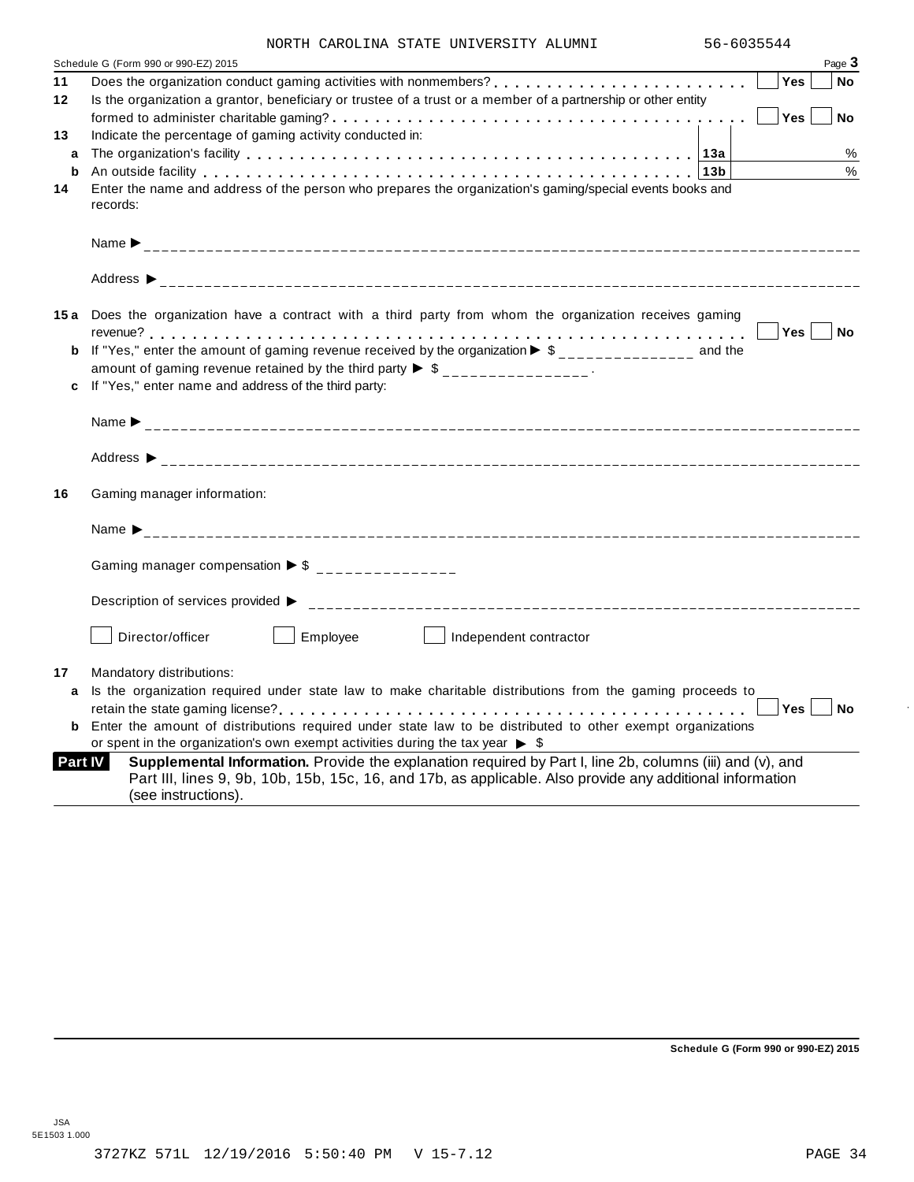NORTH CAROLINA STATE UNIVERSITY ALUMNI 56-6035544

Schedule G (Form 990 or 990-EZ) 2015 Page **3**

**11** Does the organization conduct gaming activities with nonmembers? . . . . . . . . . . . . . . . . . . . . . . . . ☐ **Yes** ☐ **No**

**12** Is the organization a grantor, beneficiary or trustee of a trust or a member of a partnership or other entity formed to administer charitable gaming? . . . . . . . . . . . . . . . . . . . . . . . . . . . . . . . . . . . . . ☐ **Yes** ☐ **No**

**13** Indicate the percentage of gaming activity conducted in:

**a** The organization's facility . . . . . . . . . . . . . . . . . . . . . . . . . . . . . . . . . . . . . . . . . . **13a** ______ %

**b** An outside facility . . . . . . . . . . . . . . . . . . . . . . . . . . . . . . . . . . . . . . . . . . . . . . **13b** ______ %

**14** Enter the name and address of the person who prepares the organization's gaming/special events books and records:

Name ▶ ____________________

Address ▶ ____________________

**15 a** Does the organization have a contract with a third party from whom the organization receives gaming revenue? . . . . . . . . . . . . . . . . . . . . . . . . . . . . . . . . . . . . . . . . . . . . . . . . . . . . . . . . . . . . ☐ **Yes** ☐ **No**

**b** If "Yes," enter the amount of gaming revenue received by the organization ▶ $ ______________ and the amount of gaming revenue retained by the third party ▶ $ ______________ .

**c** If "Yes," enter name and address of the third party:

Name ▶ ____________________

Address ▶ ____________________

**16** Gaming manager information:

Name ▶ ____________________

Gaming manager compensation ▶ $ ______________

Description of services provided ▶ ____________________

☐ Director/officer ☐ Employee ☐ Independent contractor

**17** Mandatory distributions:

**a** Is the organization required under state law to make charitable distributions from the gaming proceeds to retain the state gaming license? . . . . . . . . . . . . . . . . . . . . . . . . . . . . . . . . . . . . . . . . . . . . . ☐ **Yes** ☐ **No**

**b** Enter the amount of distributions required under state law to be distributed to other exempt organizations or spent in the organization's own exempt activities during the tax year ▶ $

**Part IV** **Supplemental Information.** Provide the explanation required by Part I, line 2b, columns (iii) and (v), and Part III, lines 9, 9b, 10b, 15b, 15c, 16, and 17b, as applicable. Also provide any additional information (see instructions).

**Schedule G (Form 990 or 990-EZ) 2015**

JSA
5E1503 1.000

3727KZ 571L 12/19/2016 5:50:40 PM V 15-7.12 PAGE 34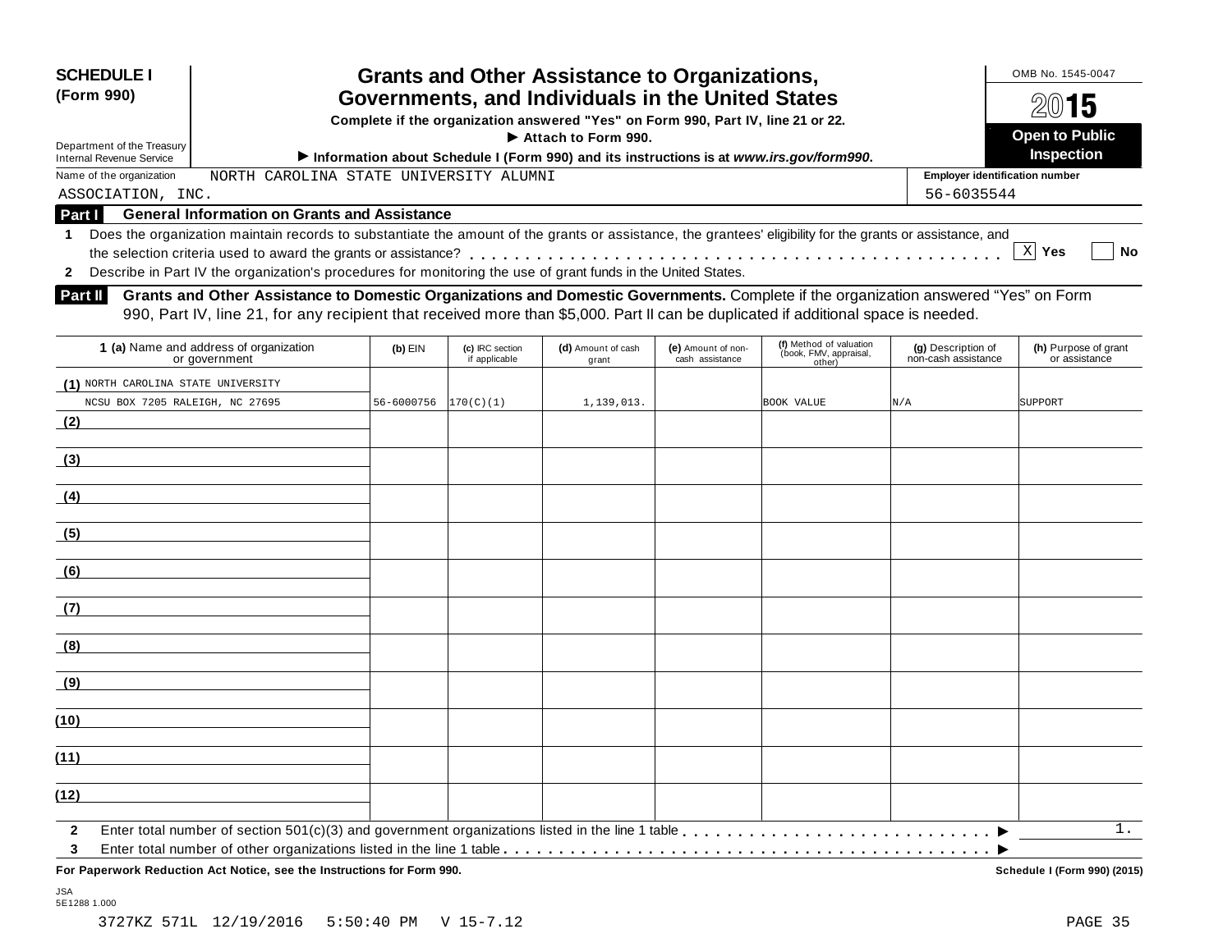**SCHEDULE I**
**(Form 990)**

Department of the Treasury
Internal Revenue Service

# Grants and Other Assistance to Organizations, Governments, and Individuals in the United States

**Complete if the organization answered "Yes" on Form 990, Part IV, line 21 or 22.**
**► Attach to Form 990.**
**► Information about Schedule I (Form 990) and its instructions is at *www.irs.gov/form990*.**

OMB No. 1545-0047
**2015**
**Open to Public Inspection**

Name of the organization: NORTH CAROLINA STATE UNIVERSITY ALUMNI ASSOCIATION, INC.

**Employer identification number:** 56-6035544

## Part I General Information on Grants and Assistance

1 Does the organization maintain records to substantiate the amount of the grants or assistance, the grantees' eligibility for the grants or assistance, and the selection criteria used to award the grants or assistance? . . . . . . [X] **Yes** [ ] **No**

2 Describe in Part IV the organization's procedures for monitoring the use of grant funds in the United States.

## Part II Grants and Other Assistance to Domestic Organizations and Domestic Governments.

Complete if the organization answered "Yes" on Form 990, Part IV, line 21, for any recipient that received more than $5,000. Part II can be duplicated if additional space is needed.

| **1 (a)** Name and address of organization or government | **(b)** EIN | **(c)** IRC section if applicable | **(d)** Amount of cash grant | **(e)** Amount of non-cash assistance | **(f)** Method of valuation (book, FMV, appraisal, other) | **(g)** Description of non-cash assistance | **(h)** Purpose of grant or assistance |
|---|---|---|---|---|---|---|---|
| (1) NORTH CAROLINA STATE UNIVERSITY NCSU BOX 7205 RALEIGH, NC 27695 | 56-6000756 | 170(C)(1) | 1,139,013. | | BOOK VALUE | N/A | SUPPORT |
| (2) | | | | | | | |
| (3) | | | | | | | |
| (4) | | | | | | | |
| (5) | | | | | | | |
| (6) | | | | | | | |
| (7) | | | | | | | |
| (8) | | | | | | | |
| (9) | | | | | | | |
| (10) | | | | | | | |
| (11) | | | | | | | |
| (12) | | | | | | | |

2 Enter total number of section 501(c)(3) and government organizations listed in the line 1 table . . . . . . ► 1.

3 Enter total number of other organizations listed in the line 1 table . . . . . . ►

**For Paperwork Reduction Act Notice, see the Instructions for Form 990.** **Schedule I (Form 990) (2015)**

JSA
5E1288 1.000

3727KZ 571L 12/19/2016 5:50:40 PM V 15-7.12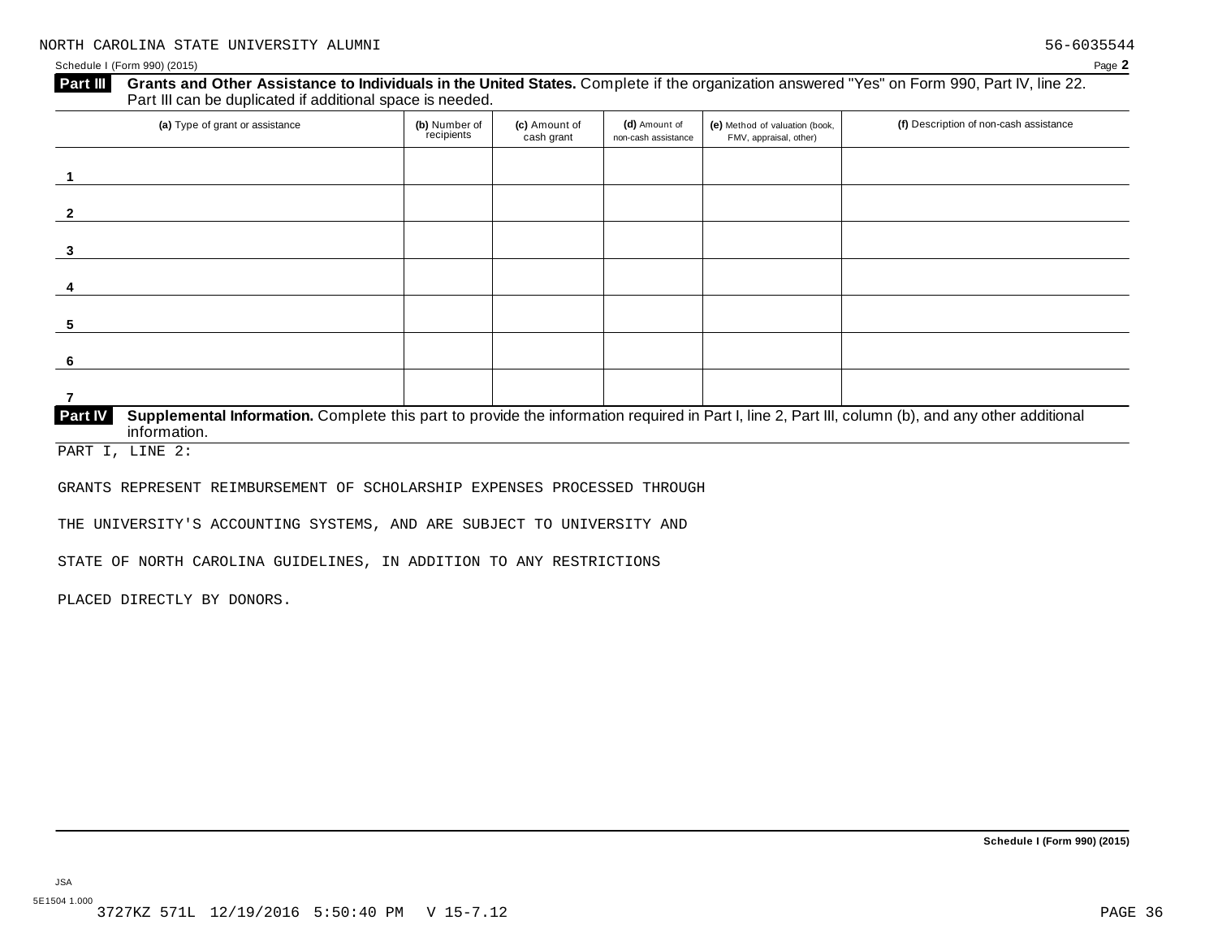NORTH CAROLINA STATE UNIVERSITY ALUMNI 56-6035544

Schedule I (Form 990) (2015) Page **2**

**Part III** **Grants and Other Assistance to Individuals in the United States.** Complete if the organization answered "Yes" on Form 990, Part IV, line 22. Part III can be duplicated if additional space is needed.

| (a) Type of grant or assistance | (b) Number of recipients | (c) Amount of cash grant | (d) Amount of non-cash assistance | (e) Method of valuation (book, FMV, appraisal, other) | (f) Description of non-cash assistance |
|---|---|---|---|---|---|
| 1 | | | | | |
| 2 | | | | | |
| 3 | | | | | |
| 4 | | | | | |
| 5 | | | | | |
| 6 | | | | | |
| 7 | | | | | |

**Part IV** **Supplemental Information.** Complete this part to provide the information required in Part I, line 2, Part III, column (b), and any other additional information.

PART I, LINE 2:

GRANTS REPRESENT REIMBURSEMENT OF SCHOLARSHIP EXPENSES PROCESSED THROUGH THE UNIVERSITY'S ACCOUNTING SYSTEMS, AND ARE SUBJECT TO UNIVERSITY AND STATE OF NORTH CAROLINA GUIDELINES, IN ADDITION TO ANY RESTRICTIONS PLACED DIRECTLY BY DONORS.

**Schedule I (Form 990) (2015)**

JSA
5E1504 1.000
3727KZ 571L 12/19/2016 5:50:40 PM V 15-7.12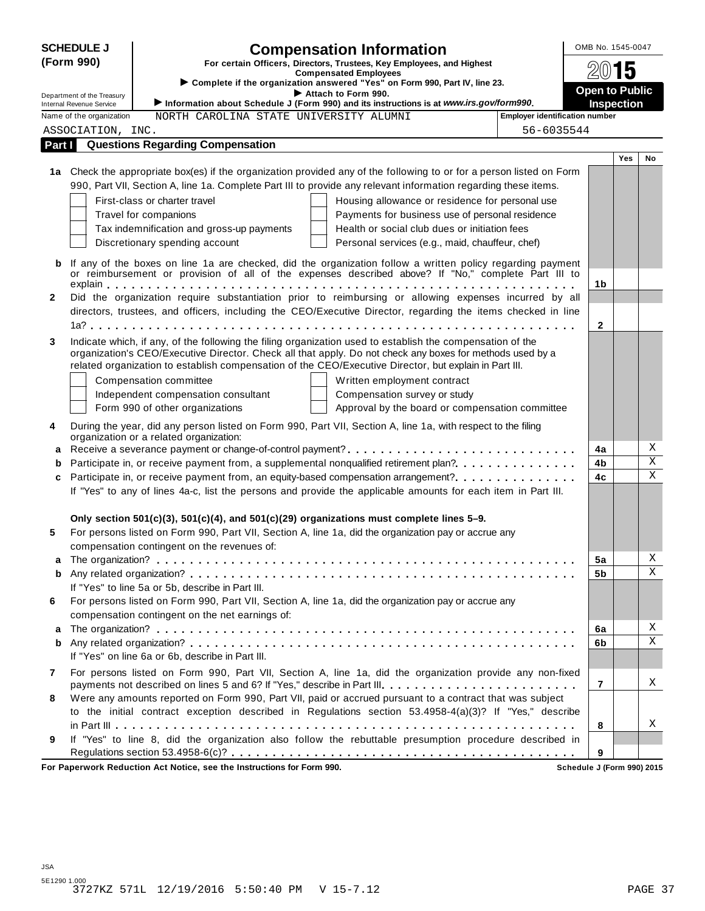**SCHEDULE J (Form 990)**

Department of the Treasury
Internal Revenue Service

# Compensation Information

**For certain Officers, Directors, Trustees, Key Employees, and Highest Compensated Employees**

► **Complete if the organization answered "Yes" on Form 990, Part IV, line 23.**

► **Attach to Form 990.**

► **Information about Schedule J (Form 990) and its instructions is at *www.irs.gov/form990*.**

OMB No. 1545-0047

**2015**

**Open to Public Inspection**

Name of the organization: NORTH CAROLINA STATE UNIVERSITY ALUMNI ASSOCIATION, INC.

Employer identification number: 56-6035544

## Part I Questions Regarding Compensation

| | | | Yes | No |
|---|---|---|---|---|
| **1a** | Check the appropriate box(es) if the organization provided any of the following to or for a person listed on Form 990, Part VII, Section A, line 1a. Complete Part III to provide any relevant information regarding these items.<br>☐ First-class or charter travel ☐ Housing allowance or residence for personal use<br>☐ Travel for companions ☐ Payments for business use of personal residence<br>☐ Tax indemnification and gross-up payments ☐ Health or social club dues or initiation fees<br>☐ Discretionary spending account ☐ Personal services (e.g., maid, chauffeur, chef) | | | |
| **b** | If any of the boxes on line 1a are checked, did the organization follow a written policy regarding payment or reimbursement or provision of all of the expenses described above? If "No," complete Part III to explain | 1b | | |
| **2** | Did the organization require substantiation prior to reimbursing or allowing expenses incurred by all directors, trustees, and officers, including the CEO/Executive Director, regarding the items checked in line 1a? | 2 | | |
| **3** | Indicate which, if any, of the following the filing organization used to establish the compensation of the organization's CEO/Executive Director. Check all that apply. Do not check any boxes for methods used by a related organization to establish compensation of the CEO/Executive Director, but explain in Part III.<br>☐ Compensation committee ☐ Written employment contract<br>☐ Independent compensation consultant ☐ Compensation survey or study<br>☐ Form 990 of other organizations ☐ Approval by the board or compensation committee | | | |
| **4** | During the year, did any person listed on Form 990, Part VII, Section A, line 1a, with respect to the filing organization or a related organization: | | | |
| **a** | Receive a severance payment or change-of-control payment? | 4a | | X |
| **b** | Participate in, or receive payment from, a supplemental nonqualified retirement plan? | 4b | | X |
| **c** | Participate in, or receive payment from, an equity-based compensation arrangement? | 4c | | X |
| | If "Yes" to any of lines 4a-c, list the persons and provide the applicable amounts for each item in Part III. | | | |
| | **Only section 501(c)(3), 501(c)(4), and 501(c)(29) organizations must complete lines 5–9.** | | | |
| **5** | For persons listed on Form 990, Part VII, Section A, line 1a, did the organization pay or accrue any compensation contingent on the revenues of: | | | |
| **a** | The organization? | 5a | | X |
| **b** | Any related organization? | 5b | | X |
| | If "Yes" to line 5a or 5b, describe in Part III. | | | |
| **6** | For persons listed on Form 990, Part VII, Section A, line 1a, did the organization pay or accrue any compensation contingent on the net earnings of: | | | |
| **a** | The organization? | 6a | | X |
| **b** | Any related organization? | 6b | | X |
| | If "Yes" on line 6a or 6b, describe in Part III. | | | |
| **7** | For persons listed on Form 990, Part VII, Section A, line 1a, did the organization provide any non-fixed payments not described on lines 5 and 6? If "Yes," describe in Part III | 7 | | X |
| **8** | Were any amounts reported on Form 990, Part VII, paid or accrued pursuant to a contract that was subject to the initial contract exception described in Regulations section 53.4958-4(a)(3)? If "Yes," describe in Part III | 8 | | X |
| **9** | If "Yes" to line 8, did the organization also follow the rebuttable presumption procedure described in Regulations section 53.4958-6(c)? | 9 | | |

**For Paperwork Reduction Act Notice, see the Instructions for Form 990.** **Schedule J (Form 990) 2015**

JSA
5E1290 1.000
3727KZ 571L 12/19/2016 5:50:40 PM V 15-7.12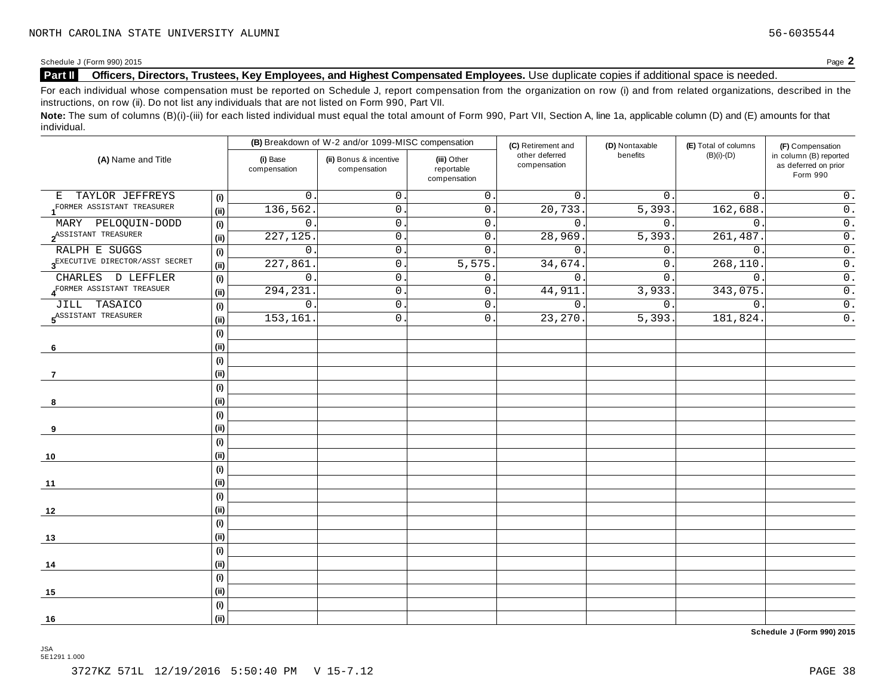NORTH CAROLINA STATE UNIVERSITY ALUMNI 56-6035544

Schedule J (Form 990) 2015 Page **2**

**Part II Officers, Directors, Trustees, Key Employees, and Highest Compensated Employees.** Use duplicate copies if additional space is needed.

For each individual whose compensation must be reported on Schedule J, report compensation from the organization on row (i) and from related organizations, described in the instructions, on row (ii). Do not list any individuals that are not listed on Form 990, Part VII.

**Note:** The sum of columns (B)(i)-(iii) for each listed individual must equal the total amount of Form 990, Part VII, Section A, line 1a, applicable column (D) and (E) amounts for that individual.

| (A) Name and Title | | (B) Breakdown of W-2 and/or 1099-MISC compensation | | | (C) Retirement and other deferred compensation | (D) Nontaxable benefits | (E) Total of columns (B)(i)-(D) | (F) Compensation in column (B) reported as deferred on prior Form 990 |
|---|---|---|---|---|---|---|---|---|
| | | (i) Base compensation | (ii) Bonus & incentive compensation | (iii) Other reportable compensation | | | | |
| 1 E TAYLOR JEFFREYS | (i) | 0. | 0. | 0. | 0. | 0. | 0. | 0. |
| FORMER ASSISTANT TREASURER | (ii) | 136,562. | 0. | 0. | 20,733. | 5,393. | 162,688. | 0. |
| 2 MARY PELOQUIN-DODD | (i) | 0. | 0. | 0. | 0. | 0. | 0. | 0. |
| ASSISTANT TREASURER | (ii) | 227,125. | 0. | 0. | 28,969. | 5,393. | 261,487. | 0. |
| 3 RALPH E SUGGS | (i) | 0. | 0. | 0. | 0. | 0. | 0. | 0. |
| EXECUTIVE DIRECTOR/ASST SECRET | (ii) | 227,861. | 0. | 5,575. | 34,674. | 0. | 268,110. | 0. |
| 4 CHARLES D LEFFLER | (i) | 0. | 0. | 0. | 0. | 0. | 0. | 0. |
| FORMER ASSISTANT TREASUER | (ii) | 294,231. | 0. | 0. | 44,911. | 3,933. | 343,075. | 0. |
| 5 JILL TASAICO | (i) | 0. | 0. | 0. | 0. | 0. | 0. | 0. |
| ASSISTANT TREASURER | (ii) | 153,161. | 0. | 0. | 23,270. | 5,393. | 181,824. | 0. |
| 6 | (i) | | | | | | | |
| | (ii) | | | | | | | |
| 7 | (i) | | | | | | | |
| | (ii) | | | | | | | |
| 8 | (i) | | | | | | | |
| | (ii) | | | | | | | |
| 9 | (i) | | | | | | | |
| | (ii) | | | | | | | |
| 10 | (i) | | | | | | | |
| | (ii) | | | | | | | |
| 11 | (i) | | | | | | | |
| | (ii) | | | | | | | |
| 12 | (i) | | | | | | | |
| | (ii) | | | | | | | |
| 13 | (i) | | | | | | | |
| | (ii) | | | | | | | |
| 14 | (i) | | | | | | | |
| | (ii) | | | | | | | |
| 15 | (i) | | | | | | | |
| | (ii) | | | | | | | |
| 16 | (i) | | | | | | | |
| | (ii) | | | | | | | |

**Schedule J (Form 990) 2015**

JSA
5E1291 1.000

3727KZ 571L 12/19/2016 5:50:40 PM V 15-7.12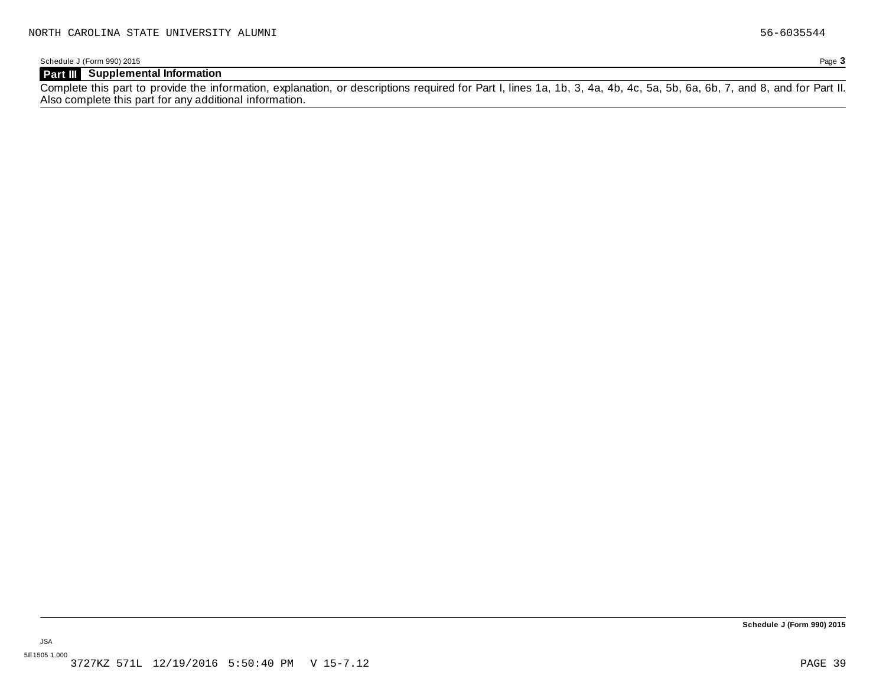NORTH CAROLINA STATE UNIVERSITY ALUMNI 56-6035544

Schedule J (Form 990) 2015 Page **3**

## Part III Supplemental Information

Complete this part to provide the information, explanation, or descriptions required for Part I, lines 1a, 1b, 3, 4a, 4b, 4c, 5a, 5b, 6a, 6b, 7, and 8, and for Part II. Also complete this part for any additional information.

**Schedule J (Form 990) 2015**

JSA
5E1505 1.000
3727KZ 571L 12/19/2016 5:50:40 PM V 15-7.12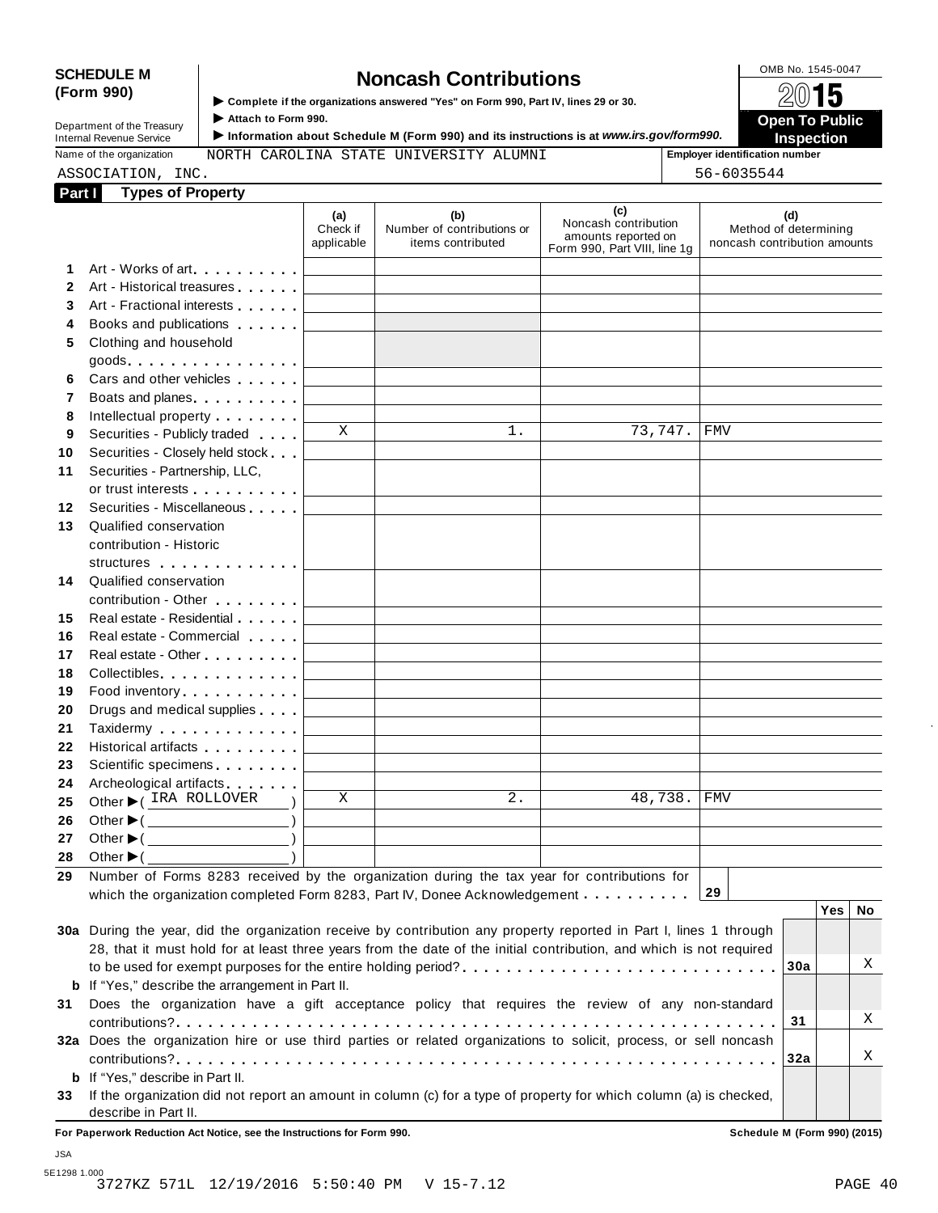**SCHEDULE M (Form 990)**

Department of the Treasury
Internal Revenue Service

# Noncash Contributions

▶ Complete if the organizations answered "Yes" on Form 990, Part IV, lines 29 or 30.
▶ Attach to Form 990.
▶ Information about Schedule M (Form 990) and its instructions is at *www.irs.gov/form990.*

OMB No. 1545-0047

2015

**Open To Public Inspection**

Name of the organization: NORTH CAROLINA STATE UNIVERSITY ALUMNI ASSOCIATION, INC.

Employer identification number: 56-6035544

**Part I Types of Property**

| | | (a) Check if applicable | (b) Number of contributions or items contributed | (c) Noncash contribution amounts reported on Form 990, Part VIII, line 1g | (d) Method of determining noncash contribution amounts |
|---|---|---|---|---|---|
| 1 | Art - Works of art | | | | |
| 2 | Art - Historical treasures | | | | |
| 3 | Art - Fractional interests | | | | |
| 4 | Books and publications | | | | |
| 5 | Clothing and household goods | | | | |
| 6 | Cars and other vehicles | | | | |
| 7 | Boats and planes | | | | |
| 8 | Intellectual property | | | | |
| 9 | Securities - Publicly traded | X | 1. | 73,747. | FMV |
| 10 | Securities - Closely held stock | | | | |
| 11 | Securities - Partnership, LLC, or trust interests | | | | |
| 12 | Securities - Miscellaneous | | | | |
| 13 | Qualified conservation contribution - Historic structures | | | | |
| 14 | Qualified conservation contribution - Other | | | | |
| 15 | Real estate - Residential | | | | |
| 16 | Real estate - Commercial | | | | |
| 17 | Real estate - Other | | | | |
| 18 | Collectibles | | | | |
| 19 | Food inventory | | | | |
| 20 | Drugs and medical supplies | | | | |
| 21 | Taxidermy | | | | |
| 22 | Historical artifacts | | | | |
| 23 | Scientific specimens | | | | |
| 24 | Archeological artifacts | | | | |
| 25 | Other ▶ ( IRA ROLLOVER ) | X | 2. | 48,738. | FMV |
| 26 | Other ▶ ( ) | | | | |
| 27 | Other ▶ ( ) | | | | |
| 28 | Other ▶ ( ) | | | | |

29 Number of Forms 8283 received by the organization during the tax year for contributions for which the organization completed Form 8283, Part IV, Donee Acknowledgement . . . . . . . . . . **29**

| | | | Yes | No |
|---|---|---|---|---|
| 30a | During the year, did the organization receive by contribution any property reported in Part I, lines 1 through 28, that it must hold for at least three years from the date of the initial contribution, and which is not required to be used for exempt purposes for the entire holding period? | 30a | | X |
| b | If "Yes," describe the arrangement in Part II. | | | |
| 31 | Does the organization have a gift acceptance policy that requires the review of any non-standard contributions? | 31 | | X |
| 32a | Does the organization hire or use third parties or related organizations to solicit, process, or sell noncash contributions? | 32a | | X |
| b | If "Yes," describe in Part II. | | | |
| 33 | If the organization did not report an amount in column (c) for a type of property for which column (a) is checked, describe in Part II. | | | |

**For Paperwork Reduction Act Notice, see the Instructions for Form 990.** **Schedule M (Form 990) (2015)**

JSA
5E1298 1.000
3727KZ 571L 12/19/2016 5:50:40 PM V 15-7.12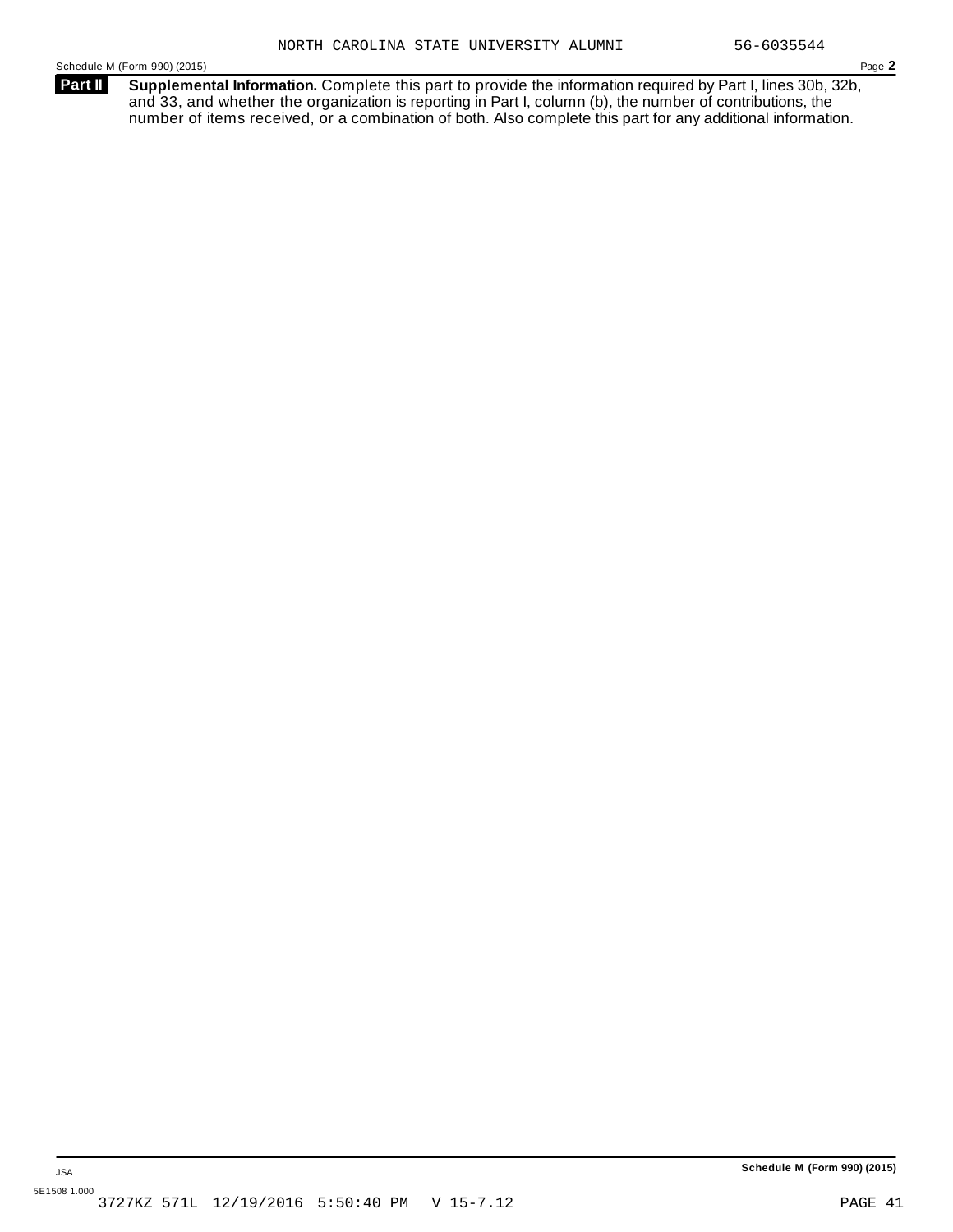NORTH CAROLINA STATE UNIVERSITY ALUMNI 56-6035544

Schedule M (Form 990) (2015) Page **2**

**Part II** **Supplemental Information.** Complete this part to provide the information required by Part I, lines 30b, 32b, and 33, and whether the organization is reporting in Part I, column (b), the number of contributions, the number of items received, or a combination of both. Also complete this part for any additional information.

**Schedule M (Form 990) (2015)**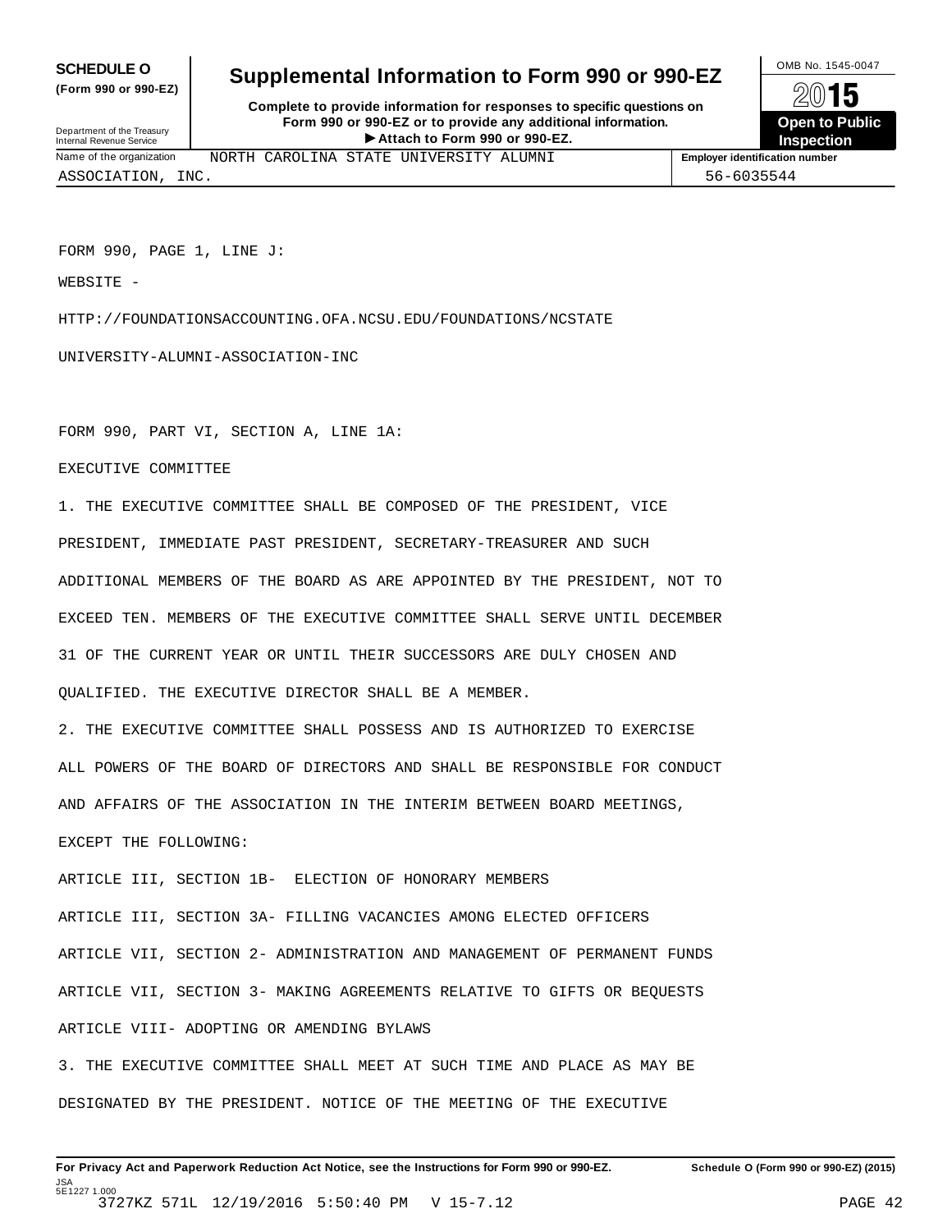**SCHEDULE O (Form 990 or 990-EZ)**

Department of the Treasury
Internal Revenue Service

# Supplemental Information to Form 990 or 990-EZ

**Complete to provide information for responses to specific questions on Form 990 or 990-EZ or to provide any additional information.**
**▶ Attach to Form 990 or 990-EZ.**

OMB No. 1545-0047
2015
**Open to Public Inspection**

| Name of the organization | Employer identification number |
|---|---|
| NORTH CAROLINA STATE UNIVERSITY ALUMNI ASSOCIATION, INC. | 56-6035544 |

FORM 990, PAGE 1, LINE J:

WEBSITE -

HTTP://FOUNDATIONSACCOUNTING.OFA.NCSU.EDU/FOUNDATIONS/NCSTATE

UNIVERSITY-ALUMNI-ASSOCIATION-INC

FORM 990, PART VI, SECTION A, LINE 1A:

EXECUTIVE COMMITTEE

1. THE EXECUTIVE COMMITTEE SHALL BE COMPOSED OF THE PRESIDENT, VICE PRESIDENT, IMMEDIATE PAST PRESIDENT, SECRETARY-TREASURER AND SUCH ADDITIONAL MEMBERS OF THE BOARD AS ARE APPOINTED BY THE PRESIDENT, NOT TO EXCEED TEN. MEMBERS OF THE EXECUTIVE COMMITTEE SHALL SERVE UNTIL DECEMBER 31 OF THE CURRENT YEAR OR UNTIL THEIR SUCCESSORS ARE DULY CHOSEN AND QUALIFIED. THE EXECUTIVE DIRECTOR SHALL BE A MEMBER.

2. THE EXECUTIVE COMMITTEE SHALL POSSESS AND IS AUTHORIZED TO EXERCISE ALL POWERS OF THE BOARD OF DIRECTORS AND SHALL BE RESPONSIBLE FOR CONDUCT AND AFFAIRS OF THE ASSOCIATION IN THE INTERIM BETWEEN BOARD MEETINGS, EXCEPT THE FOLLOWING:

ARTICLE III, SECTION 1B- ELECTION OF HONORARY MEMBERS

ARTICLE III, SECTION 3A- FILLING VACANCIES AMONG ELECTED OFFICERS

ARTICLE VII, SECTION 2- ADMINISTRATION AND MANAGEMENT OF PERMANENT FUNDS

ARTICLE VII, SECTION 3- MAKING AGREEMENTS RELATIVE TO GIFTS OR BEQUESTS

ARTICLE VIII- ADOPTING OR AMENDING BYLAWS

3. THE EXECUTIVE COMMITTEE SHALL MEET AT SUCH TIME AND PLACE AS MAY BE DESIGNATED BY THE PRESIDENT. NOTICE OF THE MEETING OF THE EXECUTIVE

**For Privacy Act and Paperwork Reduction Act Notice, see the Instructions for Form 990 or 990-EZ.** **Schedule O (Form 990 or 990-EZ) (2015)**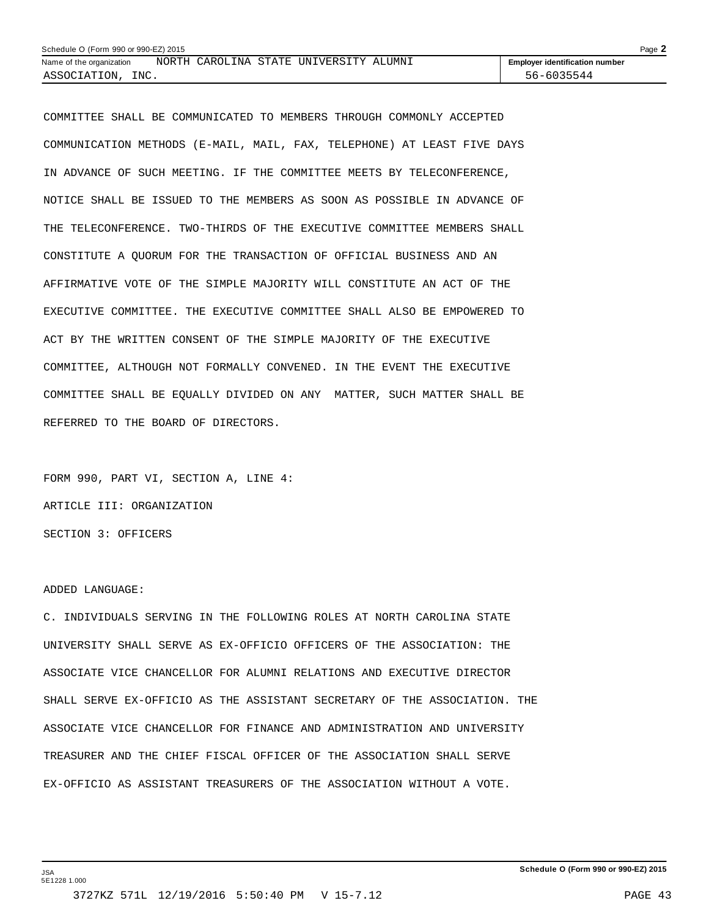COMMITTEE SHALL BE COMMUNICATED TO MEMBERS THROUGH COMMONLY ACCEPTED COMMUNICATION METHODS (E-MAIL, MAIL, FAX, TELEPHONE) AT LEAST FIVE DAYS IN ADVANCE OF SUCH MEETING. IF THE COMMITTEE MEETS BY TELECONFERENCE, NOTICE SHALL BE ISSUED TO THE MEMBERS AS SOON AS POSSIBLE IN ADVANCE OF THE TELECONFERENCE. TWO-THIRDS OF THE EXECUTIVE COMMITTEE MEMBERS SHALL CONSTITUTE A QUORUM FOR THE TRANSACTION OF OFFICIAL BUSINESS AND AN AFFIRMATIVE VOTE OF THE SIMPLE MAJORITY WILL CONSTITUTE AN ACT OF THE EXECUTIVE COMMITTEE. THE EXECUTIVE COMMITTEE SHALL ALSO BE EMPOWERED TO ACT BY THE WRITTEN CONSENT OF THE SIMPLE MAJORITY OF THE EXECUTIVE COMMITTEE, ALTHOUGH NOT FORMALLY CONVENED. IN THE EVENT THE EXECUTIVE COMMITTEE SHALL BE EQUALLY DIVIDED ON ANY MATTER, SUCH MATTER SHALL BE REFERRED TO THE BOARD OF DIRECTORS.

FORM 990, PART VI, SECTION A, LINE 4:

ARTICLE III: ORGANIZATION

SECTION 3: OFFICERS

ADDED LANGUAGE:

C. INDIVIDUALS SERVING IN THE FOLLOWING ROLES AT NORTH CAROLINA STATE UNIVERSITY SHALL SERVE AS EX-OFFICIO OFFICERS OF THE ASSOCIATION: THE ASSOCIATE VICE CHANCELLOR FOR ALUMNI RELATIONS AND EXECUTIVE DIRECTOR SHALL SERVE EX-OFFICIO AS THE ASSISTANT SECRETARY OF THE ASSOCIATION. THE ASSOCIATE VICE CHANCELLOR FOR FINANCE AND ADMINISTRATION AND UNIVERSITY TREASURER AND THE CHIEF FISCAL OFFICER OF THE ASSOCIATION SHALL SERVE EX-OFFICIO AS ASSISTANT TREASURERS OF THE ASSOCIATION WITHOUT A VOTE.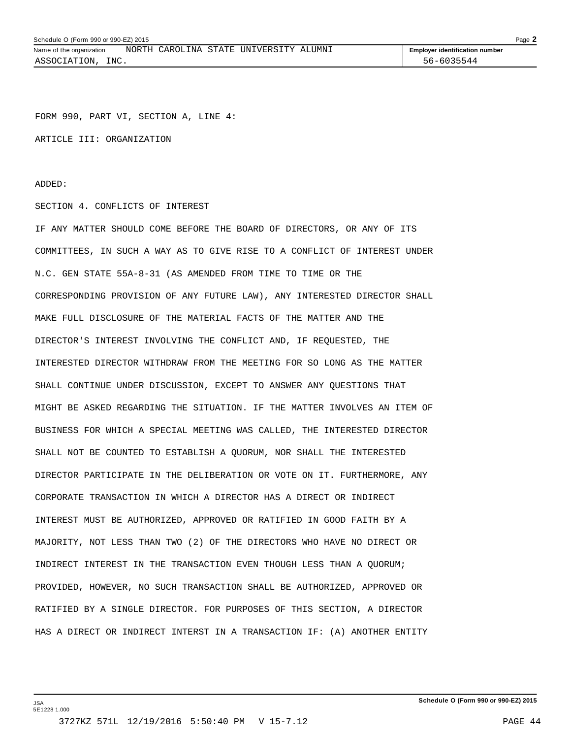FORM 990, PART VI, SECTION A, LINE 4:

ARTICLE III: ORGANIZATION

ADDED:

SECTION 4. CONFLICTS OF INTEREST

IF ANY MATTER SHOULD COME BEFORE THE BOARD OF DIRECTORS, OR ANY OF ITS COMMITTEES, IN SUCH A WAY AS TO GIVE RISE TO A CONFLICT OF INTEREST UNDER N.C. GEN STATE 55A-8-31 (AS AMENDED FROM TIME TO TIME OR THE CORRESPONDING PROVISION OF ANY FUTURE LAW), ANY INTERESTED DIRECTOR SHALL MAKE FULL DISCLOSURE OF THE MATERIAL FACTS OF THE MATTER AND THE DIRECTOR'S INTEREST INVOLVING THE CONFLICT AND, IF REQUESTED, THE INTERESTED DIRECTOR WITHDRAW FROM THE MEETING FOR SO LONG AS THE MATTER SHALL CONTINUE UNDER DISCUSSION, EXCEPT TO ANSWER ANY QUESTIONS THAT MIGHT BE ASKED REGARDING THE SITUATION. IF THE MATTER INVOLVES AN ITEM OF BUSINESS FOR WHICH A SPECIAL MEETING WAS CALLED, THE INTERESTED DIRECTOR SHALL NOT BE COUNTED TO ESTABLISH A QUORUM, NOR SHALL THE INTERESTED DIRECTOR PARTICIPATE IN THE DELIBERATION OR VOTE ON IT. FURTHERMORE, ANY CORPORATE TRANSACTION IN WHICH A DIRECTOR HAS A DIRECT OR INDIRECT INTEREST MUST BE AUTHORIZED, APPROVED OR RATIFIED IN GOOD FAITH BY A MAJORITY, NOT LESS THAN TWO (2) OF THE DIRECTORS WHO HAVE NO DIRECT OR INDIRECT INTEREST IN THE TRANSACTION EVEN THOUGH LESS THAN A QUORUM; PROVIDED, HOWEVER, NO SUCH TRANSACTION SHALL BE AUTHORIZED, APPROVED OR RATIFIED BY A SINGLE DIRECTOR. FOR PURPOSES OF THIS SECTION, A DIRECTOR HAS A DIRECT OR INDIRECT INTERST IN A TRANSACTION IF: (A) ANOTHER ENTITY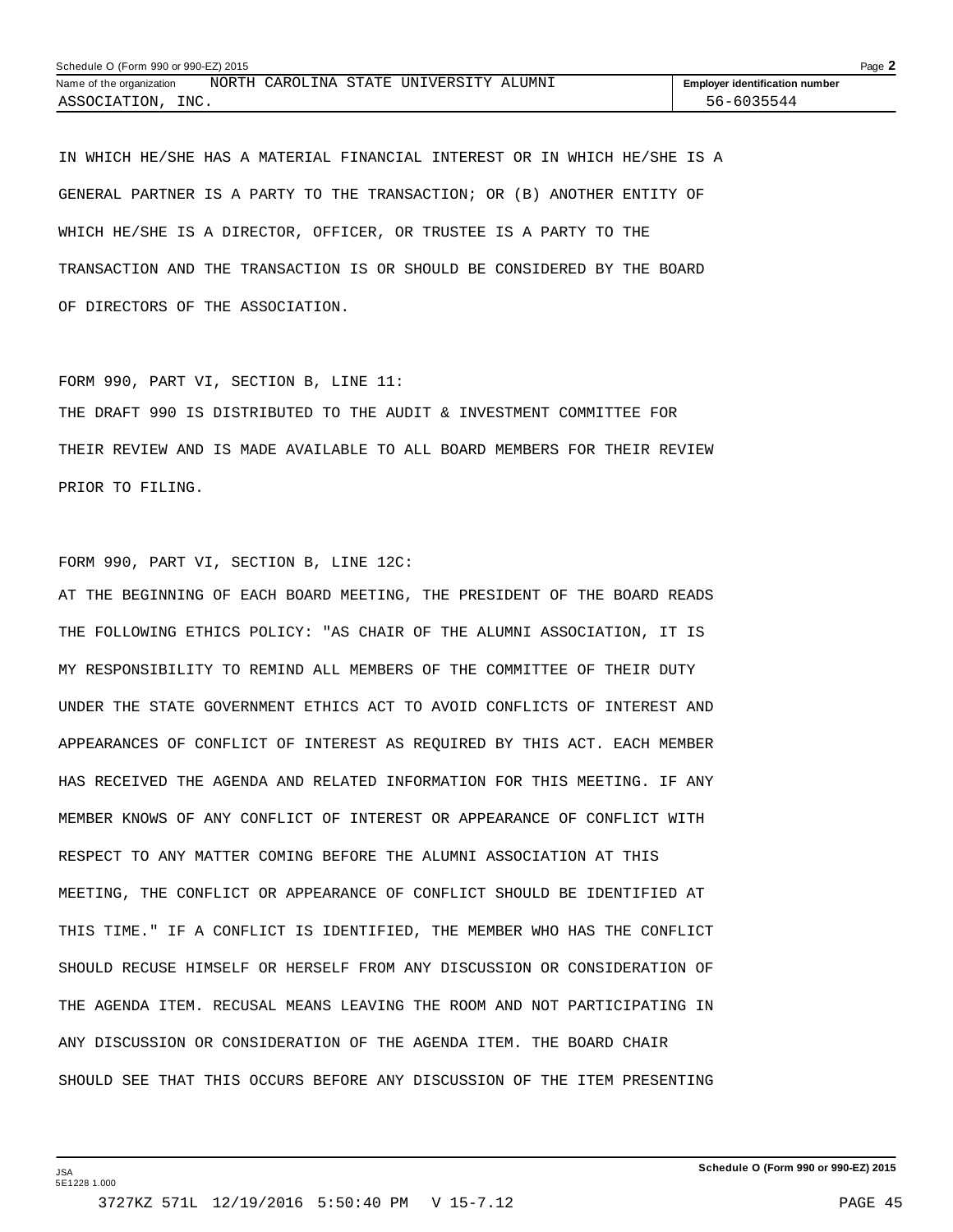IN WHICH HE/SHE HAS A MATERIAL FINANCIAL INTEREST OR IN WHICH HE/SHE IS A GENERAL PARTNER IS A PARTY TO THE TRANSACTION; OR (B) ANOTHER ENTITY OF WHICH HE/SHE IS A DIRECTOR, OFFICER, OR TRUSTEE IS A PARTY TO THE TRANSACTION AND THE TRANSACTION IS OR SHOULD BE CONSIDERED BY THE BOARD OF DIRECTORS OF THE ASSOCIATION.

FORM 990, PART VI, SECTION B, LINE 11:

THE DRAFT 990 IS DISTRIBUTED TO THE AUDIT & INVESTMENT COMMITTEE FOR THEIR REVIEW AND IS MADE AVAILABLE TO ALL BOARD MEMBERS FOR THEIR REVIEW PRIOR TO FILING.

FORM 990, PART VI, SECTION B, LINE 12C:

AT THE BEGINNING OF EACH BOARD MEETING, THE PRESIDENT OF THE BOARD READS THE FOLLOWING ETHICS POLICY: "AS CHAIR OF THE ALUMNI ASSOCIATION, IT IS MY RESPONSIBILITY TO REMIND ALL MEMBERS OF THE COMMITTEE OF THEIR DUTY UNDER THE STATE GOVERNMENT ETHICS ACT TO AVOID CONFLICTS OF INTEREST AND APPEARANCES OF CONFLICT OF INTEREST AS REQUIRED BY THIS ACT. EACH MEMBER HAS RECEIVED THE AGENDA AND RELATED INFORMATION FOR THIS MEETING. IF ANY MEMBER KNOWS OF ANY CONFLICT OF INTEREST OR APPEARANCE OF CONFLICT WITH RESPECT TO ANY MATTER COMING BEFORE THE ALUMNI ASSOCIATION AT THIS MEETING, THE CONFLICT OR APPEARANCE OF CONFLICT SHOULD BE IDENTIFIED AT THIS TIME." IF A CONFLICT IS IDENTIFIED, THE MEMBER WHO HAS THE CONFLICT SHOULD RECUSE HIMSELF OR HERSELF FROM ANY DISCUSSION OR CONSIDERATION OF THE AGENDA ITEM. RECUSAL MEANS LEAVING THE ROOM AND NOT PARTICIPATING IN ANY DISCUSSION OR CONSIDERATION OF THE AGENDA ITEM. THE BOARD CHAIR SHOULD SEE THAT THIS OCCURS BEFORE ANY DISCUSSION OF THE ITEM PRESENTING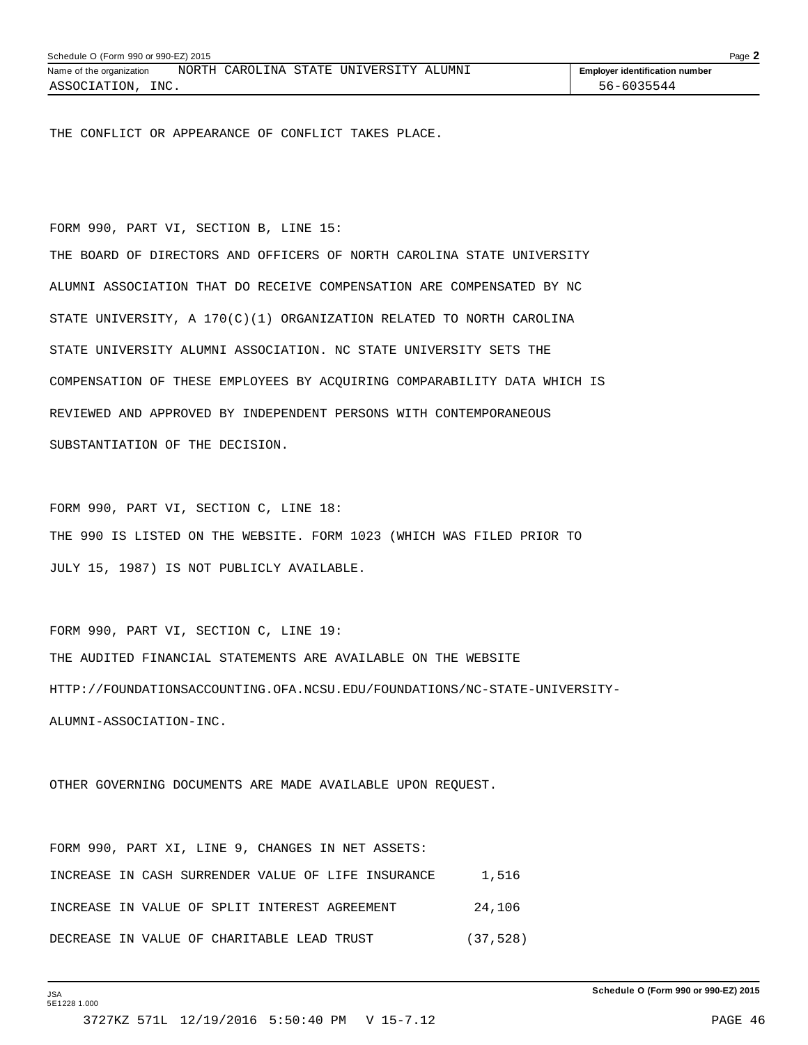THE CONFLICT OR APPEARANCE OF CONFLICT TAKES PLACE.

FORM 990, PART VI, SECTION B, LINE 15:

THE BOARD OF DIRECTORS AND OFFICERS OF NORTH CAROLINA STATE UNIVERSITY ALUMNI ASSOCIATION THAT DO RECEIVE COMPENSATION ARE COMPENSATED BY NC STATE UNIVERSITY, A 170(C)(1) ORGANIZATION RELATED TO NORTH CAROLINA STATE UNIVERSITY ALUMNI ASSOCIATION. NC STATE UNIVERSITY SETS THE COMPENSATION OF THESE EMPLOYEES BY ACQUIRING COMPARABILITY DATA WHICH IS REVIEWED AND APPROVED BY INDEPENDENT PERSONS WITH CONTEMPORANEOUS SUBSTANTIATION OF THE DECISION.

FORM 990, PART VI, SECTION C, LINE 18:

THE 990 IS LISTED ON THE WEBSITE. FORM 1023 (WHICH WAS FILED PRIOR TO JULY 15, 1987) IS NOT PUBLICLY AVAILABLE.

FORM 990, PART VI, SECTION C, LINE 19:

THE AUDITED FINANCIAL STATEMENTS ARE AVAILABLE ON THE WEBSITE HTTP://FOUNDATIONSACCOUNTING.OFA.NCSU.EDU/FOUNDATIONS/NC-STATE-UNIVERSITY-ALUMNI-ASSOCIATION-INC.

OTHER GOVERNING DOCUMENTS ARE MADE AVAILABLE UPON REQUEST.

FORM 990, PART XI, LINE 9, CHANGES IN NET ASSETS:

| | |
|---|---|
| INCREASE IN CASH SURRENDER VALUE OF LIFE INSURANCE | 1,516 |
| INCREASE IN VALUE OF SPLIT INTEREST AGREEMENT | 24,106 |
| DECREASE IN VALUE OF CHARITABLE LEAD TRUST | (37,528) |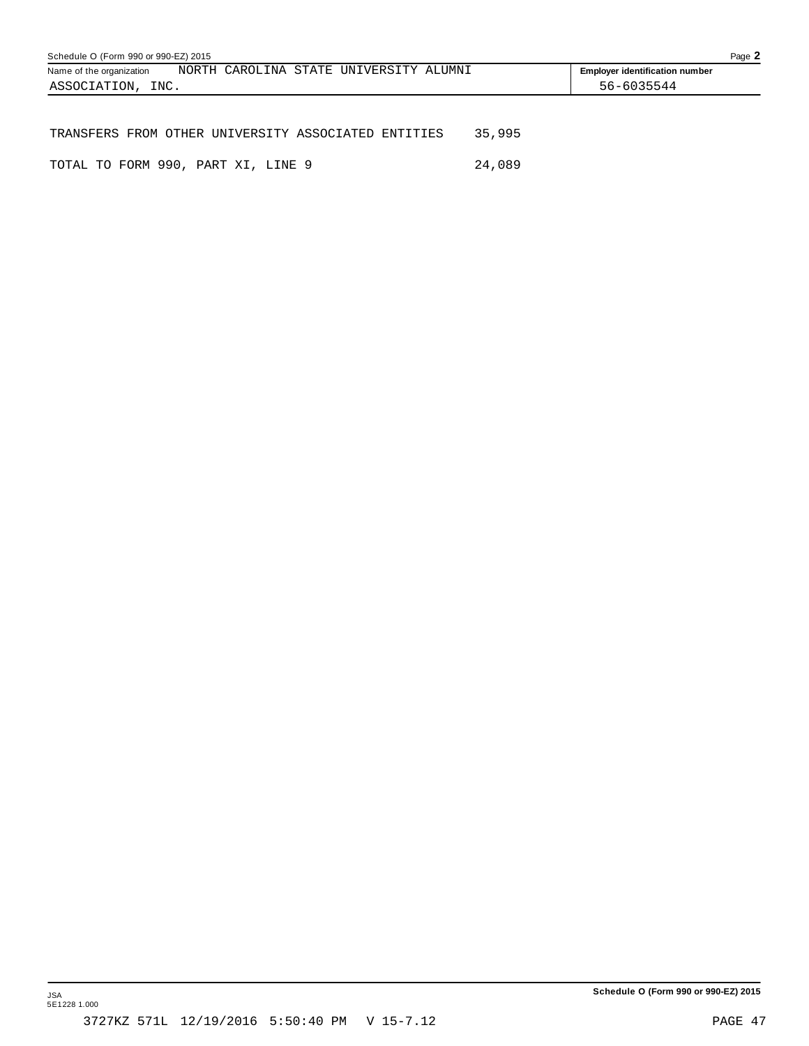Name of the organization NORTH CAROLINA STATE UNIVERSITY ALUMNI ASSOCIATION, INC.

Employer identification number 56-6035544

| | |
|---|---|
| TRANSFERS FROM OTHER UNIVERSITY ASSOCIATED ENTITIES | 35,995 |
| TOTAL TO FORM 990, PART XI, LINE 9 | 24,089 |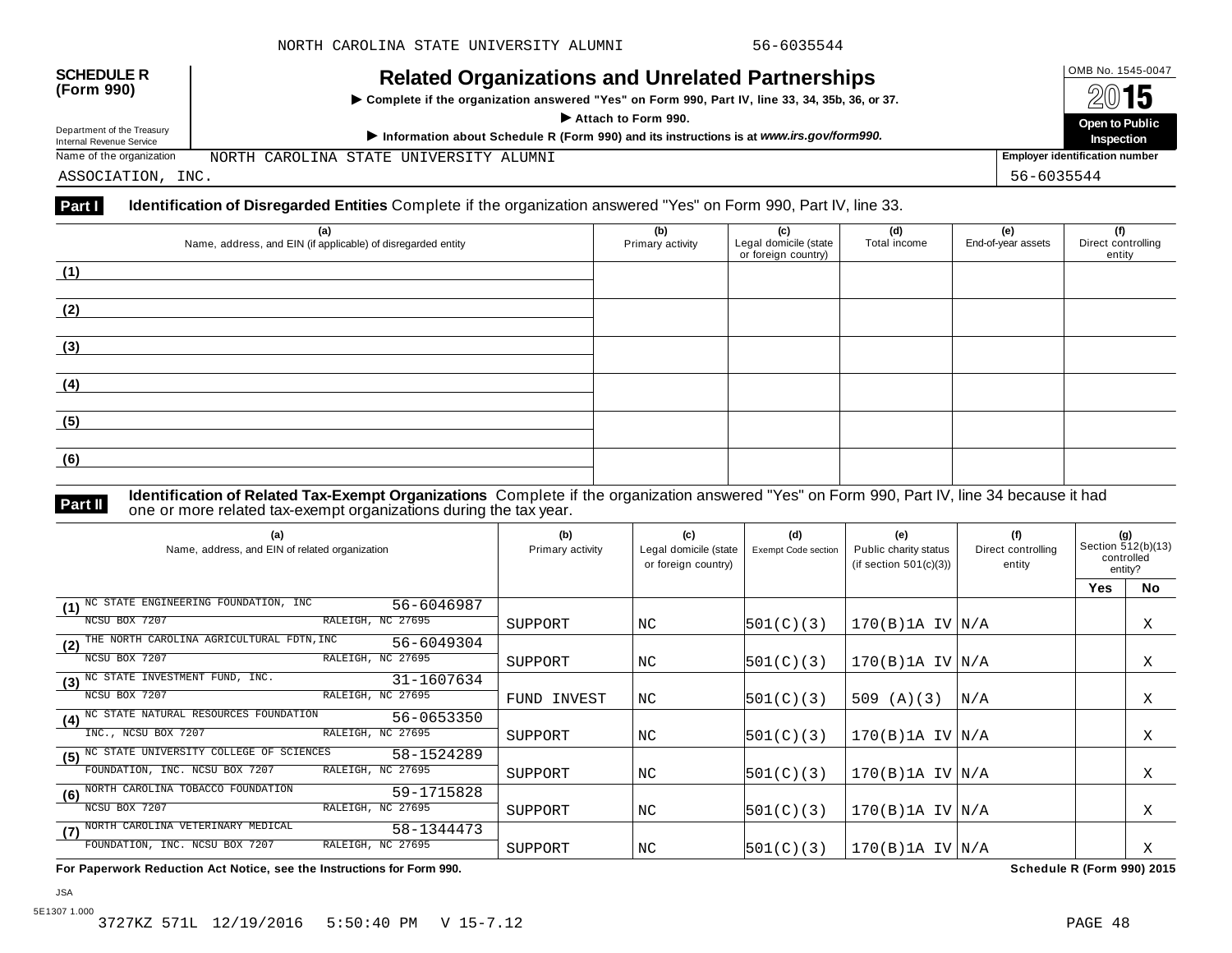NORTH CAROLINA STATE UNIVERSITY ALUMNI 56-6035544

**SCHEDULE R (Form 990)**

Department of the Treasury
Internal Revenue Service

# Related Organizations and Unrelated Partnerships

▶ Complete if the organization answered "Yes" on Form 990, Part IV, line 33, 34, 35b, 36, or 37.

▶ Attach to Form 990.

▶ Information about Schedule R (Form 990) and its instructions is at *www.irs.gov/form990.*

OMB No. 1545-0047

2015

**Open to Public Inspection**

Name of the organization: NORTH CAROLINA STATE UNIVERSITY ALUMNI ASSOCIATION, INC.

Employer identification number: 56-6035544

**Part I** **Identification of Disregarded Entities** Complete if the organization answered "Yes" on Form 990, Part IV, line 33.

| | (a) Name, address, and EIN (if applicable) of disregarded entity | (b) Primary activity | (c) Legal domicile (state or foreign country) | (d) Total income | (e) End-of-year assets | (f) Direct controlling entity |
|---|---|---|---|---|---|---|
| (1) | | | | | | |
| (2) | | | | | | |
| (3) | | | | | | |
| (4) | | | | | | |
| (5) | | | | | | |
| (6) | | | | | | |

**Part II** **Identification of Related Tax-Exempt Organizations** Complete if the organization answered "Yes" on Form 990, Part IV, line 34 because it had one or more related tax-exempt organizations during the tax year.

| | (a) Name, address, and EIN of related organization | (b) Primary activity | (c) Legal domicile (state or foreign country) | (d) Exempt Code section | (e) Public charity status (if section 501(c)(3)) | (f) Direct controlling entity | (g) Section 512(b)(13) controlled entity? Yes | No |
|---|---|---|---|---|---|---|---|---|
| (1) | NC STATE ENGINEERING FOUNDATION, INC 56-6046987 NCSU BOX 7207 RALEIGH, NC 27695 | SUPPORT | NC | 501(C)(3) | 170(B)1A IV | N/A | | X |
| (2) | THE NORTH CAROLINA AGRICULTURAL FDTN,INC 56-6049304 NCSU BOX 7207 RALEIGH, NC 27695 | SUPPORT | NC | 501(C)(3) | 170(B)1A IV | N/A | | X |
| (3) | NC STATE INVESTMENT FUND, INC. 31-1607634 NCSU BOX 7207 RALEIGH, NC 27695 | FUND INVEST | NC | 501(C)(3) | 509 (A)(3) | N/A | | X |
| (4) | NC STATE NATURAL RESOURCES FOUNDATION 56-0653350 INC., NCSU BOX 7207 RALEIGH, NC 27695 | SUPPORT | NC | 501(C)(3) | 170(B)1A IV | N/A | | X |
| (5) | NC STATE UNIVERSITY COLLEGE OF SCIENCES 58-1524289 FOUNDATION, INC. NCSU BOX 7207 RALEIGH, NC 27695 | SUPPORT | NC | 501(C)(3) | 170(B)1A IV | N/A | | X |
| (6) | NORTH CAROLINA TOBACCO FOUNDATION 59-1715828 NCSU BOX 7207 RALEIGH, NC 27695 | SUPPORT | NC | 501(C)(3) | 170(B)1A IV | N/A | | X |
| (7) | NORTH CAROLINA VETERINARY MEDICAL 58-1344473 FOUNDATION, INC. NCSU BOX 7207 RALEIGH, NC 27695 | SUPPORT | NC | 501(C)(3) | 170(B)1A IV | N/A | | X |

**For Paperwork Reduction Act Notice, see the Instructions for Form 990.** **Schedule R (Form 990) 2015**

JSA
5E1307 1.000
3727KZ 571L 12/19/2016 5:50:40 PM V 15-7.12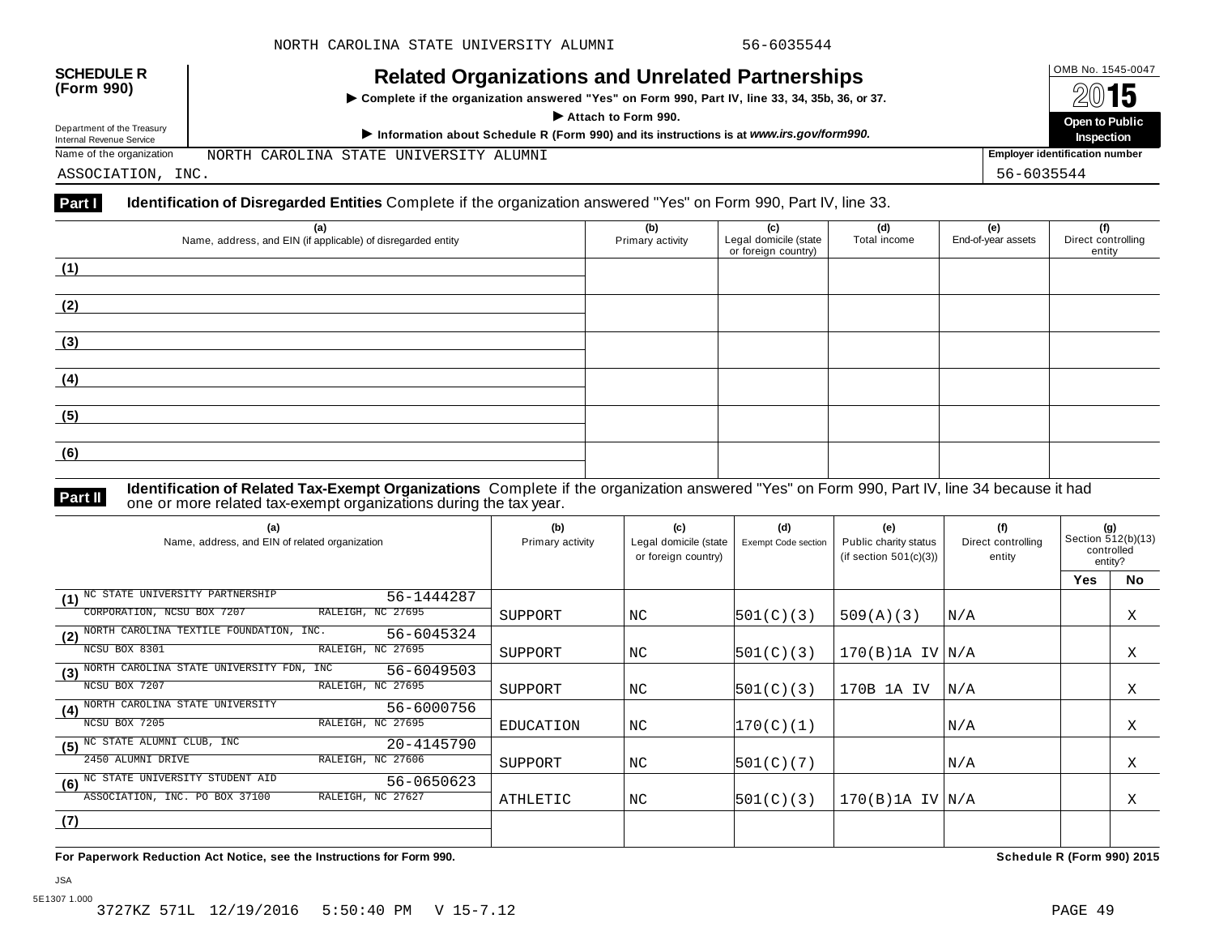NORTH CAROLINA STATE UNIVERSITY ALUMNI 56-6035544

**SCHEDULE R (Form 990)**

Department of the Treasury
Internal Revenue Service

# Related Organizations and Unrelated Partnerships

▶ **Complete if the organization answered "Yes" on Form 990, Part IV, line 33, 34, 35b, 36, or 37.**

▶ **Attach to Form 990.**

▶ **Information about Schedule R (Form 990) and its instructions is at *www.irs.gov/form990*.**

OMB No. 1545-0047

**2015**

**Open to Public Inspection**

Name of the organization: NORTH CAROLINA STATE UNIVERSITY ALUMNI ASSOCIATION, INC.

**Employer identification number:** 56-6035544

**Part I** **Identification of Disregarded Entities** Complete if the organization answered "Yes" on Form 990, Part IV, line 33.

| | (a) Name, address, and EIN (if applicable) of disregarded entity | (b) Primary activity | (c) Legal domicile (state or foreign country) | (d) Total income | (e) End-of-year assets | (f) Direct controlling entity |
|---|---|---|---|---|---|---|
| (1) | | | | | | |
| (2) | | | | | | |
| (3) | | | | | | |
| (4) | | | | | | |
| (5) | | | | | | |
| (6) | | | | | | |

**Part II** **Identification of Related Tax-Exempt Organizations** Complete if the organization answered "Yes" on Form 990, Part IV, line 34 because it had one or more related tax-exempt organizations during the tax year.

| | (a) Name, address, and EIN of related organization | (b) Primary activity | (c) Legal domicile (state or foreign country) | (d) Exempt Code section | (e) Public charity status (if section 501(c)(3)) | (f) Direct controlling entity | (g) Section 512(b)(13) controlled entity? Yes | No |
|---|---|---|---|---|---|---|---|---|
| (1) | NC STATE UNIVERSITY PARTNERSHIP CORPORATION, NCSU BOX 7207 RALEIGH, NC 27695 56-1444287 | SUPPORT | NC | 501(C)(3) | 509(A)(3) | N/A | | X |
| (2) | NORTH CAROLINA TEXTILE FOUNDATION, INC. NCSU BOX 8301 RALEIGH, NC 27695 56-6045324 | SUPPORT | NC | 501(C)(3) | 170(B)1A IV | N/A | | X |
| (3) | NORTH CAROLINA STATE UNIVERSITY FDN, INC NCSU BOX 7207 RALEIGH, NC 27695 56-6049503 | SUPPORT | NC | 501(C)(3) | 170B 1A IV | N/A | | X |
| (4) | NORTH CAROLINA STATE UNIVERSITY NCSU BOX 7205 RALEIGH, NC 27695 56-6000756 | EDUCATION | NC | 170(C)(1) | | N/A | | X |
| (5) | NC STATE ALUMNI CLUB, INC 2450 ALUMNI DRIVE RALEIGH, NC 27606 20-4145790 | SUPPORT | NC | 501(C)(7) | | N/A | | X |
| (6) | NC STATE UNIVERSITY STUDENT AID ASSOCIATION, INC. PO BOX 37100 RALEIGH, NC 27627 56-0650623 | ATHLETIC | NC | 501(C)(3) | 170(B)1A IV | N/A | | X |
| (7) | | | | | | | | |

**For Paperwork Reduction Act Notice, see the Instructions for Form 990.** **Schedule R (Form 990) 2015**

JSA
5E1307 1.000
3727KZ 571L 12/19/2016 5:50:40 PM V 15-7.12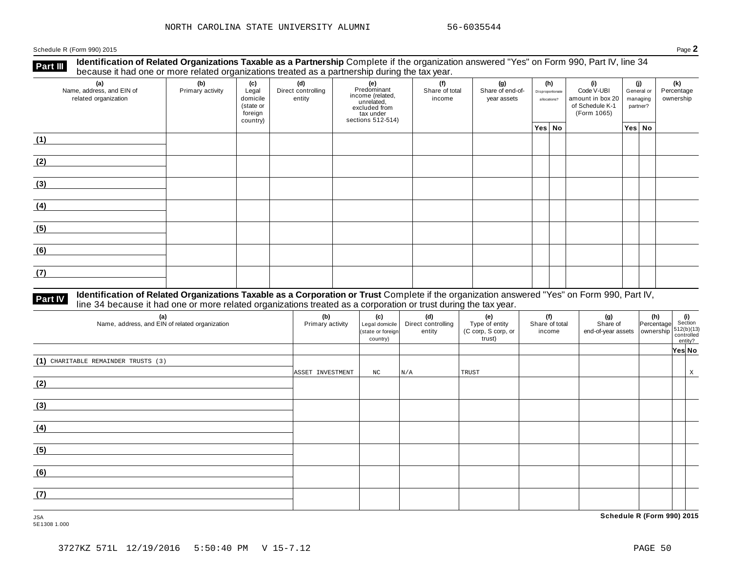NORTH CAROLINA STATE UNIVERSITY ALUMNI 56-6035544

Schedule R (Form 990) 2015 Page **2**

**Part III** **Identification of Related Organizations Taxable as a Partnership** Complete if the organization answered "Yes" on Form 990, Part IV, line 34 because it had one or more related organizations treated as a partnership during the tax year.

| (a) Name, address, and EIN of related organization | (b) Primary activity | (c) Legal domicile (state or foreign country) | (d) Direct controlling entity | (e) Predominant income (related, unrelated, excluded from tax under sections 512-514) | (f) Share of total income | (g) Share of end-of-year assets | (h) Disproportionate allocations? Yes | (h) No | (i) Code V-UBI amount in box 20 of Schedule K-1 (Form 1065) | (j) General or managing partner? Yes | (j) No | (k) Percentage ownership |
|---|---|---|---|---|---|---|---|---|---|---|---|---|
| (1) | | | | | | | | | | | | |
| (2) | | | | | | | | | | | | |
| (3) | | | | | | | | | | | | |
| (4) | | | | | | | | | | | | |
| (5) | | | | | | | | | | | | |
| (6) | | | | | | | | | | | | |
| (7) | | | | | | | | | | | | |

**Part IV** **Identification of Related Organizations Taxable as a Corporation or Trust** Complete if the organization answered "Yes" on Form 990, Part IV, line 34 because it had one or more related organizations treated as a corporation or trust during the tax year.

| (a) Name, address, and EIN of related organization | (b) Primary activity | (c) Legal domicile (state or foreign country) | (d) Direct controlling entity | (e) Type of entity (C corp, S corp, or trust) | (f) Share of total income | (g) Share of end-of-year assets | (h) Percentage ownership | (i) Section 512(b)(13) controlled entity? Yes | (i) No |
|---|---|---|---|---|---|---|---|---|---|
| (1) CHARITABLE REMAINDER TRUSTS (3) | ASSET INVESTMENT | NC | N/A | TRUST | | | | | X |
| (2) | | | | | | | | | |
| (3) | | | | | | | | | |
| (4) | | | | | | | | | |
| (5) | | | | | | | | | |
| (6) | | | | | | | | | |
| (7) | | | | | | | | | |

JSA
5E1308 1.000

**Schedule R (Form 990) 2015**

3727KZ 571L 12/19/2016 5:50:40 PM V 15-7.12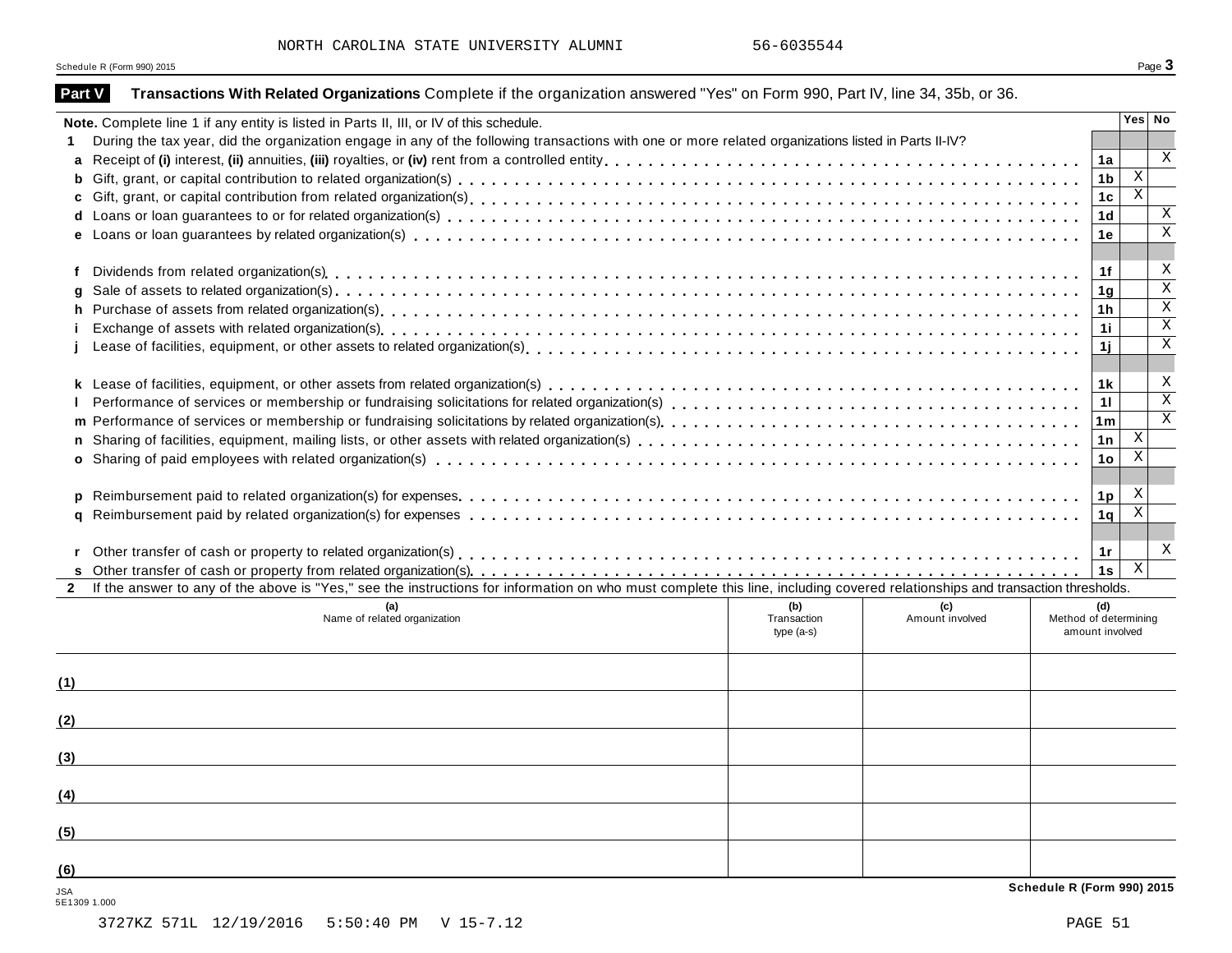NORTH CAROLINA STATE UNIVERSITY ALUMNI 56-6035544

Schedule R (Form 990) 2015 Page **3**

## Part V Transactions With Related Organizations

Complete if the organization answered "Yes" on Form 990, Part IV, line 34, 35b, or 36.

**Note.** Complete line 1 if any entity is listed in Parts II, III, or IV of this schedule.

| | | | Yes | No |
|---|---|---|---|---|
| **1** | During the tax year, did the organization engage in any of the following transactions with one or more related organizations listed in Parts II-IV? | | | |
| **a** | Receipt of **(i)** interest, **(ii)** annuities, **(iii)** royalties, or **(iv)** rent from a controlled entity | **1a** | | X |
| **b** | Gift, grant, or capital contribution to related organization(s) | **1b** | X | |
| **c** | Gift, grant, or capital contribution from related organization(s) | **1c** | X | |
| **d** | Loans or loan guarantees to or for related organization(s) | **1d** | | X |
| **e** | Loans or loan guarantees by related organization(s) | **1e** | | X |
| **f** | Dividends from related organization(s) | **1f** | | X |
| **g** | Sale of assets to related organization(s) | **1g** | | X |
| **h** | Purchase of assets from related organization(s) | **1h** | | X |
| **i** | Exchange of assets with related organization(s) | **1i** | | X |
| **j** | Lease of facilities, equipment, or other assets to related organization(s) | **1j** | | X |
| **k** | Lease of facilities, equipment, or other assets from related organization(s) | **1k** | | X |
| **l** | Performance of services or membership or fundraising solicitations for related organization(s) | **1l** | | X |
| **m** | Performance of services or membership or fundraising solicitations by related organization(s) | **1m** | | X |
| **n** | Sharing of facilities, equipment, mailing lists, or other assets with related organization(s) | **1n** | X | |
| **o** | Sharing of paid employees with related organization(s) | **1o** | X | |
| **p** | Reimbursement paid to related organization(s) for expenses | **1p** | X | |
| **q** | Reimbursement paid by related organization(s) for expenses | **1q** | X | |
| **r** | Other transfer of cash or property to related organization(s) | **1r** | | X |
| **s** | Other transfer of cash or property from related organization(s) | **1s** | X | |

**2** If the answer to any of the above is "Yes," see the instructions for information on who must complete this line, including covered relationships and transaction thresholds.

| | (a) Name of related organization | (b) Transaction type (a-s) | (c) Amount involved | (d) Method of determining amount involved |
|---|---|---|---|---|
| (1) | | | | |
| (2) | | | | |
| (3) | | | | |
| (4) | | | | |
| (5) | | | | |
| (6) | | | | |

JSA
5E1309 1.000

**Schedule R (Form 990) 2015**

3727KZ 571L 12/19/2016 5:50:40 PM V 15-7.12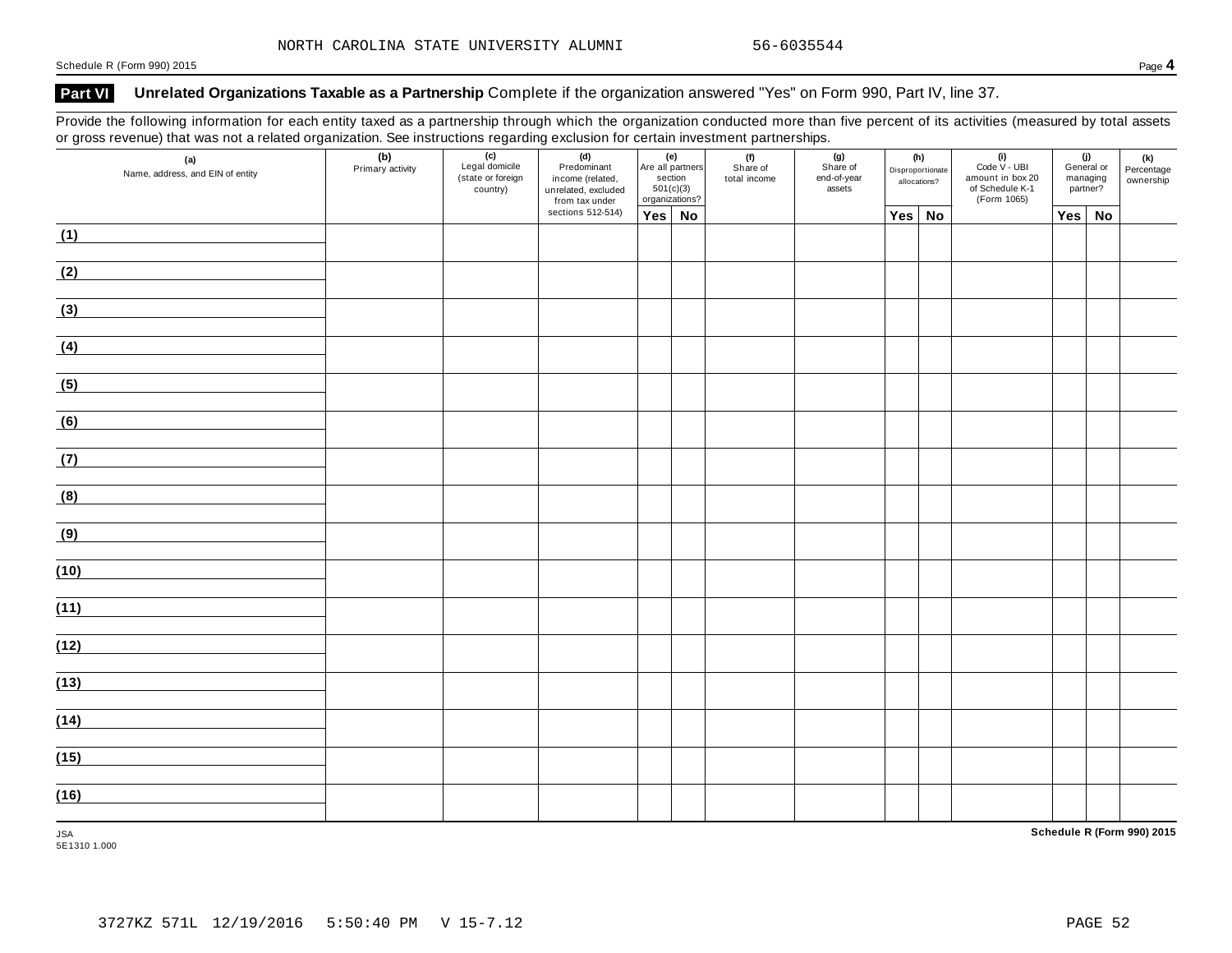NORTH CAROLINA STATE UNIVERSITY ALUMNI 56-6035544

Schedule R (Form 990) 2015 Page **4**

## Part VI Unrelated Organizations Taxable as a Partnership

Complete if the organization answered "Yes" on Form 990, Part IV, line 37.

Provide the following information for each entity taxed as a partnership through which the organization conducted more than five percent of its activities (measured by total assets or gross revenue) that was not a related organization. See instructions regarding exclusion for certain investment partnerships.

| (a) Name, address, and EIN of entity | (b) Primary activity | (c) Legal domicile (state or foreign country) | (d) Predominant income (related, unrelated, excluded from tax under sections 512-514) | (e) Are all partners section 501(c)(3) organizations? | | (f) Share of total income | (g) Share of end-of-year assets | (h) Disproportionate allocations? | | (i) Code V - UBI amount in box 20 of Schedule K-1 (Form 1065) | (j) General or managing partner? | | (k) Percentage ownership |
|---|---|---|---|---|---|---|---|---|---|---|---|---|---|
| | | | | Yes | No | | | Yes | No | | Yes | No | |
| (1) | | | | | | | | | | | | | |
| (2) | | | | | | | | | | | | | |
| (3) | | | | | | | | | | | | | |
| (4) | | | | | | | | | | | | | |
| (5) | | | | | | | | | | | | | |
| (6) | | | | | | | | | | | | | |
| (7) | | | | | | | | | | | | | |
| (8) | | | | | | | | | | | | | |
| (9) | | | | | | | | | | | | | |
| (10) | | | | | | | | | | | | | |
| (11) | | | | | | | | | | | | | |
| (12) | | | | | | | | | | | | | |
| (13) | | | | | | | | | | | | | |
| (14) | | | | | | | | | | | | | |
| (15) | | | | | | | | | | | | | |
| (16) | | | | | | | | | | | | | |

JSA
5E1310 1.000

**Schedule R (Form 990) 2015**

3727KZ 571L 12/19/2016 5:50:40 PM V 15-7.12 PAGE 52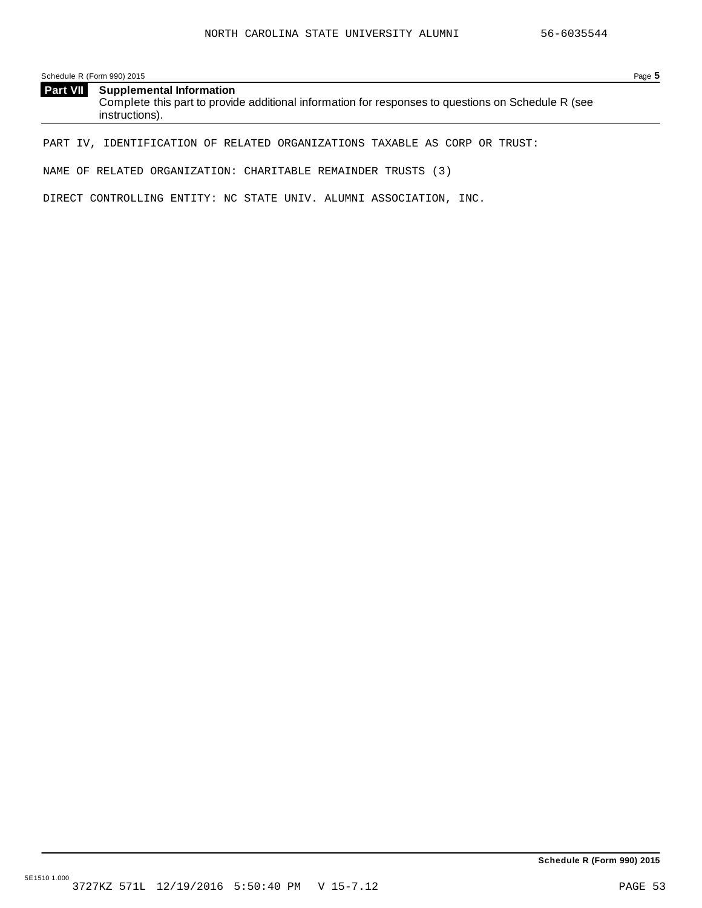## Part VII Supplemental Information

Complete this part to provide additional information for responses to questions on Schedule R (see instructions).

PART IV, IDENTIFICATION OF RELATED ORGANIZATIONS TAXABLE AS CORP OR TRUST:

NAME OF RELATED ORGANIZATION: CHARITABLE REMAINDER TRUSTS (3)

DIRECT CONTROLLING ENTITY: NC STATE UNIV. ALUMNI ASSOCIATION, INC.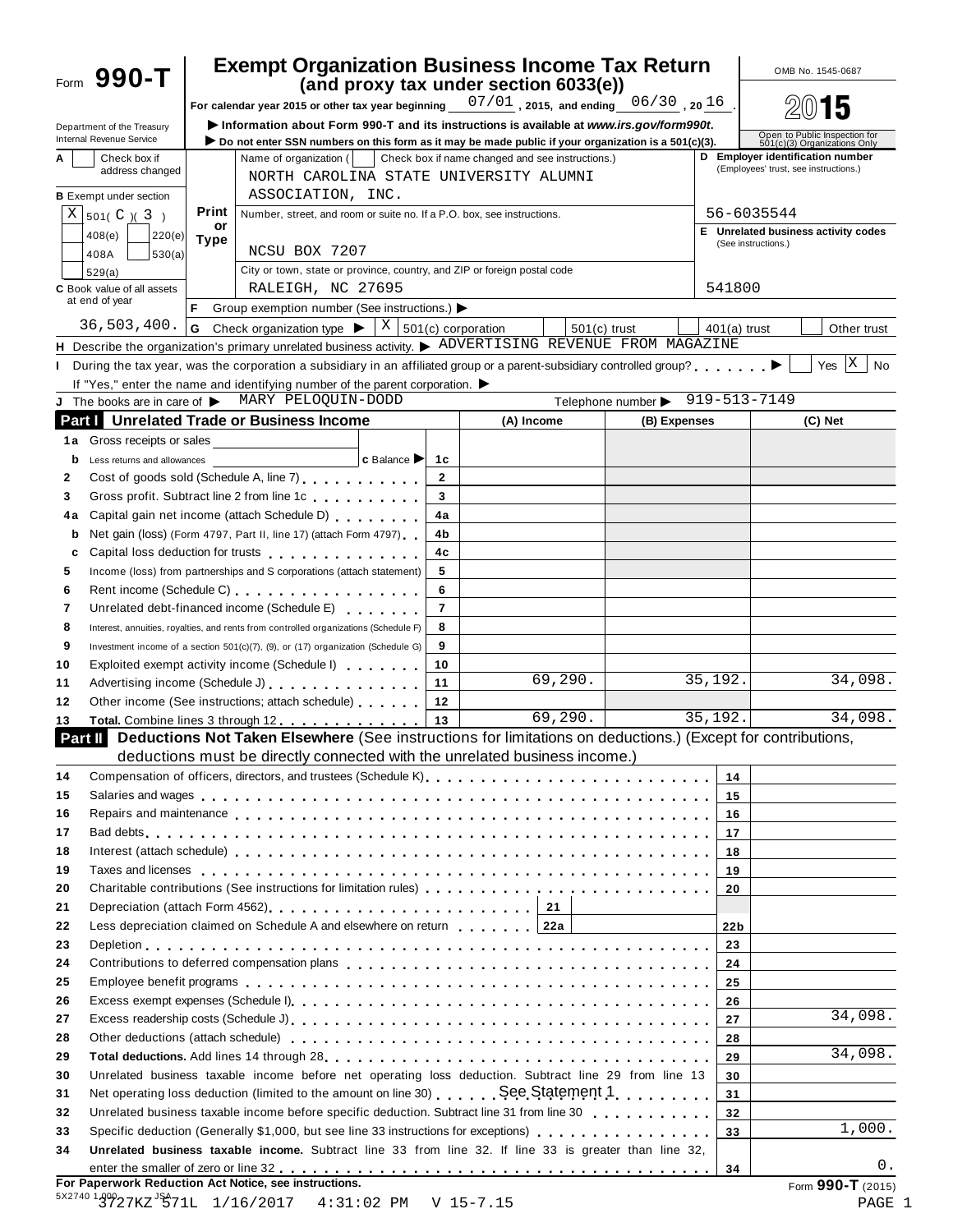Form **990-T**

# Exempt Organization Business Income Tax Return
## (and proxy tax under section 6033(e))

For calendar year 2015 or other tax year beginning 07/01, 2015, and ending 06/30, 2016.

▶ Information about Form 990-T and its instructions is available at *www.irs.gov/form990t*.
▶ Do not enter SSN numbers on this form as it may be made public if your organization is a 501(c)(3).

OMB No. 1545-0687

**2015**

Open to Public Inspection for 501(c)(3) Organizations Only

Department of the Treasury
Internal Revenue Service

**A** Check box if address changed [ ]

**B** Exempt under section: [X] 501( C )( 3 ) [ ] 408(e) [ ] 220(e) [ ] 408A [ ] 530(a) [ ] 529(a)

**C** Book value of all assets at end of year: 36,503,400.

Name of organization ( [ ] Check box if name changed and see instructions.)
NORTH CAROLINA STATE UNIVERSITY ALUMNI ASSOCIATION, INC.

Number, street, and room or suite no. If a P.O. box, see instructions.
NCSU BOX 7207

City or town, state or province, country, and ZIP or foreign postal code
RALEIGH, NC 27695

**D** Employer identification number (Employees' trust, see instructions.): 56-6035544

**E** Unrelated business activity codes (See instructions.): 541800

**F** Group exemption number (See instructions.) ▶

**G** Check organization type ▶ [X] 501(c) corporation [ ] 501(c) trust [ ] 401(a) trust [ ] Other trust

**H** Describe the organization's primary unrelated business activity. ▶ ADVERTISING REVENUE FROM MAGAZINE

**I** During the tax year, was the corporation a subsidiary in an affiliated group or a parent-subsidiary controlled group? ▶ [ ] Yes [X] No
If "Yes," enter the name and identifying number of the parent corporation. ▶

**J** The books are in care of ▶ MARY PELOQUIN-DODD Telephone number ▶ 919-513-7149

## Part I Unrelated Trade or Business Income

| | | | (A) Income | (B) Expenses | (C) Net |
|---|---|---|---|---|---|
| 1a | Gross receipts or sales | | | | |
| b | Less returns and allowances | c Balance ▶ 1c | | | |
| 2 | Cost of goods sold (Schedule A, line 7) | 2 | | | |
| 3 | Gross profit. Subtract line 2 from line 1c | 3 | | | |
| 4a | Capital gain net income (attach Schedule D) | 4a | | | |
| b | Net gain (loss) (Form 4797, Part II, line 17) (attach Form 4797) | 4b | | | |
| c | Capital loss deduction for trusts | 4c | | | |
| 5 | Income (loss) from partnerships and S corporations (attach statement) | 5 | | | |
| 6 | Rent income (Schedule C) | 6 | | | |
| 7 | Unrelated debt-financed income (Schedule E) | 7 | | | |
| 8 | Interest, annuities, royalties, and rents from controlled organizations (Schedule F) | 8 | | | |
| 9 | Investment income of a section 501(c)(7), (9), or (17) organization (Schedule G) | 9 | | | |
| 10 | Exploited exempt activity income (Schedule I) | 10 | | | |
| 11 | Advertising income (Schedule J) | 11 | 69,290. | 35,192. | 34,098. |
| 12 | Other income (See instructions; attach schedule) | 12 | | | |
| 13 | **Total.** Combine lines 3 through 12 | 13 | 69,290. | 35,192. | 34,098. |

## Part II Deductions Not Taken Elsewhere (See instructions for limitations on deductions.) (Except for contributions, deductions must be directly connected with the unrelated business income.)

| | | | |
|---|---|---|---|
| 14 | Compensation of officers, directors, and trustees (Schedule K) | 14 | |
| 15 | Salaries and wages | 15 | |
| 16 | Repairs and maintenance | 16 | |
| 17 | Bad debts | 17 | |
| 18 | Interest (attach schedule) | 18 | |
| 19 | Taxes and licenses | 19 | |
| 20 | Charitable contributions (See instructions for limitation rules) | 20 | |
| 21 | Depreciation (attach Form 4562) — 21 | | |
| 22 | Less depreciation claimed on Schedule A and elsewhere on return — 22a | 22b | |
| 23 | Depletion | 23 | |
| 24 | Contributions to deferred compensation plans | 24 | |
| 25 | Employee benefit programs | 25 | |
| 26 | Excess exempt expenses (Schedule I) | 26 | |
| 27 | Excess readership costs (Schedule J) | 27 | 34,098. |
| 28 | Other deductions (attach schedule) | 28 | |
| 29 | **Total deductions.** Add lines 14 through 28 | 29 | 34,098. |
| 30 | Unrelated business taxable income before net operating loss deduction. Subtract line 29 from line 13 | 30 | |
| 31 | Net operating loss deduction (limited to the amount on line 30) See Statement 1 | 31 | |
| 32 | Unrelated business taxable income before specific deduction. Subtract line 31 from line 30 | 32 | |
| 33 | Specific deduction (Generally $1,000, but see line 33 instructions for exceptions) | 33 | 1,000. |
| 34 | **Unrelated business taxable income.** Subtract line 33 from line 32. If line 33 is greater than line 32, enter the smaller of zero or line 32 | 34 | 0. |

**For Paperwork Reduction Act Notice, see instructions.** Form **990-T** (2015)

5X2740 1.000 JSA
3727KZ 571L 1/16/2017 4:31:02 PM V 15-7.15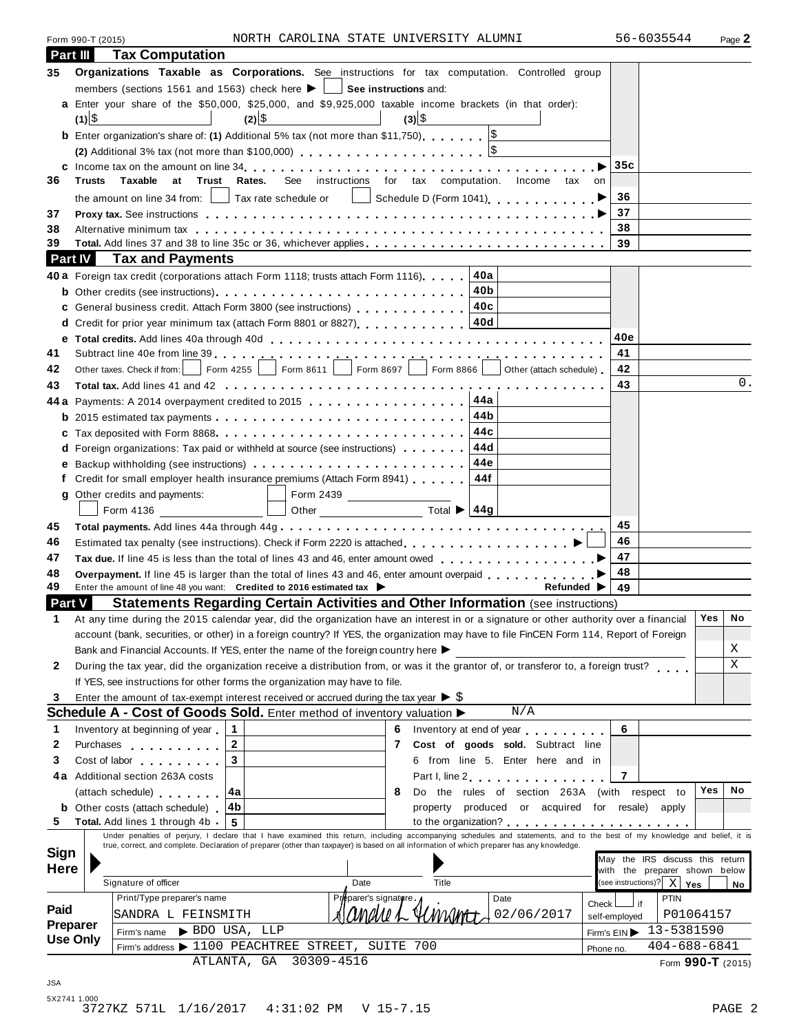Form 990-T (2015) NORTH CAROLINA STATE UNIVERSITY ALUMNI 56-6035544 Page **2**

## Part III Tax Computation

**35 Organizations Taxable as Corporations.** See instructions for tax computation. Controlled group members (sections 1561 and 1563) check here ▶ ☐ **See instructions** and:

**a** Enter your share of the $50,000, $25,000, and $9,925,000 taxable income brackets (in that order):
(1) $ (2) $ (3) $

**b** Enter organization's share of: **(1)** Additional 5% tax (not more than $11,750) $
**(2)** Additional 3% tax (not more than $100,000) $

| | | | |
|---|---|---|---|
| **c** | Income tax on the amount on line 34 ▶ | 35c | |
| **36** | **Trusts Taxable at Trust Rates.** See instructions for tax computation. Income tax on the amount on line 34 from: ☐ Tax rate schedule or ☐ Schedule D (Form 1041) ▶ | 36 | |
| **37** | **Proxy tax.** See instructions ▶ | 37 | |
| **38** | Alternative minimum tax | 38 | |
| **39** | **Total.** Add lines 37 and 38 to line 35c or 36, whichever applies | 39 | |

## Part IV Tax and Payments

| | | | | | |
|---|---|---|---|---|---|
| **40a** | Foreign tax credit (corporations attach Form 1118; trusts attach Form 1116) | 40a | | | |
| **b** | Other credits (see instructions) | 40b | | | |
| **c** | General business credit. Attach Form 3800 (see instructions) | 40c | | | |
| **d** | Credit for prior year minimum tax (attach Form 8801 or 8827) | 40d | | | |
| **e** | **Total credits.** Add lines 40a through 40d | | | 40e | |
| **41** | Subtract line 40e from line 39 | | | 41 | |
| **42** | Other taxes. Check if from: ☐ Form 4255 ☐ Form 8611 ☐ Form 8697 ☐ Form 8866 ☐ Other (attach schedule) | | | 42 | |
| **43** | **Total tax.** Add lines 41 and 42 | | | 43 | 0. |
| **44a** | Payments: A 2014 overpayment credited to 2015 | 44a | | | |
| **b** | 2015 estimated tax payments | 44b | | | |
| **c** | Tax deposited with Form 8868 | 44c | | | |
| **d** | Foreign organizations: Tax paid or withheld at source (see instructions) | 44d | | | |
| **e** | Backup withholding (see instructions) | 44e | | | |
| **f** | Credit for small employer health insurance premiums (Attach Form 8941) | 44f | | | |
| **g** | Other credits and payments: ☐ Form 2439 ☐ Form 4136 ☐ Other Total ▶ | 44g | | | |
| **45** | **Total payments.** Add lines 44a through 44g | | | 45 | |
| **46** | Estimated tax penalty (see instructions). Check if Form 2220 is attached ▶ ☐ | | | 46 | |
| **47** | **Tax due.** If line 45 is less than the total of lines 43 and 46, enter amount owed ▶ | | | 47 | |
| **48** | **Overpayment.** If line 45 is larger than the total of lines 43 and 46, enter amount overpaid ▶ | | | 48 | |
| **49** | Enter the amount of line 48 you want: **Credited to 2016 estimated tax** ▶ | | **Refunded** ▶ | 49 | |

## Part V Statements Regarding Certain Activities and Other Information (see instructions)

| | | Yes | No |
|---|---|---|---|
| **1** | At any time during the 2015 calendar year, did the organization have an interest in or a signature or other authority over a financial account (bank, securities, or other) in a foreign country? If YES, the organization may have to file FinCEN Form 114, Report of Foreign Bank and Financial Accounts. If YES, enter the name of the foreign country here ▶ | | X |
| **2** | During the tax year, did the organization receive a distribution from, or was it the grantor of, or transferor to, a foreign trust? If YES, see instructions for other forms the organization may have to file. | | X |
| **3** | Enter the amount of tax-exempt interest received or accrued during the tax year ▶ $ | | |

## Schedule A - Cost of Goods Sold. Enter method of inventory valuation ▶ N/A

| | | | | | | | |
|---|---|---|---|---|---|---|---|
| **1** | Inventory at beginning of year | 1 | | **6** | Inventory at end of year | 6 | |
| **2** | Purchases | 2 | | **7** | **Cost of goods sold.** Subtract line 6 from line 5. Enter here and in Part I, line 2 | 7 | |
| **3** | Cost of labor | 3 | | | | | |
| **4a** | Additional section 263A costs (attach schedule) | 4a | | **8** | Do the rules of section 263A (with respect to property produced or acquired for resale) apply to the organization? | Yes | No |
| **b** | Other costs (attach schedule) | 4b | | | | | |
| **5** | **Total.** Add lines 1 through 4b | 5 | | | | | |

**Sign Here**

Under penalties of perjury, I declare that I have examined this return, including accompanying schedules and statements, and to the best of my knowledge and belief, it is true, correct, and complete. Declaration of preparer (other than taxpayer) is based on all information of which preparer has any knowledge.

Signature of officer | Date | Title

May the IRS discuss this return with the preparer shown below (see instructions)? X Yes ☐ No

**Paid Preparer Use Only**

| Print/Type preparer's name | Preparer's signature | Date | Check ☐ if self-employed | PTIN |
|---|---|---|---|---|
| SANDRA L FEINSMITH | Sandra L Feinsmith | 02/06/2017 | | P01064157 |
| Firm's name ▶ BDO USA, LLP | | | Firm's EIN ▶ | 13-5381590 |
| Firm's address ▶ 1100 PEACHTREE STREET, SUITE 700 ATLANTA, GA 30309-4516 | | | Phone no. | 404-688-6841 |

Form **990-T** (2015)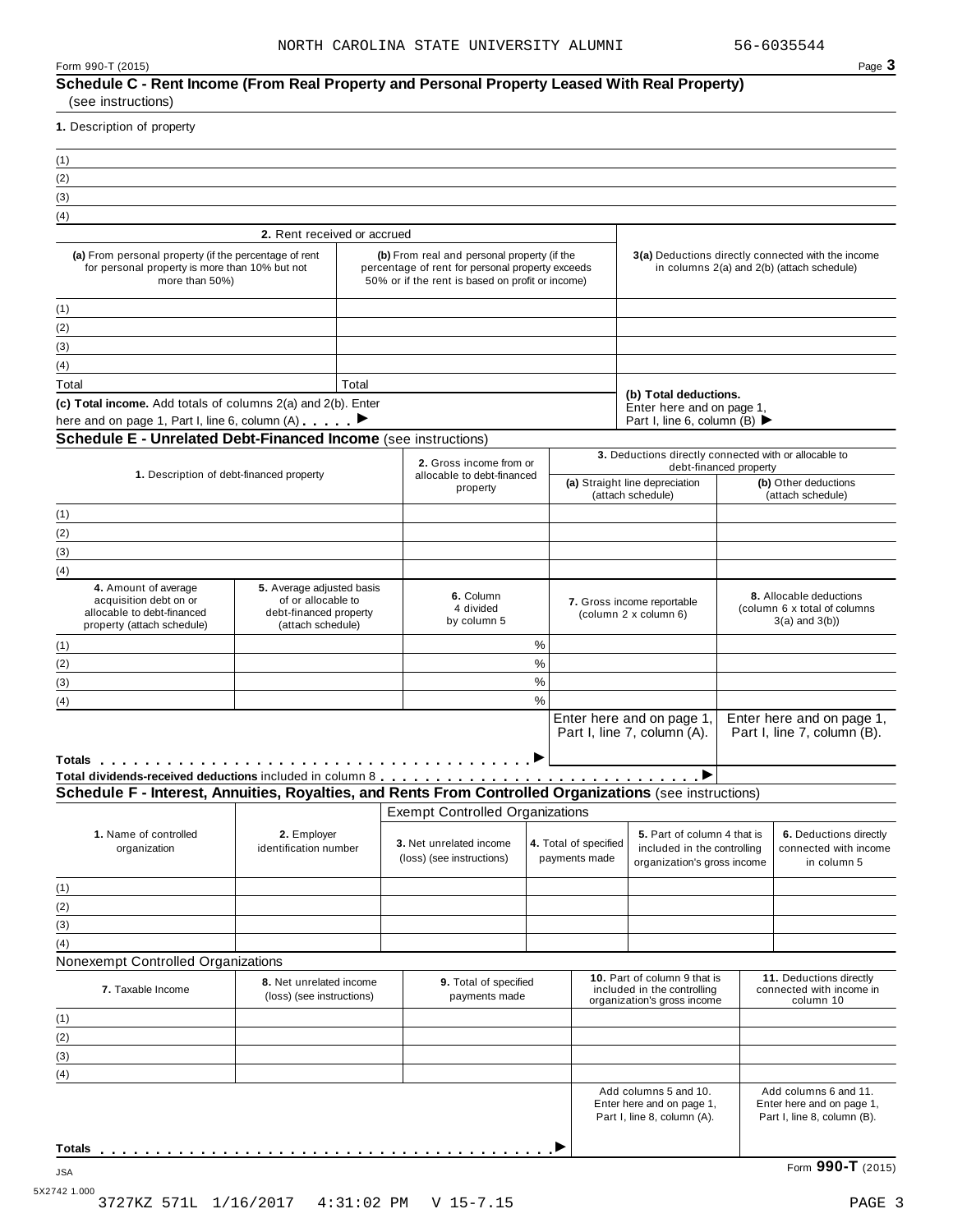NORTH CAROLINA STATE UNIVERSITY ALUMNI 56-6035544

Form 990-T (2015) Page **3**

## Schedule C - Rent Income (From Real Property and Personal Property Leased With Real Property)

(see instructions)

**1.** Description of property

(1)

(2)

(3)

(4)

| 2. Rent received or accrued | | |
|---|---|---|
| **(a)** From personal property (if the percentage of rent for personal property is more than 10% but not more than 50%) | **(b)** From real and personal property (if the percentage of rent for personal property exceeds 50% or if the rent is based on profit or income) | **3(a)** Deductions directly connected with the income in columns 2(a) and 2(b) (attach schedule) |
| (1) | | |
| (2) | | |
| (3) | | |
| (4) | | |
| Total | Total | **(b) Total deductions.** Enter here and on page 1, Part I, line 6, column (B) ▶ |

**(c) Total income.** Add totals of columns 2(a) and 2(b). Enter here and on page 1, Part I, line 6, column (A) . . . . . ▶

## Schedule E - Unrelated Debt-Financed Income (see instructions)

| **1.** Description of debt-financed property | **2.** Gross income from or allocable to debt-financed property | **3.** Deductions directly connected with or allocable to debt-financed property: **(a)** Straight line depreciation (attach schedule) | **(b)** Other deductions (attach schedule) |
|---|---|---|---|
| (1) | | | |
| (2) | | | |
| (3) | | | |
| (4) | | | |

| **4.** Amount of average acquisition debt on or allocable to debt-financed property (attach schedule) | **5.** Average adjusted basis of or allocable to debt-financed property (attach schedule) | **6.** Column 4 divided by column 5 | **7.** Gross income reportable (column 2 x column 6) | **8.** Allocable deductions (column 6 x total of columns 3(a) and 3(b)) |
|---|---|---|---|---|
| (1) | | % | | |
| (2) | | % | | |
| (3) | | % | | |
| (4) | | % | | |
| | | | Enter here and on page 1, Part I, line 7, column (A). | Enter here and on page 1, Part I, line 7, column (B). |
| **Totals** . . . . . . . . . . . . . . . . . . . . . . . . . . . . . . . . . . . . . . ▶ | | | | |

**Total dividends-received deductions** included in column 8 . . . . . . . . . . . . . . . . . . . . . . . . . . . . ▶

## Schedule F - Interest, Annuities, Royalties, and Rents From Controlled Organizations (see instructions)

Exempt Controlled Organizations

| **1.** Name of controlled organization | **2.** Employer identification number | **3.** Net unrelated income (loss) (see instructions) | **4.** Total of specified payments made | **5.** Part of column 4 that is included in the controlling organization's gross income | **6.** Deductions directly connected with income in column 5 |
|---|---|---|---|---|---|
| (1) | | | | | |
| (2) | | | | | |
| (3) | | | | | |
| (4) | | | | | |

Nonexempt Controlled Organizations

| **7.** Taxable Income | **8.** Net unrelated income (loss) (see instructions) | **9.** Total of specified payments made | **10.** Part of column 9 that is included in the controlling organization's gross income | **11.** Deductions directly connected with income in column 10 |
|---|---|---|---|---|
| (1) | | | | |
| (2) | | | | |
| (3) | | | | |
| (4) | | | | |
| | | | Add columns 5 and 10. Enter here and on page 1, Part I, line 8, column (A). | Add columns 6 and 11. Enter here and on page 1, Part I, line 8, column (B). |
| **Totals** . . . . . . . . . . . . . . . . . . . . . . . . . . . . . . . . . . . . . . ▶ | | | | |

JSA
5X2742 1.000

Form **990-T** (2015)

3727KZ 571L 1/16/2017 4:31:02 PM V 15-7.15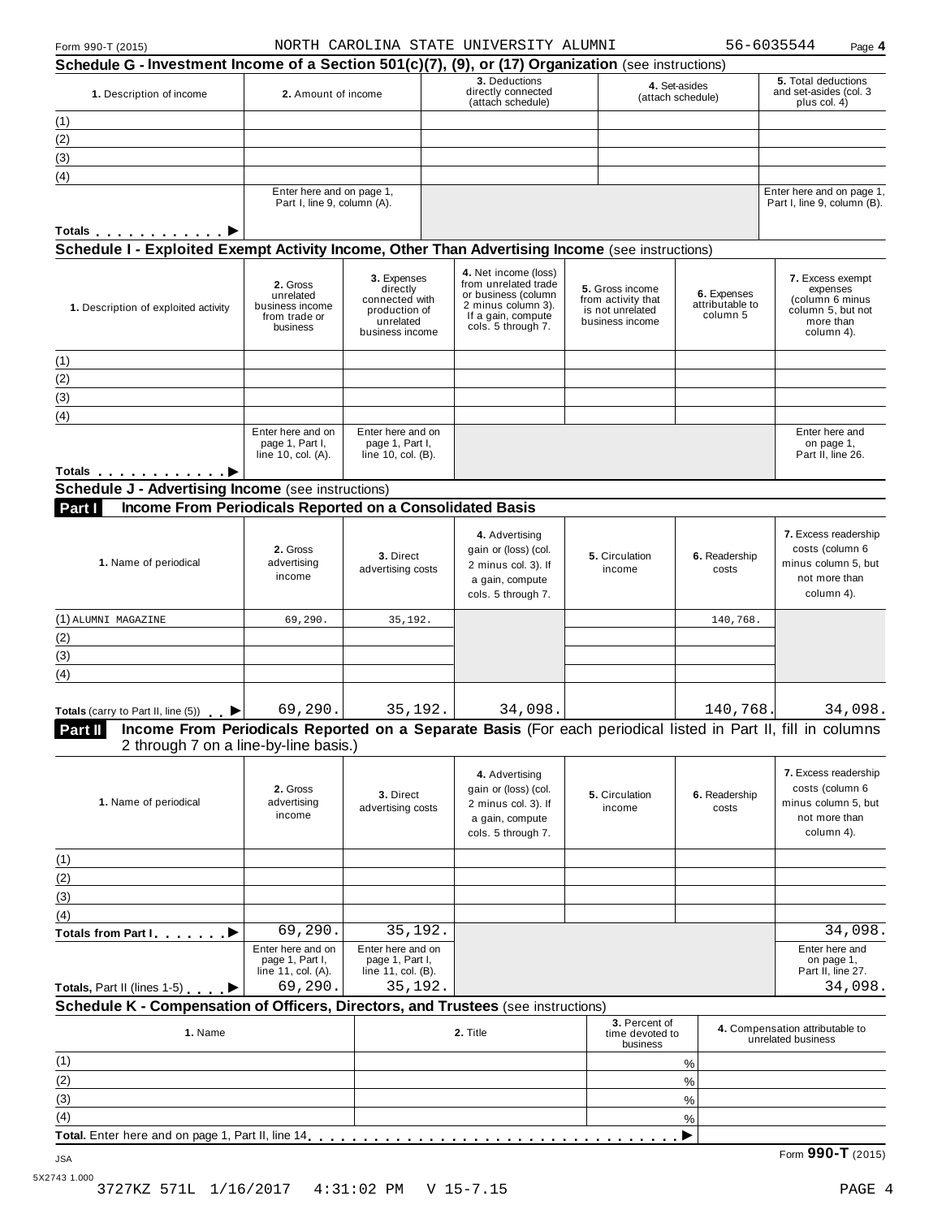Form 990-T (2015) NORTH CAROLINA STATE UNIVERSITY ALUMNI 56-6035544

## Schedule G - Investment Income of a Section 501(c)(7), (9), or (17) Organization (see instructions)

| 1. Description of income | 2. Amount of income | 3. Deductions directly connected (attach schedule) | 4. Set-asides (attach schedule) | 5. Total deductions and set-asides (col. 3 plus col. 4) |
|---|---|---|---|---|
| (1) | | | | |
| (2) | | | | |
| (3) | | | | |
| (4) | | | | |
| Totals | Enter here and on page 1, Part I, line 9, column (A). | | | Enter here and on page 1, Part I, line 9, column (B). |

## Schedule I - Exploited Exempt Activity Income, Other Than Advertising Income (see instructions)

| 1. Description of exploited activity | 2. Gross unrelated business income from trade or business | 3. Expenses directly connected with production of unrelated business income | 4. Net income (loss) from unrelated trade or business (column 2 minus column 3). If a gain, compute cols. 5 through 7. | 5. Gross income from activity that is not unrelated business income | 6. Expenses attributable to column 5 | 7. Excess exempt expenses (column 6 minus column 5, but not more than column 4). |
|---|---|---|---|---|---|---|
| (1) | | | | | | |
| (2) | | | | | | |
| (3) | | | | | | |
| (4) | | | | | | |
| Totals | Enter here and on page 1, Part I, line 10, col. (A). | Enter here and on page 1, Part I, line 10, col. (B). | | | | Enter here and on page 1, Part II, line 26. |

## Schedule J - Advertising Income (see instructions)

### Part I Income From Periodicals Reported on a Consolidated Basis

| 1. Name of periodical | 2. Gross advertising income | 3. Direct advertising costs | 4. Advertising gain or (loss) (col. 2 minus col. 3). If a gain, compute cols. 5 through 7. | 5. Circulation income | 6. Readership costs | 7. Excess readership costs (column 6 minus column 5, but not more than column 4). |
|---|---|---|---|---|---|---|
| (1) ALUMNI MAGAZINE | 69,290. | 35,192. | | | 140,768. | |
| (2) | | | | | | |
| (3) | | | | | | |
| (4) | | | | | | |
| Totals (carry to Part II, line (5)) | 69,290. | 35,192. | 34,098. | | 140,768. | 34,098. |

### Part II Income From Periodicals Reported on a Separate Basis (For each periodical listed in Part II, fill in columns 2 through 7 on a line-by-line basis.)

| 1. Name of periodical | 2. Gross advertising income | 3. Direct advertising costs | 4. Advertising gain or (loss) (col. 2 minus col. 3). If a gain, compute cols. 5 through 7. | 5. Circulation income | 6. Readership costs | 7. Excess readership costs (column 6 minus column 5, but not more than column 4). |
|---|---|---|---|---|---|---|
| (1) | | | | | | |
| (2) | | | | | | |
| (3) | | | | | | |
| (4) | | | | | | |
| Totals from Part I | 69,290. | 35,192. | | | | 34,098. |
| | Enter here and on page 1, Part I, line 11, col. (A). | Enter here and on page 1, Part I, line 11, col. (B). | | | | Enter here and on page 1, Part II, line 27. |
| Totals, Part II (lines 1-5) | 69,290. | 35,192. | | | | 34,098. |

## Schedule K - Compensation of Officers, Directors, and Trustees (see instructions)

| 1. Name | 2. Title | 3. Percent of time devoted to business | 4. Compensation attributable to unrelated business |
|---|---|---|---|
| (1) | | % | |
| (2) | | % | |
| (3) | | % | |
| (4) | | % | |
| Total. Enter here and on page 1, Part II, line 14 | | | |

Form 990-T (2015)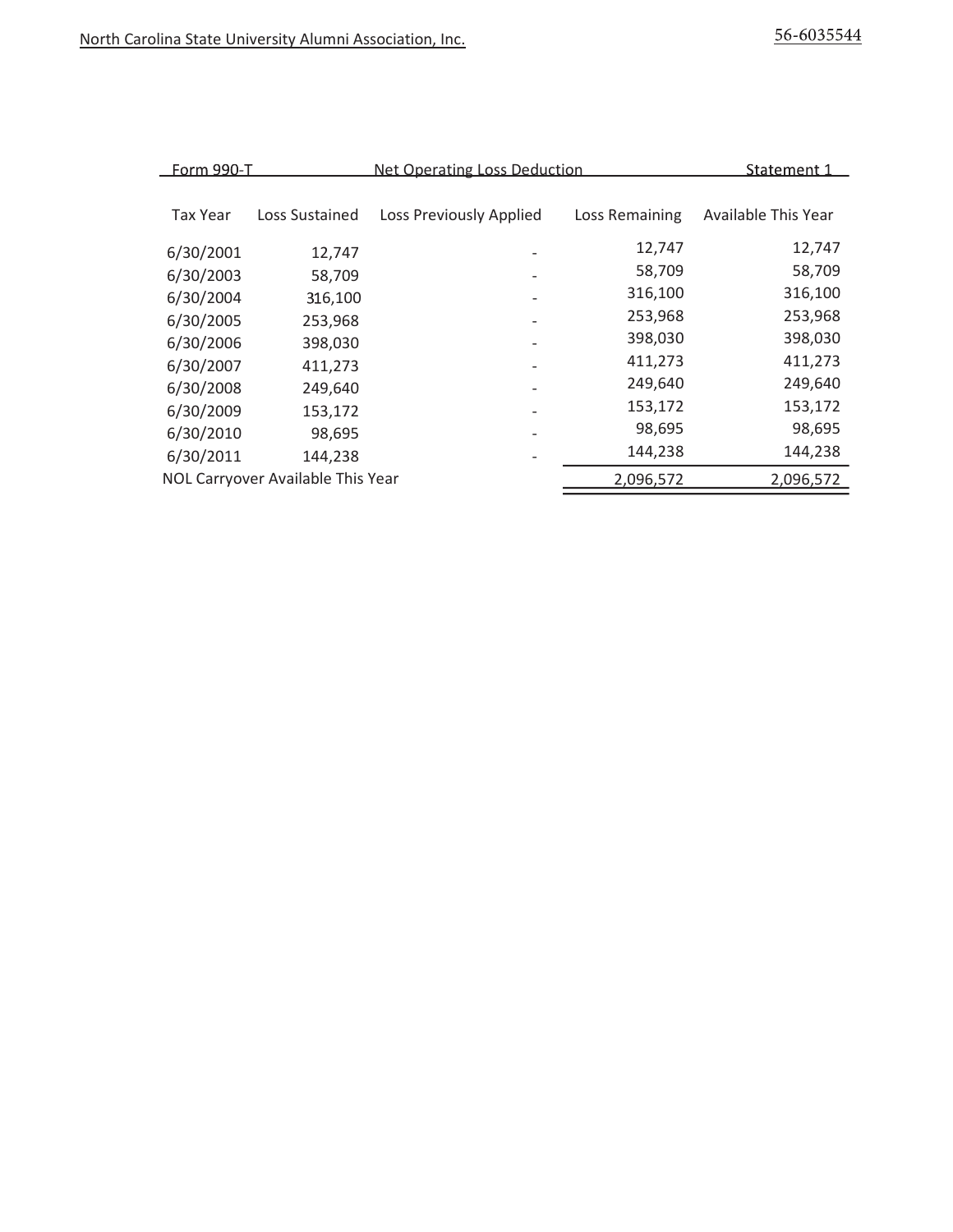North Carolina State University Alumni Association, Inc. 56-6035544

| Form 990-T | | Net Operating Loss Deduction | | Statement 1 |
|---|---|---|---|---|
| Tax Year | Loss Sustained | Loss Previously Applied | Loss Remaining | Available This Year |
| 6/30/2001 | 12,747 | - | 12,747 | 12,747 |
| 6/30/2003 | 58,709 | - | 58,709 | 58,709 |
| 6/30/2004 | 316,100 | - | 316,100 | 316,100 |
| 6/30/2005 | 253,968 | - | 253,968 | 253,968 |
| 6/30/2006 | 398,030 | - | 398,030 | 398,030 |
| 6/30/2007 | 411,273 | - | 411,273 | 411,273 |
| 6/30/2008 | 249,640 | - | 249,640 | 249,640 |
| 6/30/2009 | 153,172 | - | 153,172 | 153,172 |
| 6/30/2010 | 98,695 | - | 98,695 | 98,695 |
| 6/30/2011 | 144,238 | - | 144,238 | 144,238 |
| NOL Carryover Available This Year | | | 2,096,572 | 2,096,572 |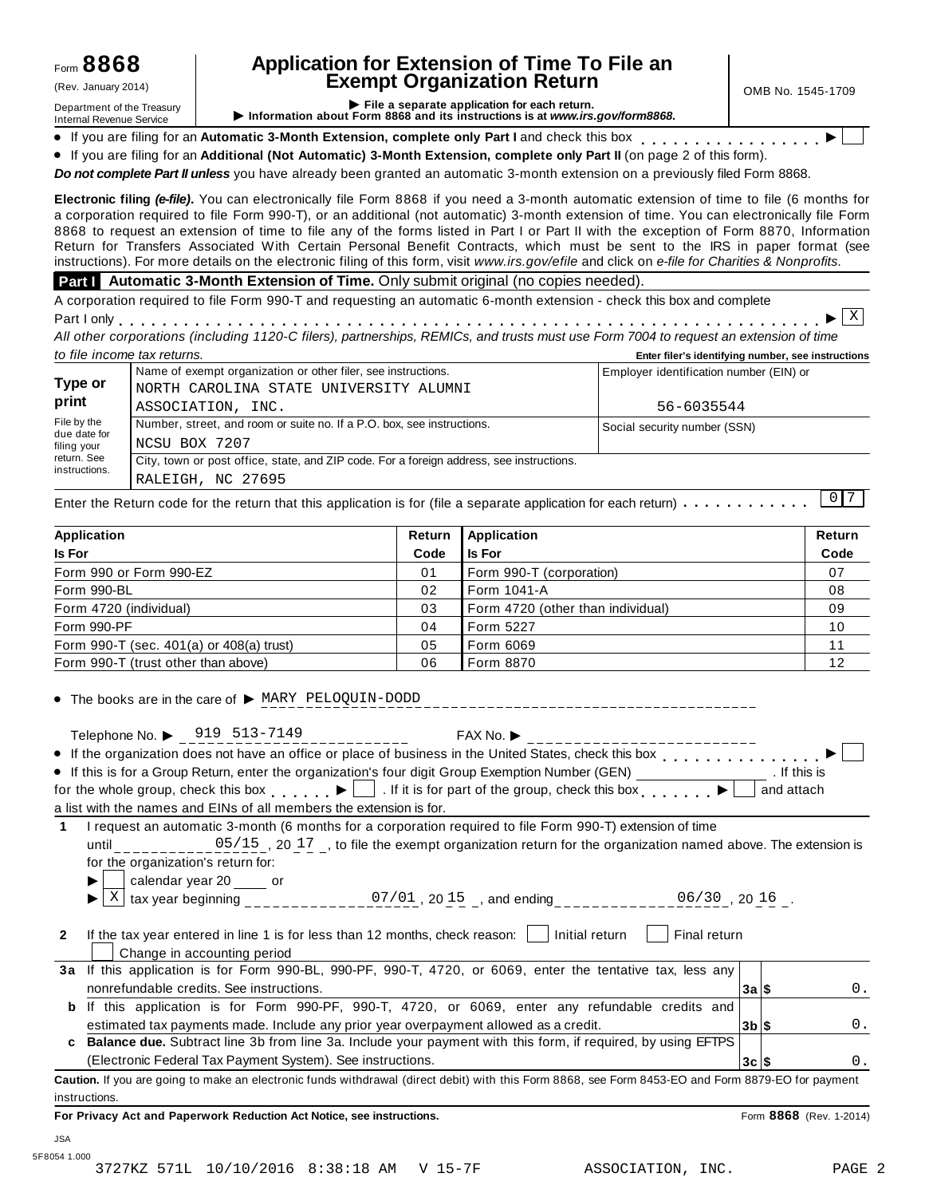Form **8868**
(Rev. January 2014)
Department of the Treasury
Internal Revenue Service

# Application for Extension of Time To File an Exempt Organization Return

▶ File a separate application for each return.
▶ **Information about Form 8868 and its instructions is at *www.irs.gov/form8868.***

OMB No. 1545-1709

- If you are filing for an **Automatic 3-Month Extension, complete only Part I** and check this box . . . . . . . . . . . . . . . . ▶ ☐
- If you are filing for an **Additional (Not Automatic) 3-Month Extension, complete only Part II** (on page 2 of this form).

***Do not complete Part II unless*** you have already been granted an automatic 3-month extension on a previously filed Form 8868.

**Electronic filing *(e-file).*** You can electronically file Form 8868 if you need a 3-month automatic extension of time to file (6 months for a corporation required to file Form 990-T), or an additional (not automatic) 3-month extension of time. You can electronically file Form 8868 to request an extension of time to file any of the forms listed in Part I or Part II with the exception of Form 8870, Information Return for Transfers Associated With Certain Personal Benefit Contracts, which must be sent to the IRS in paper format (see instructions). For more details on the electronic filing of this form, visit *www.irs.gov/efile* and click on *e-file for Charities & Nonprofits*.

**Part I** **Automatic 3-Month Extension of Time.** Only submit original (no copies needed).

A corporation required to file Form 990-T and requesting an automatic 6-month extension - check this box and complete Part I only . . . . . . . . . . . . . . . . . . . . . . . . . . . . . . . . . . . . . . . . . ▶ ☒

*All other corporations (including 1120-C filers), partnerships, REMICs, and trusts must use Form 7004 to request an extension of time to file income tax returns.*

**Enter filer's identifying number, see instructions**

| | | |
|---|---|---|
| **Type or print** | Name of exempt organization or other filer, see instructions. NORTH CAROLINA STATE UNIVERSITY ALUMNI ASSOCIATION, INC. | Employer identification number (EIN) or 56-6035544 |
| File by the due date for filing your return. See instructions. | Number, street, and room or suite no. If a P.O. box, see instructions. NCSU BOX 7207 | Social security number (SSN) |
| | City, town or post office, state, and ZIP code. For a foreign address, see instructions. RALEIGH, NC 27695 | |

Enter the Return code for the return that this application is for (file a separate application for each return) . . . . . . . . . . . 0 7

| Application Is For | Return Code | Application Is For | Return Code |
|---|---|---|---|
| Form 990 or Form 990-EZ | 01 | Form 990-T (corporation) | 07 |
| Form 990-BL | 02 | Form 1041-A | 08 |
| Form 4720 (individual) | 03 | Form 4720 (other than individual) | 09 |
| Form 990-PF | 04 | Form 5227 | 10 |
| Form 990-T (sec. 401(a) or 408(a) trust) | 05 | Form 6069 | 11 |
| Form 990-T (trust other than above) | 06 | Form 8870 | 12 |

- The books are in the care of ▶ MARY PELOQUIN-DODD

Telephone No. ▶ 919 513-7149 FAX No. ▶

- If the organization does not have an office or place of business in the United States, check this box . . . . . . . . . . . . . . . ▶ ☐
- If this is for a Group Return, enter the organization's four digit Group Exemption Number (GEN) ________ . If this is for the whole group, check this box . . . . . . ▶ ☐ . If it is for part of the group, check this box . . . . . . . ▶ ☐ and attach a list with the names and EINs of all members the extension is for.

**1** I request an automatic 3-month (6 months for a corporation required to file Form 990-T) extension of time until 05/15 , 20 17 , to file the exempt organization return for the organization named above. The extension is for the organization's return for:

▶ ☐ calendar year 20 ____ or

▶ ☒ tax year beginning 07/01 , 20 15 , and ending 06/30 , 20 16 .

**2** If the tax year entered in line 1 is for less than 12 months, check reason: ☐ Initial return ☐ Final return ☐ Change in accounting period

| | | | |
|---|---|---|---|
| **3a** | If this application is for Form 990-BL, 990-PF, 990-T, 4720, or 6069, enter the tentative tax, less any nonrefundable credits. See instructions. | **3a** $ | 0. |
| **b** | If this application is for Form 990-PF, 990-T, 4720, or 6069, enter any refundable credits and estimated tax payments made. Include any prior year overpayment allowed as a credit. | **3b** $ | 0. |
| **c** | **Balance due.** Subtract line 3b from line 3a. Include your payment with this form, if required, by using EFTPS (Electronic Federal Tax Payment System). See instructions. | **3c** $ | 0. |

**Caution.** If you are going to make an electronic funds withdrawal (direct debit) with this Form 8868, see Form 8453-EO and Form 8879-EO for payment instructions.

**For Privacy Act and Paperwork Reduction Act Notice, see instructions.** Form **8868** (Rev. 1-2014)

JSA
5F8054 1.000